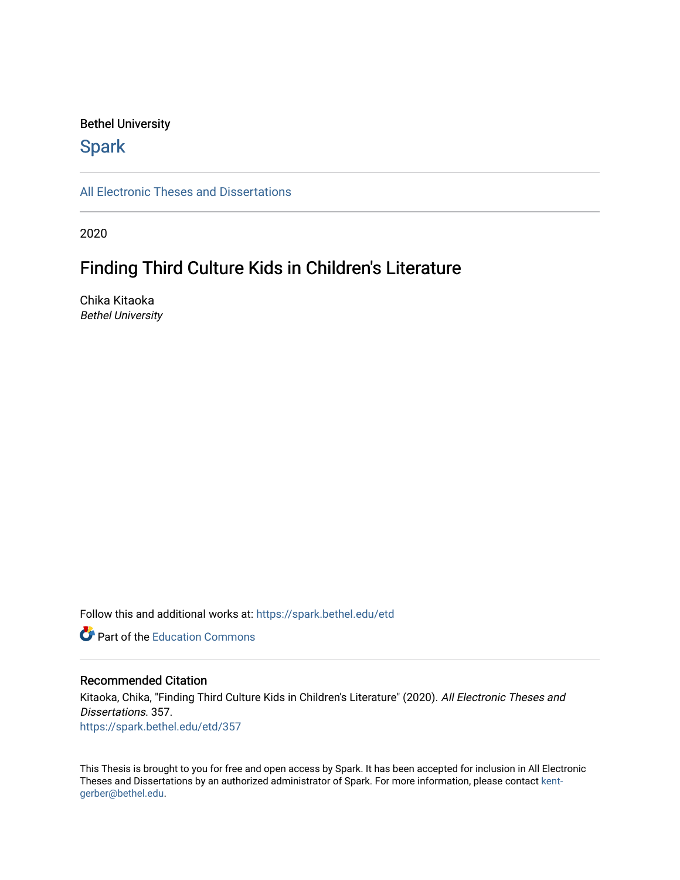Bethel University

Spark

All Electronic Theses and Dissertations

---

2020

# Finding Third Culture Kids in Children's Literature

Chika Kitaoka
*Bethel University*

Follow this and additional works at: https://spark.bethel.edu/etd

Part of the Education Commons

## Recommended Citation

Kitaoka, Chika, "Finding Third Culture Kids in Children's Literature" (2020). *All Electronic Theses and Dissertations*. 357.
https://spark.bethel.edu/etd/357

This Thesis is brought to you for free and open access by Spark. It has been accepted for inclusion in All Electronic Theses and Dissertations by an authorized administrator of Spark. For more information, please contact kent-gerber@bethel.edu.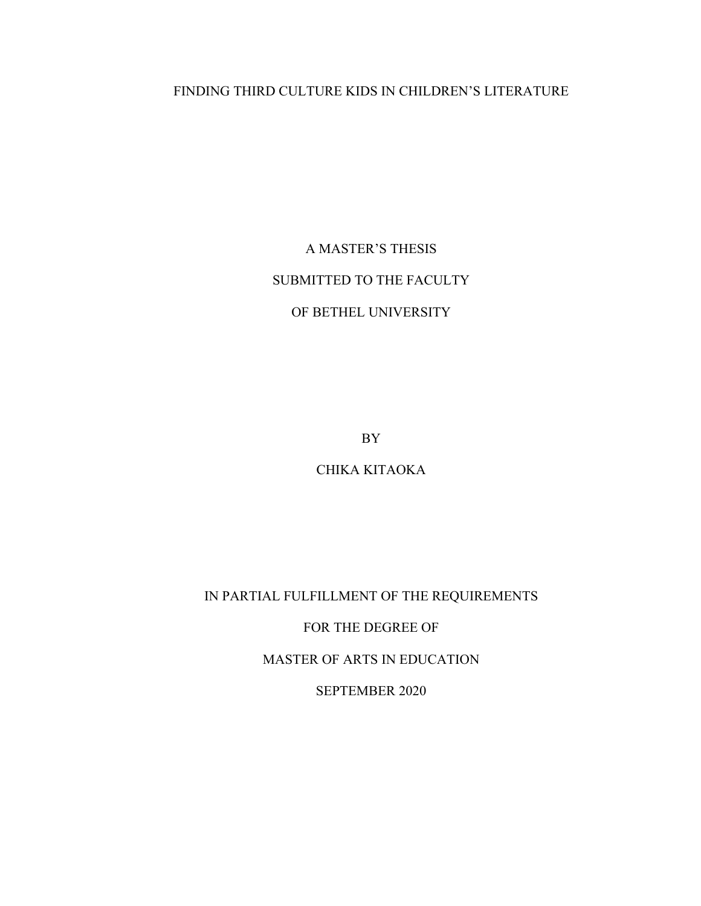# FINDING THIRD CULTURE KIDS IN CHILDREN'S LITERATURE

A MASTER'S THESIS

SUBMITTED TO THE FACULTY

OF BETHEL UNIVERSITY

BY

CHIKA KITAOKA

IN PARTIAL FULFILLMENT OF THE REQUIREMENTS

FOR THE DEGREE OF

MASTER OF ARTS IN EDUCATION

SEPTEMBER 2020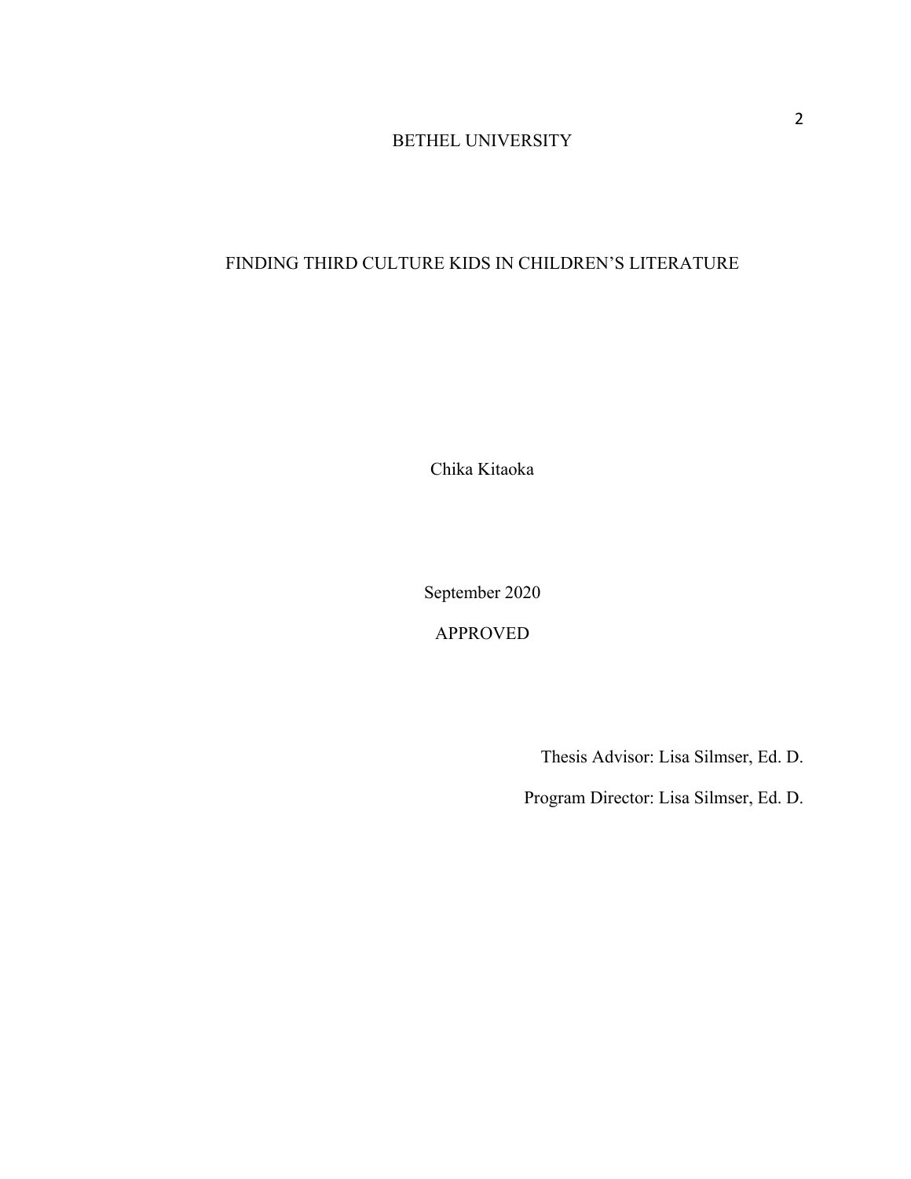BETHEL UNIVERSITY

FINDING THIRD CULTURE KIDS IN CHILDREN'S LITERATURE

Chika Kitaoka

September 2020

APPROVED

Thesis Advisor: Lisa Silmser, Ed. D.

Program Director: Lisa Silmser, Ed. D.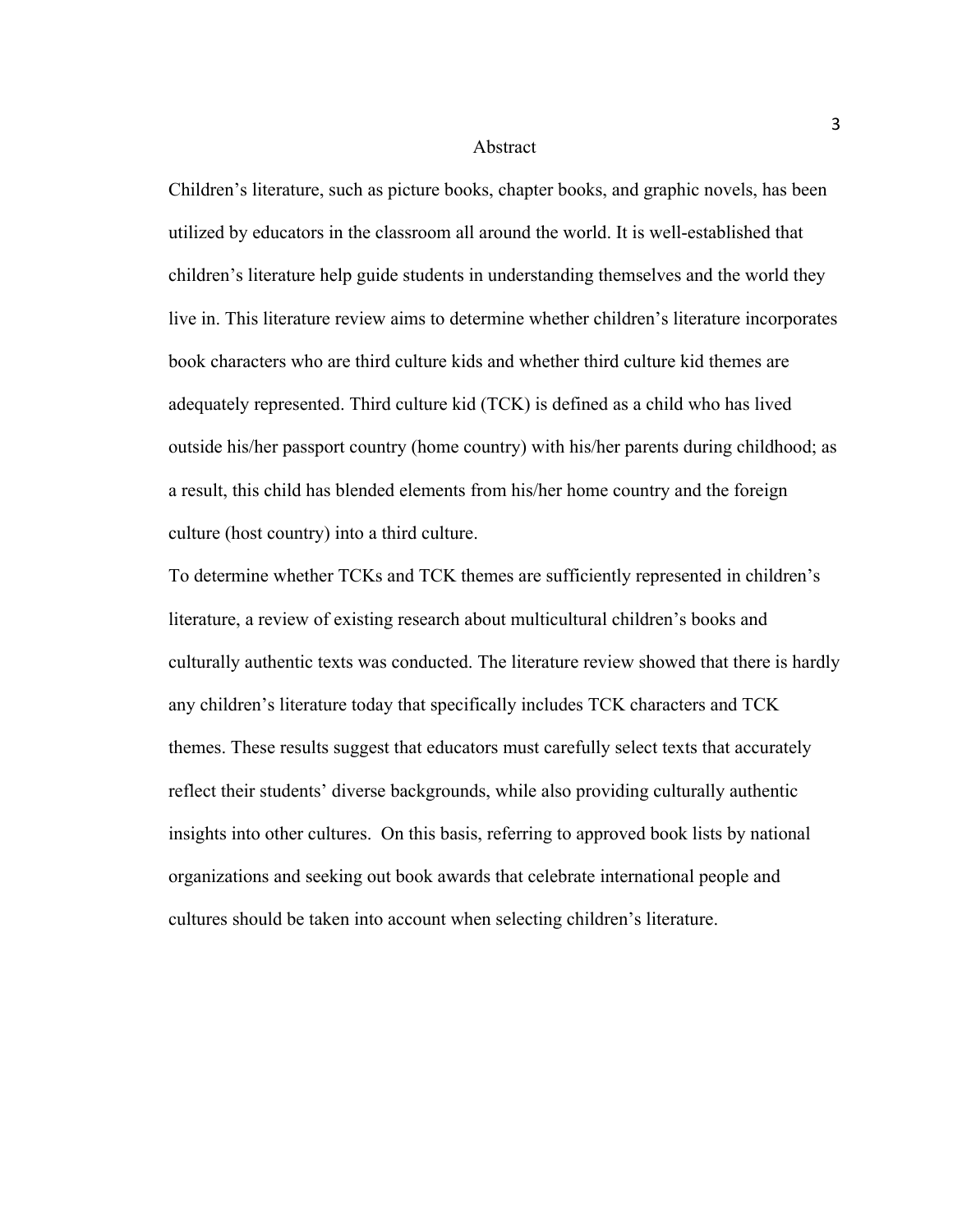# Abstract

Children's literature, such as picture books, chapter books, and graphic novels, has been utilized by educators in the classroom all around the world. It is well-established that children's literature help guide students in understanding themselves and the world they live in. This literature review aims to determine whether children's literature incorporates book characters who are third culture kids and whether third culture kid themes are adequately represented. Third culture kid (TCK) is defined as a child who has lived outside his/her passport country (home country) with his/her parents during childhood; as a result, this child has blended elements from his/her home country and the foreign culture (host country) into a third culture.

To determine whether TCKs and TCK themes are sufficiently represented in children's literature, a review of existing research about multicultural children's books and culturally authentic texts was conducted. The literature review showed that there is hardly any children's literature today that specifically includes TCK characters and TCK themes. These results suggest that educators must carefully select texts that accurately reflect their students' diverse backgrounds, while also providing culturally authentic insights into other cultures. On this basis, referring to approved book lists by national organizations and seeking out book awards that celebrate international people and cultures should be taken into account when selecting children's literature.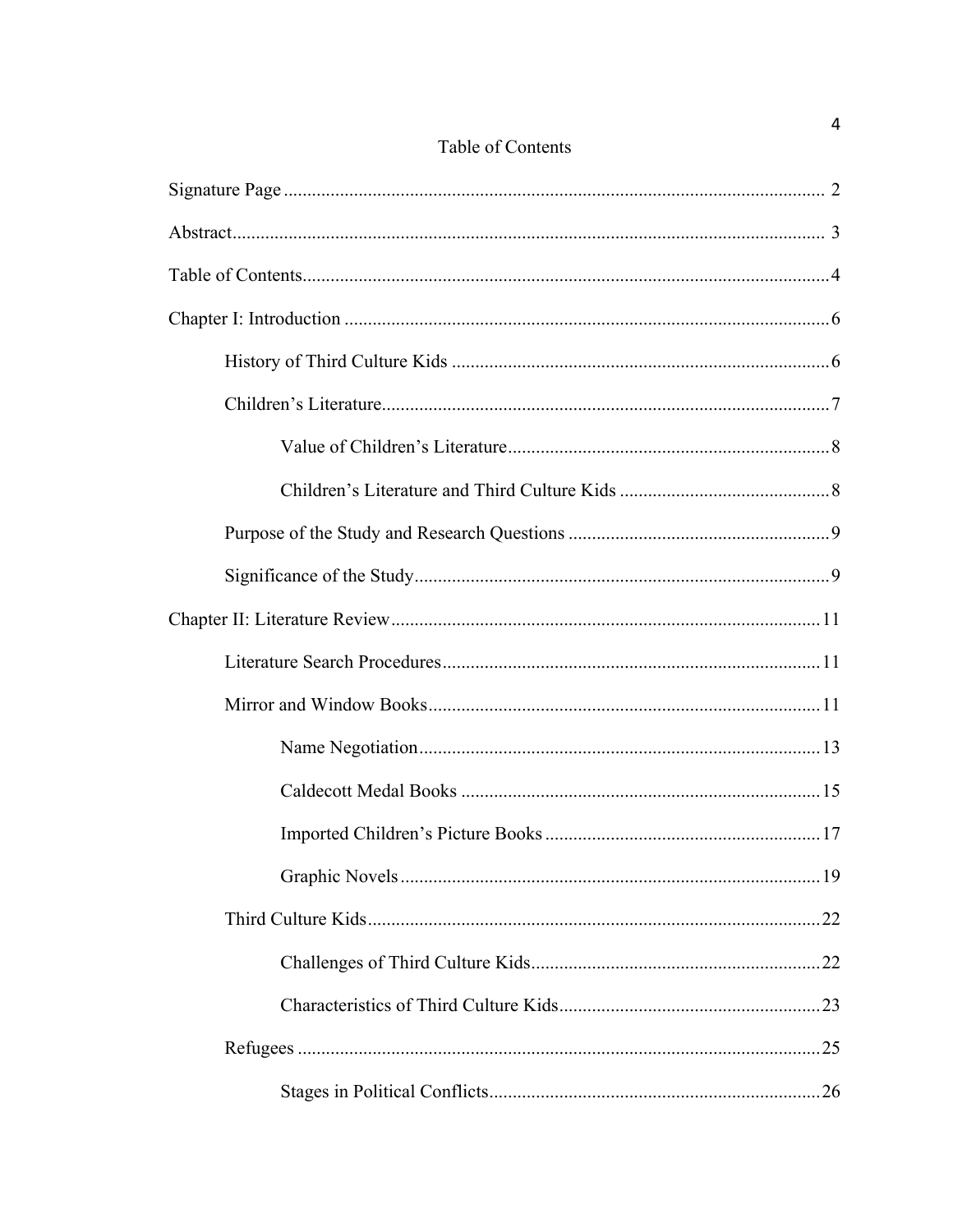# Table of Contents

Signature Page ........................................................................................................ 2

Abstract.................................................................................................................. 3

Table of Contents.....................................................................................................4

Chapter I: Introduction ............................................................................................6

- History of Third Culture Kids ..........................................................................6
- Children's Literature.......................................................................................7
  - Value of Children's Literature...................................................................8
  - Children's Literature and Third Culture Kids ..........................................8
- Purpose of the Study and Research Questions .................................................9
- Significance of the Study..................................................................................9

Chapter II: Literature Review..................................................................................11

- Literature Search Procedures.........................................................................11
- Mirror and Window Books..............................................................................11
  - Name Negotiation....................................................................................13
  - Caldecott Medal Books ...........................................................................15
  - Imported Children's Picture Books .........................................................17
  - Graphic Novels........................................................................................19
- Third Culture Kids..........................................................................................22
  - Challenges of Third Culture Kids............................................................22
  - Characteristics of Third Culture Kids......................................................23
- Refugees .........................................................................................................25
  - Stages in Political Conflicts.....................................................................26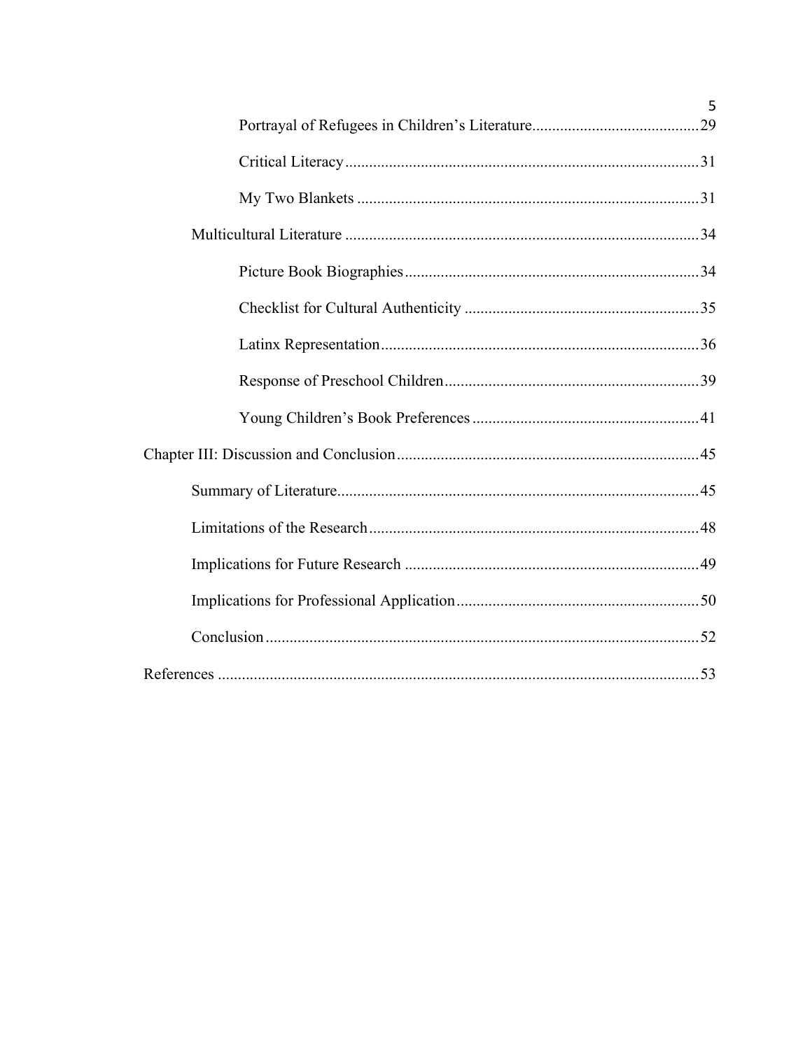Portrayal of Refugees in Children's Literature.........................................29

Critical Literacy.......................................................................................31

My Two Blankets ....................................................................................31

Multicultural Literature .......................................................................................34

Picture Book Biographies.........................................................................34

Checklist for Cultural Authenticity ..........................................................35

Latinx Representation...............................................................................36

Response of Preschool Children...............................................................39

Young Children's Book Preferences ........................................................41

Chapter III: Discussion and Conclusion...........................................................................45

Summary of Literature.........................................................................................45

Limitations of the Research..................................................................................48

Implications for Future Research .........................................................................49

Implications for Professional Application............................................................50

Conclusion ...........................................................................................................52

References .......................................................................................................................53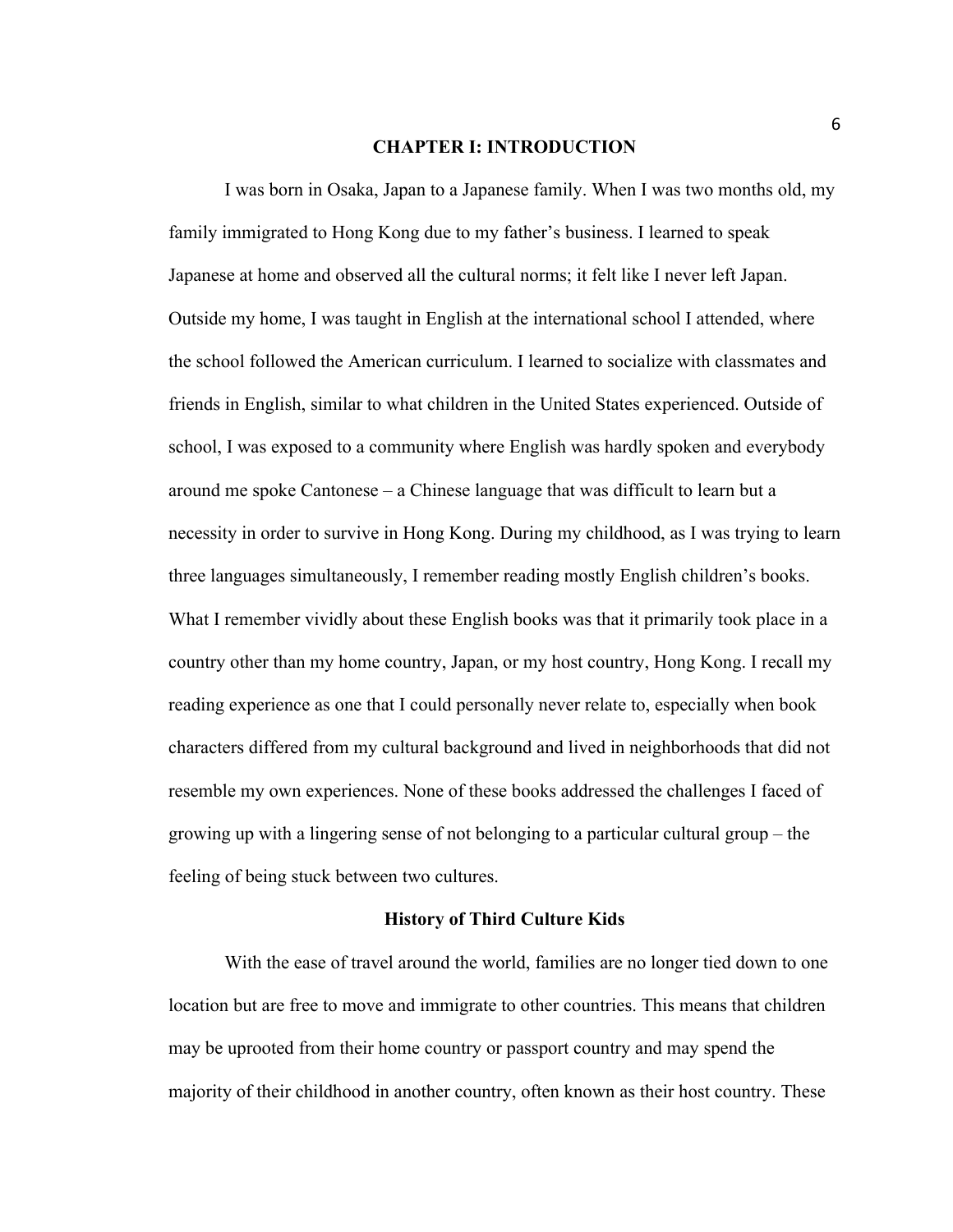# CHAPTER I: INTRODUCTION

I was born in Osaka, Japan to a Japanese family. When I was two months old, my family immigrated to Hong Kong due to my father's business. I learned to speak Japanese at home and observed all the cultural norms; it felt like I never left Japan. Outside my home, I was taught in English at the international school I attended, where the school followed the American curriculum. I learned to socialize with classmates and friends in English, similar to what children in the United States experienced. Outside of school, I was exposed to a community where English was hardly spoken and everybody around me spoke Cantonese – a Chinese language that was difficult to learn but a necessity in order to survive in Hong Kong. During my childhood, as I was trying to learn three languages simultaneously, I remember reading mostly English children's books. What I remember vividly about these English books was that it primarily took place in a country other than my home country, Japan, or my host country, Hong Kong. I recall my reading experience as one that I could personally never relate to, especially when book characters differed from my cultural background and lived in neighborhoods that did not resemble my own experiences. None of these books addressed the challenges I faced of growing up with a lingering sense of not belonging to a particular cultural group – the feeling of being stuck between two cultures.

## History of Third Culture Kids

With the ease of travel around the world, families are no longer tied down to one location but are free to move and immigrate to other countries. This means that children may be uprooted from their home country or passport country and may spend the majority of their childhood in another country, often known as their host country. These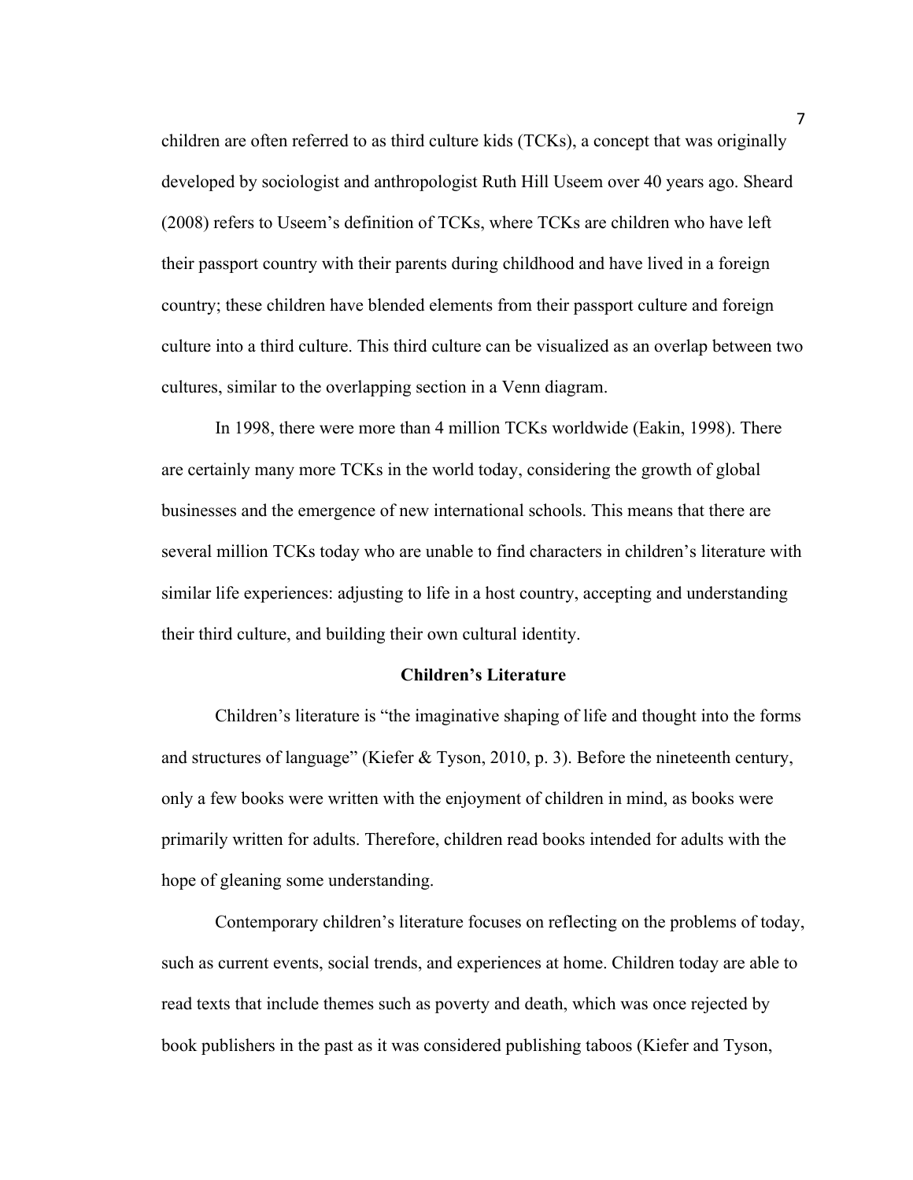children are often referred to as third culture kids (TCKs), a concept that was originally developed by sociologist and anthropologist Ruth Hill Useem over 40 years ago. Sheard (2008) refers to Useem's definition of TCKs, where TCKs are children who have left their passport country with their parents during childhood and have lived in a foreign country; these children have blended elements from their passport culture and foreign culture into a third culture. This third culture can be visualized as an overlap between two cultures, similar to the overlapping section in a Venn diagram.

In 1998, there were more than 4 million TCKs worldwide (Eakin, 1998). There are certainly many more TCKs in the world today, considering the growth of global businesses and the emergence of new international schools. This means that there are several million TCKs today who are unable to find characters in children's literature with similar life experiences: adjusting to life in a host country, accepting and understanding their third culture, and building their own cultural identity.

## Children's Literature

Children's literature is "the imaginative shaping of life and thought into the forms and structures of language" (Kiefer & Tyson, 2010, p. 3). Before the nineteenth century, only a few books were written with the enjoyment of children in mind, as books were primarily written for adults. Therefore, children read books intended for adults with the hope of gleaning some understanding.

Contemporary children's literature focuses on reflecting on the problems of today, such as current events, social trends, and experiences at home. Children today are able to read texts that include themes such as poverty and death, which was once rejected by book publishers in the past as it was considered publishing taboos (Kiefer and Tyson,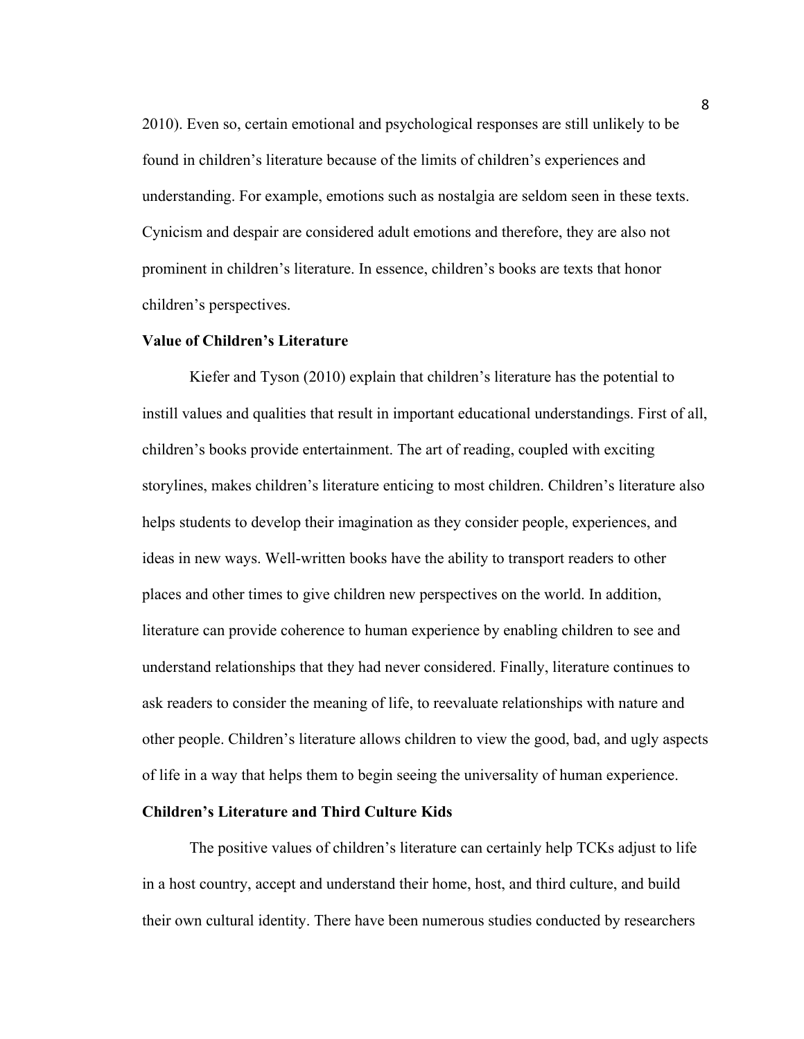2010). Even so, certain emotional and psychological responses are still unlikely to be found in children's literature because of the limits of children's experiences and understanding. For example, emotions such as nostalgia are seldom seen in these texts. Cynicism and despair are considered adult emotions and therefore, they are also not prominent in children's literature. In essence, children's books are texts that honor children's perspectives.

### Value of Children's Literature

Kiefer and Tyson (2010) explain that children's literature has the potential to instill values and qualities that result in important educational understandings. First of all, children's books provide entertainment. The art of reading, coupled with exciting storylines, makes children's literature enticing to most children. Children's literature also helps students to develop their imagination as they consider people, experiences, and ideas in new ways. Well-written books have the ability to transport readers to other places and other times to give children new perspectives on the world. In addition, literature can provide coherence to human experience by enabling children to see and understand relationships that they had never considered. Finally, literature continues to ask readers to consider the meaning of life, to reevaluate relationships with nature and other people. Children's literature allows children to view the good, bad, and ugly aspects of life in a way that helps them to begin seeing the universality of human experience.

### Children's Literature and Third Culture Kids

The positive values of children's literature can certainly help TCKs adjust to life in a host country, accept and understand their home, host, and third culture, and build their own cultural identity. There have been numerous studies conducted by researchers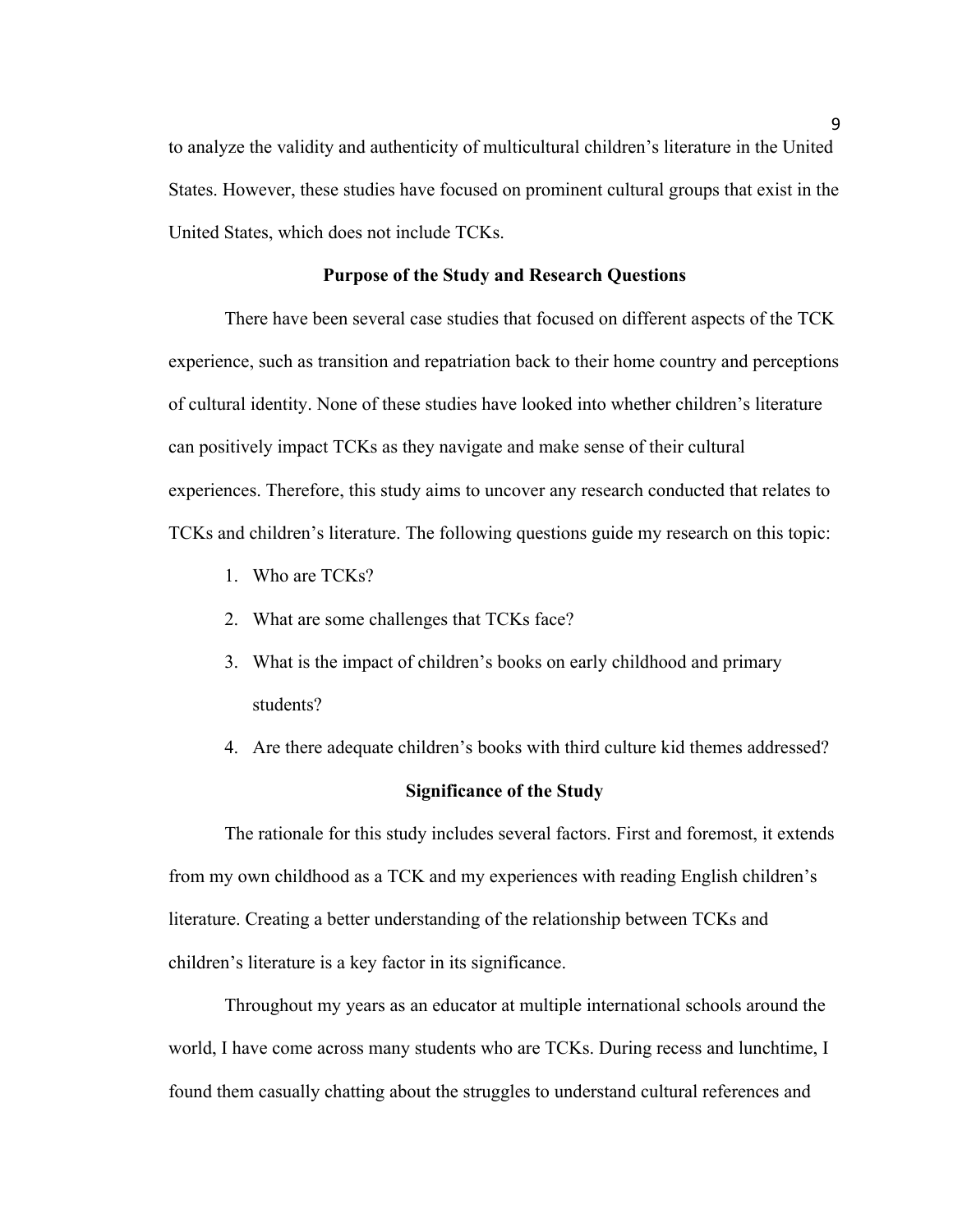to analyze the validity and authenticity of multicultural children's literature in the United States. However, these studies have focused on prominent cultural groups that exist in the United States, which does not include TCKs.

## Purpose of the Study and Research Questions

There have been several case studies that focused on different aspects of the TCK experience, such as transition and repatriation back to their home country and perceptions of cultural identity. None of these studies have looked into whether children's literature can positively impact TCKs as they navigate and make sense of their cultural experiences. Therefore, this study aims to uncover any research conducted that relates to TCKs and children's literature. The following questions guide my research on this topic:

1. Who are TCKs?
2. What are some challenges that TCKs face?
3. What is the impact of children's books on early childhood and primary students?
4. Are there adequate children's books with third culture kid themes addressed?

## Significance of the Study

The rationale for this study includes several factors. First and foremost, it extends from my own childhood as a TCK and my experiences with reading English children's literature. Creating a better understanding of the relationship between TCKs and children's literature is a key factor in its significance.

Throughout my years as an educator at multiple international schools around the world, I have come across many students who are TCKs. During recess and lunchtime, I found them casually chatting about the struggles to understand cultural references and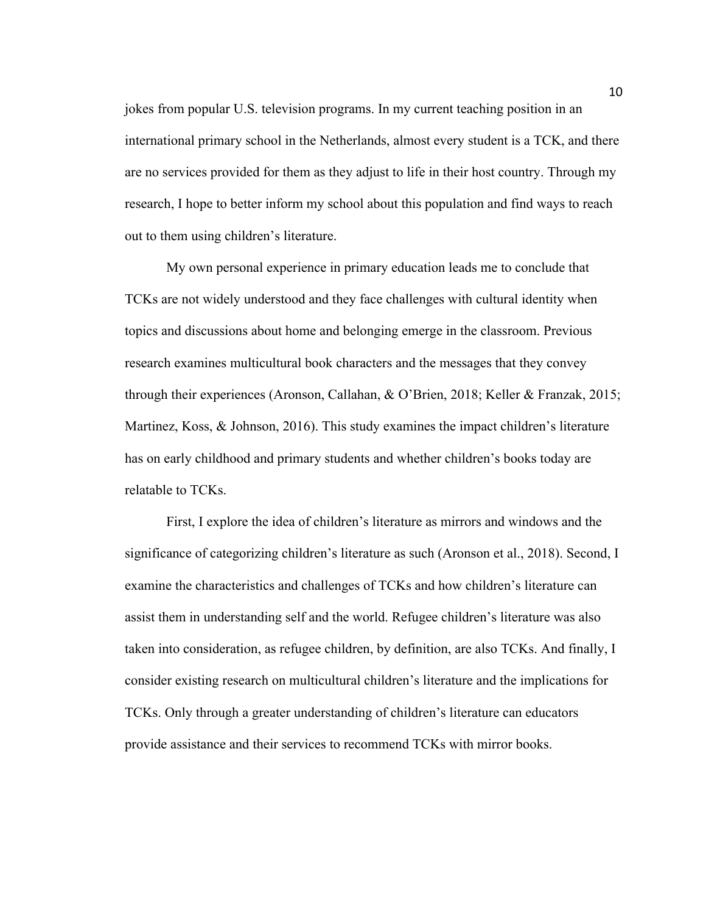jokes from popular U.S. television programs. In my current teaching position in an international primary school in the Netherlands, almost every student is a TCK, and there are no services provided for them as they adjust to life in their host country. Through my research, I hope to better inform my school about this population and find ways to reach out to them using children's literature.

My own personal experience in primary education leads me to conclude that TCKs are not widely understood and they face challenges with cultural identity when topics and discussions about home and belonging emerge in the classroom. Previous research examines multicultural book characters and the messages that they convey through their experiences (Aronson, Callahan, & O'Brien, 2018; Keller & Franzak, 2015; Martinez, Koss, & Johnson, 2016). This study examines the impact children's literature has on early childhood and primary students and whether children's books today are relatable to TCKs.

First, I explore the idea of children's literature as mirrors and windows and the significance of categorizing children's literature as such (Aronson et al., 2018). Second, I examine the characteristics and challenges of TCKs and how children's literature can assist them in understanding self and the world. Refugee children's literature was also taken into consideration, as refugee children, by definition, are also TCKs. And finally, I consider existing research on multicultural children's literature and the implications for TCKs. Only through a greater understanding of children's literature can educators provide assistance and their services to recommend TCKs with mirror books.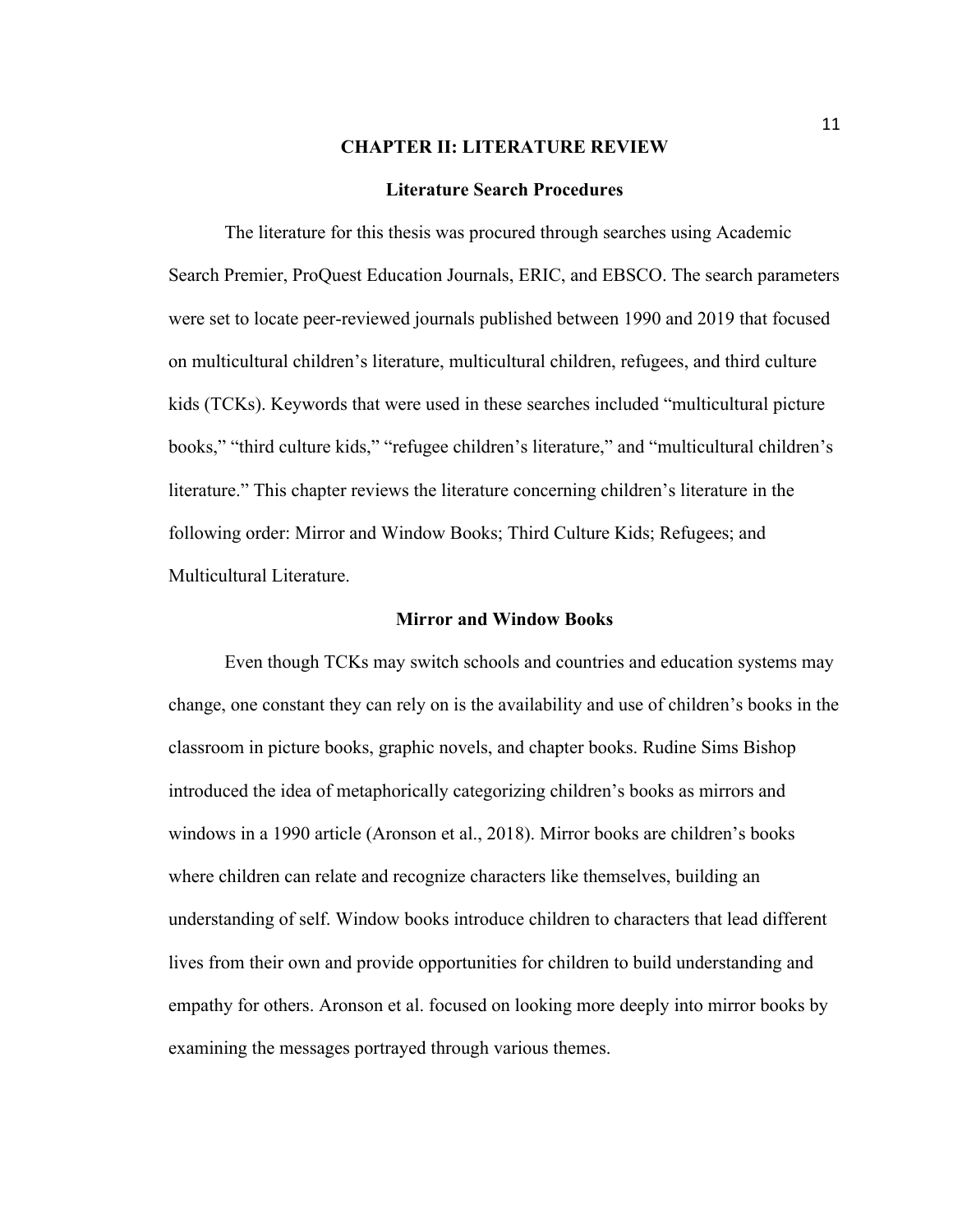# CHAPTER II: LITERATURE REVIEW

## Literature Search Procedures

The literature for this thesis was procured through searches using Academic Search Premier, ProQuest Education Journals, ERIC, and EBSCO. The search parameters were set to locate peer-reviewed journals published between 1990 and 2019 that focused on multicultural children's literature, multicultural children, refugees, and third culture kids (TCKs). Keywords that were used in these searches included "multicultural picture books," "third culture kids," "refugee children's literature," and "multicultural children's literature." This chapter reviews the literature concerning children's literature in the following order: Mirror and Window Books; Third Culture Kids; Refugees; and Multicultural Literature.

## Mirror and Window Books

Even though TCKs may switch schools and countries and education systems may change, one constant they can rely on is the availability and use of children's books in the classroom in picture books, graphic novels, and chapter books. Rudine Sims Bishop introduced the idea of metaphorically categorizing children's books as mirrors and windows in a 1990 article (Aronson et al., 2018). Mirror books are children's books where children can relate and recognize characters like themselves, building an understanding of self. Window books introduce children to characters that lead different lives from their own and provide opportunities for children to build understanding and empathy for others. Aronson et al. focused on looking more deeply into mirror books by examining the messages portrayed through various themes.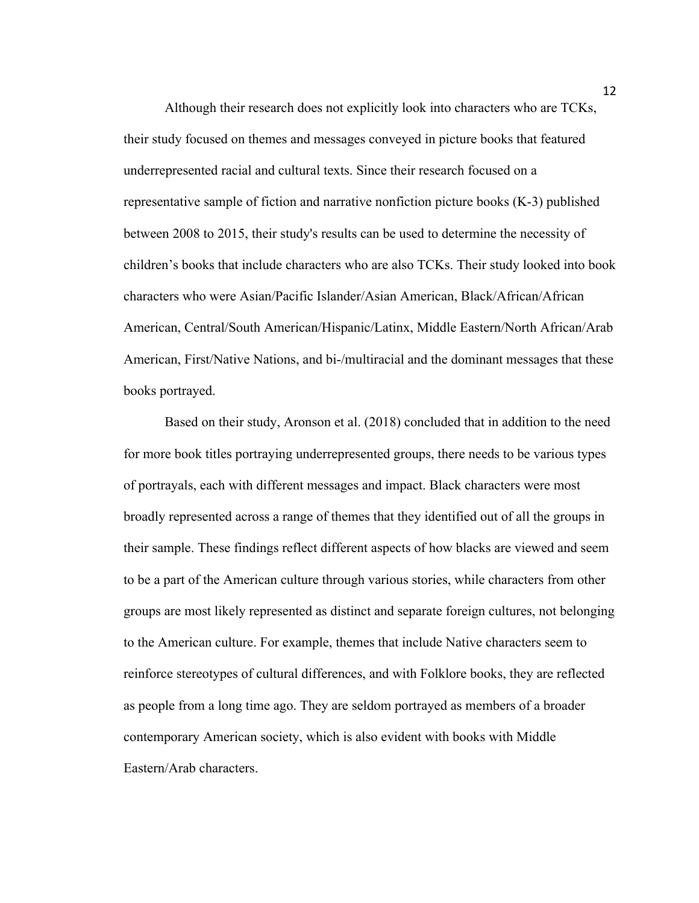Although their research does not explicitly look into characters who are TCKs, their study focused on themes and messages conveyed in picture books that featured underrepresented racial and cultural texts. Since their research focused on a representative sample of fiction and narrative nonfiction picture books (K-3) published between 2008 to 2015, their study's results can be used to determine the necessity of children's books that include characters who are also TCKs. Their study looked into book characters who were Asian/Pacific Islander/Asian American, Black/African/African American, Central/South American/Hispanic/Latinx, Middle Eastern/North African/Arab American, First/Native Nations, and bi-/multiracial and the dominant messages that these books portrayed.

Based on their study, Aronson et al. (2018) concluded that in addition to the need for more book titles portraying underrepresented groups, there needs to be various types of portrayals, each with different messages and impact. Black characters were most broadly represented across a range of themes that they identified out of all the groups in their sample. These findings reflect different aspects of how blacks are viewed and seem to be a part of the American culture through various stories, while characters from other groups are most likely represented as distinct and separate foreign cultures, not belonging to the American culture. For example, themes that include Native characters seem to reinforce stereotypes of cultural differences, and with Folklore books, they are reflected as people from a long time ago. They are seldom portrayed as members of a broader contemporary American society, which is also evident with books with Middle Eastern/Arab characters.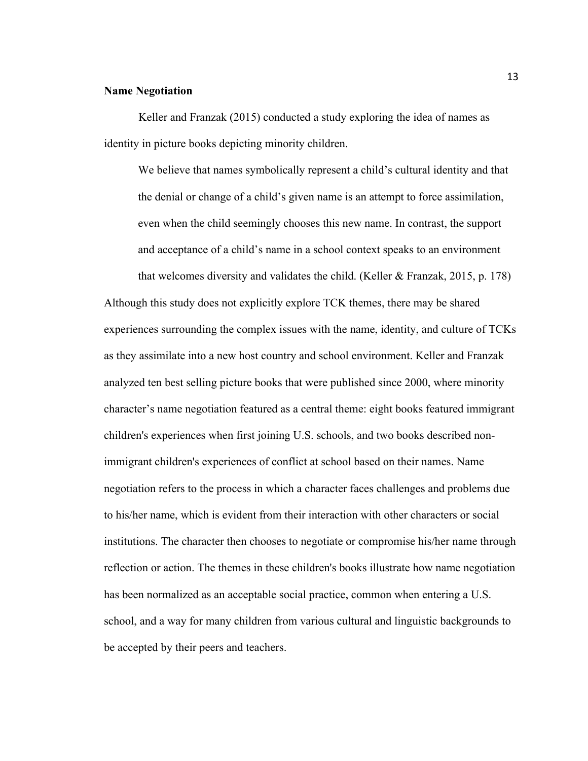**Name Negotiation**

Keller and Franzak (2015) conducted a study exploring the idea of names as identity in picture books depicting minority children.

> We believe that names symbolically represent a child's cultural identity and that the denial or change of a child's given name is an attempt to force assimilation, even when the child seemingly chooses this new name. In contrast, the support and acceptance of a child's name in a school context speaks to an environment that welcomes diversity and validates the child. (Keller & Franzak, 2015, p. 178)

Although this study does not explicitly explore TCK themes, there may be shared experiences surrounding the complex issues with the name, identity, and culture of TCKs as they assimilate into a new host country and school environment. Keller and Franzak analyzed ten best selling picture books that were published since 2000, where minority character's name negotiation featured as a central theme: eight books featured immigrant children's experiences when first joining U.S. schools, and two books described non-immigrant children's experiences of conflict at school based on their names. Name negotiation refers to the process in which a character faces challenges and problems due to his/her name, which is evident from their interaction with other characters or social institutions. The character then chooses to negotiate or compromise his/her name through reflection or action. The themes in these children's books illustrate how name negotiation has been normalized as an acceptable social practice, common when entering a U.S. school, and a way for many children from various cultural and linguistic backgrounds to be accepted by their peers and teachers.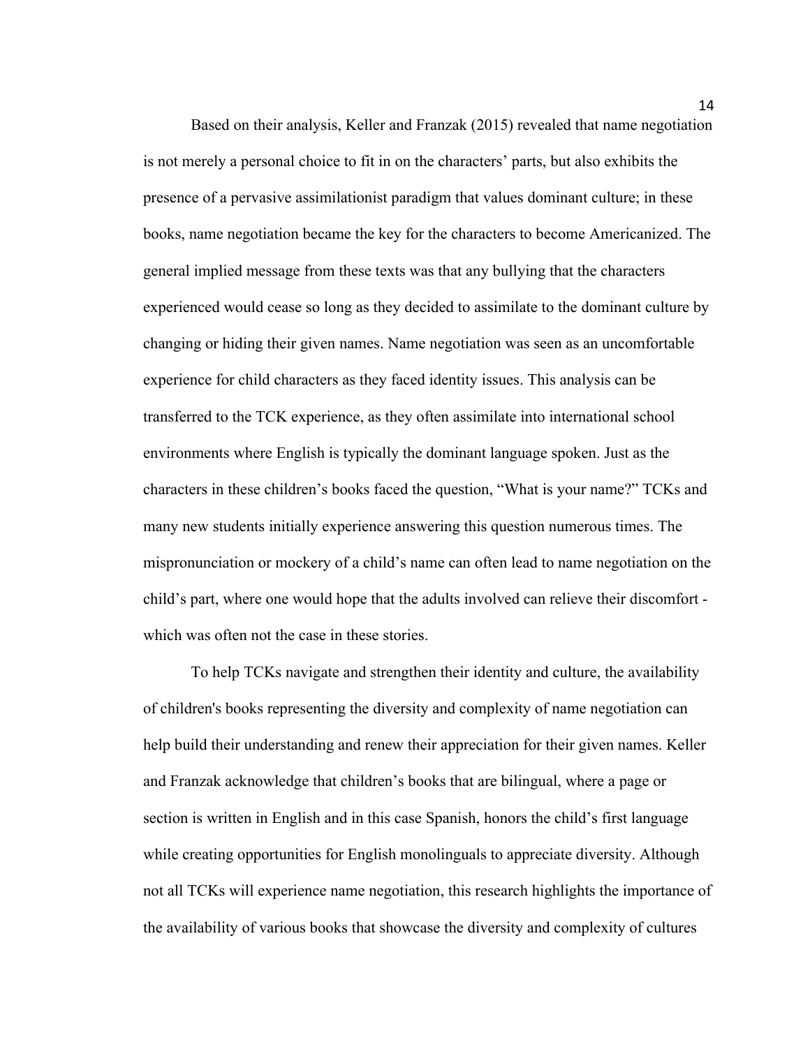Based on their analysis, Keller and Franzak (2015) revealed that name negotiation is not merely a personal choice to fit in on the characters' parts, but also exhibits the presence of a pervasive assimilationist paradigm that values dominant culture; in these books, name negotiation became the key for the characters to become Americanized. The general implied message from these texts was that any bullying that the characters experienced would cease so long as they decided to assimilate to the dominant culture by changing or hiding their given names. Name negotiation was seen as an uncomfortable experience for child characters as they faced identity issues. This analysis can be transferred to the TCK experience, as they often assimilate into international school environments where English is typically the dominant language spoken. Just as the characters in these children's books faced the question, "What is your name?" TCKs and many new students initially experience answering this question numerous times. The mispronunciation or mockery of a child's name can often lead to name negotiation on the child's part, where one would hope that the adults involved can relieve their discomfort - which was often not the case in these stories.

To help TCKs navigate and strengthen their identity and culture, the availability of children's books representing the diversity and complexity of name negotiation can help build their understanding and renew their appreciation for their given names. Keller and Franzak acknowledge that children's books that are bilingual, where a page or section is written in English and in this case Spanish, honors the child's first language while creating opportunities for English monolinguals to appreciate diversity. Although not all TCKs will experience name negotiation, this research highlights the importance of the availability of various books that showcase the diversity and complexity of cultures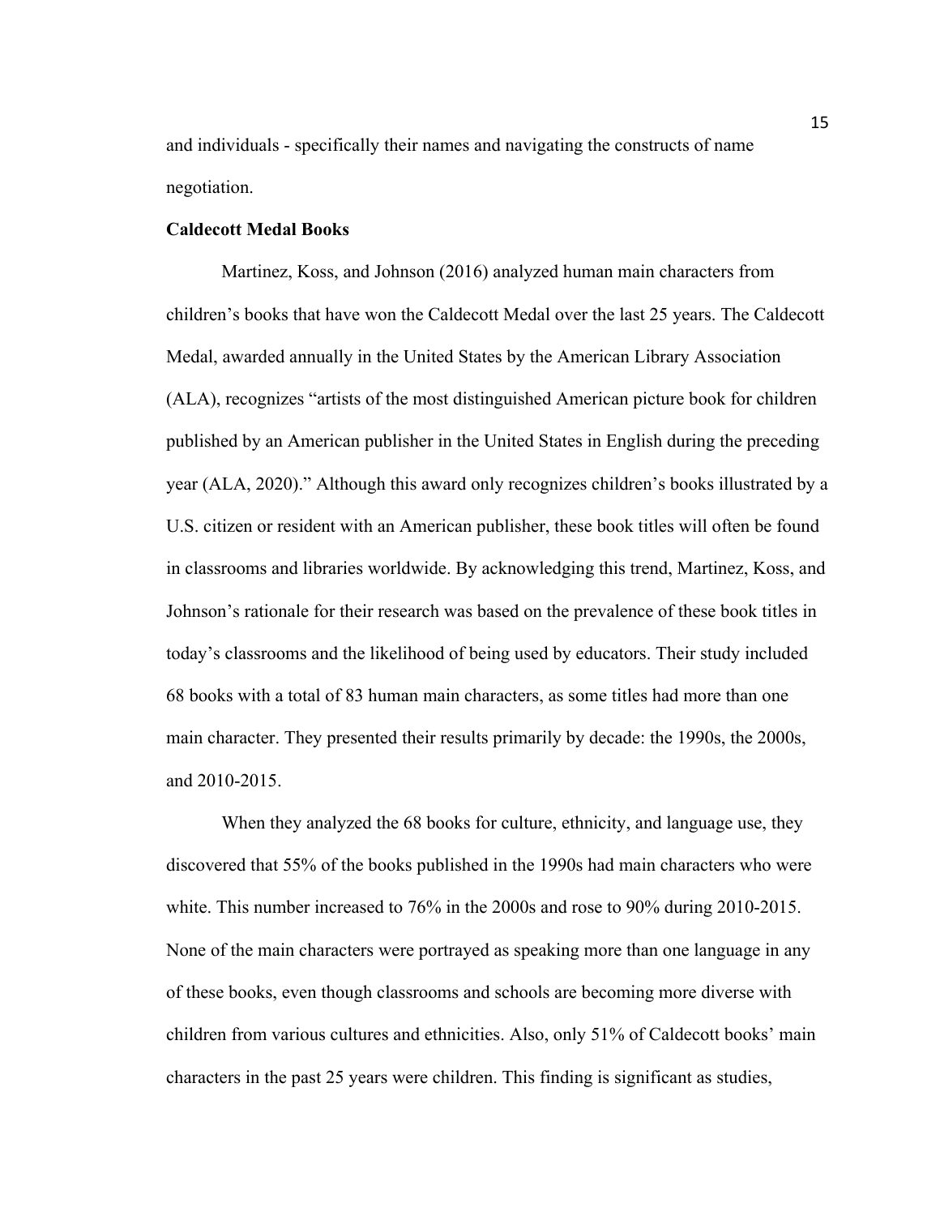and individuals - specifically their names and navigating the constructs of name negotiation.

**Caldecott Medal Books**

Martinez, Koss, and Johnson (2016) analyzed human main characters from children's books that have won the Caldecott Medal over the last 25 years. The Caldecott Medal, awarded annually in the United States by the American Library Association (ALA), recognizes "artists of the most distinguished American picture book for children published by an American publisher in the United States in English during the preceding year (ALA, 2020)." Although this award only recognizes children's books illustrated by a U.S. citizen or resident with an American publisher, these book titles will often be found in classrooms and libraries worldwide. By acknowledging this trend, Martinez, Koss, and Johnson's rationale for their research was based on the prevalence of these book titles in today's classrooms and the likelihood of being used by educators. Their study included 68 books with a total of 83 human main characters, as some titles had more than one main character. They presented their results primarily by decade: the 1990s, the 2000s, and 2010-2015.

When they analyzed the 68 books for culture, ethnicity, and language use, they discovered that 55% of the books published in the 1990s had main characters who were white. This number increased to 76% in the 2000s and rose to 90% during 2010-2015. None of the main characters were portrayed as speaking more than one language in any of these books, even though classrooms and schools are becoming more diverse with children from various cultures and ethnicities. Also, only 51% of Caldecott books' main characters in the past 25 years were children. This finding is significant as studies,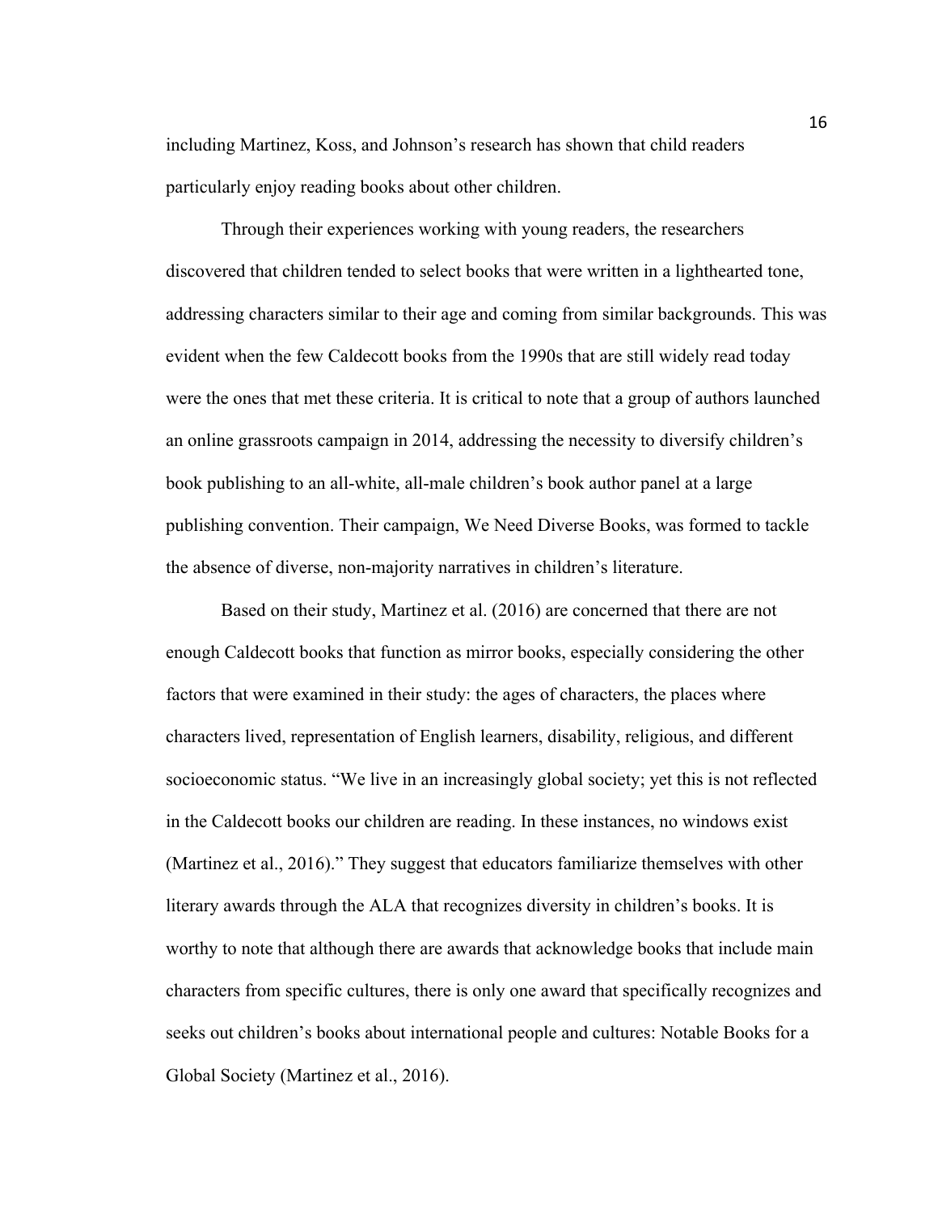including Martinez, Koss, and Johnson's research has shown that child readers particularly enjoy reading books about other children.

Through their experiences working with young readers, the researchers discovered that children tended to select books that were written in a lighthearted tone, addressing characters similar to their age and coming from similar backgrounds. This was evident when the few Caldecott books from the 1990s that are still widely read today were the ones that met these criteria. It is critical to note that a group of authors launched an online grassroots campaign in 2014, addressing the necessity to diversify children's book publishing to an all-white, all-male children's book author panel at a large publishing convention. Their campaign, We Need Diverse Books, was formed to tackle the absence of diverse, non-majority narratives in children's literature.

Based on their study, Martinez et al. (2016) are concerned that there are not enough Caldecott books that function as mirror books, especially considering the other factors that were examined in their study: the ages of characters, the places where characters lived, representation of English learners, disability, religious, and different socioeconomic status. "We live in an increasingly global society; yet this is not reflected in the Caldecott books our children are reading. In these instances, no windows exist (Martinez et al., 2016)." They suggest that educators familiarize themselves with other literary awards through the ALA that recognizes diversity in children's books. It is worthy to note that although there are awards that acknowledge books that include main characters from specific cultures, there is only one award that specifically recognizes and seeks out children's books about international people and cultures: Notable Books for a Global Society (Martinez et al., 2016).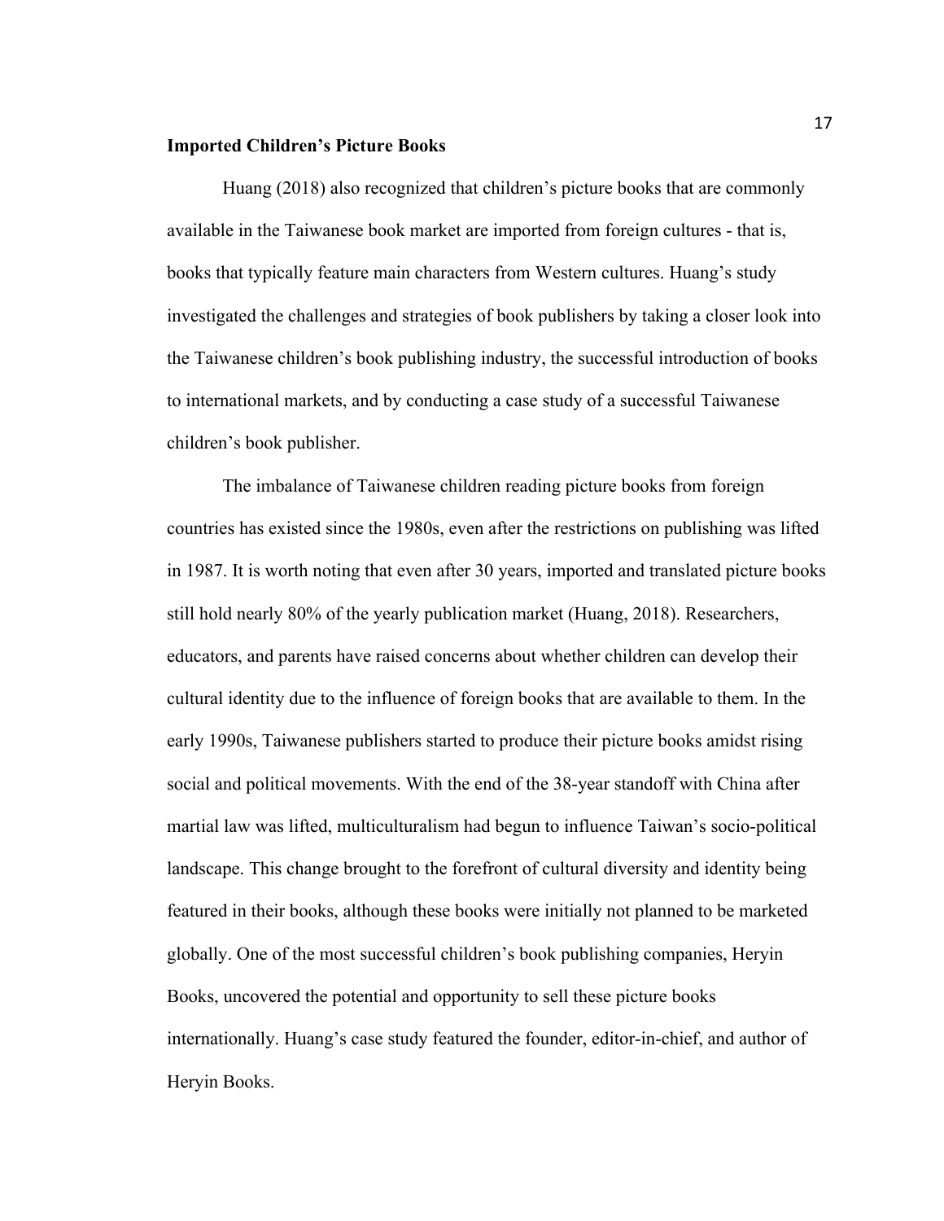**Imported Children's Picture Books**

Huang (2018) also recognized that children's picture books that are commonly available in the Taiwanese book market are imported from foreign cultures - that is, books that typically feature main characters from Western cultures. Huang's study investigated the challenges and strategies of book publishers by taking a closer look into the Taiwanese children's book publishing industry, the successful introduction of books to international markets, and by conducting a case study of a successful Taiwanese children's book publisher.

The imbalance of Taiwanese children reading picture books from foreign countries has existed since the 1980s, even after the restrictions on publishing was lifted in 1987. It is worth noting that even after 30 years, imported and translated picture books still hold nearly 80% of the yearly publication market (Huang, 2018). Researchers, educators, and parents have raised concerns about whether children can develop their cultural identity due to the influence of foreign books that are available to them. In the early 1990s, Taiwanese publishers started to produce their picture books amidst rising social and political movements. With the end of the 38-year standoff with China after martial law was lifted, multiculturalism had begun to influence Taiwan's socio-political landscape. This change brought to the forefront of cultural diversity and identity being featured in their books, although these books were initially not planned to be marketed globally. One of the most successful children's book publishing companies, Heryin Books, uncovered the potential and opportunity to sell these picture books internationally. Huang's case study featured the founder, editor-in-chief, and author of Heryin Books.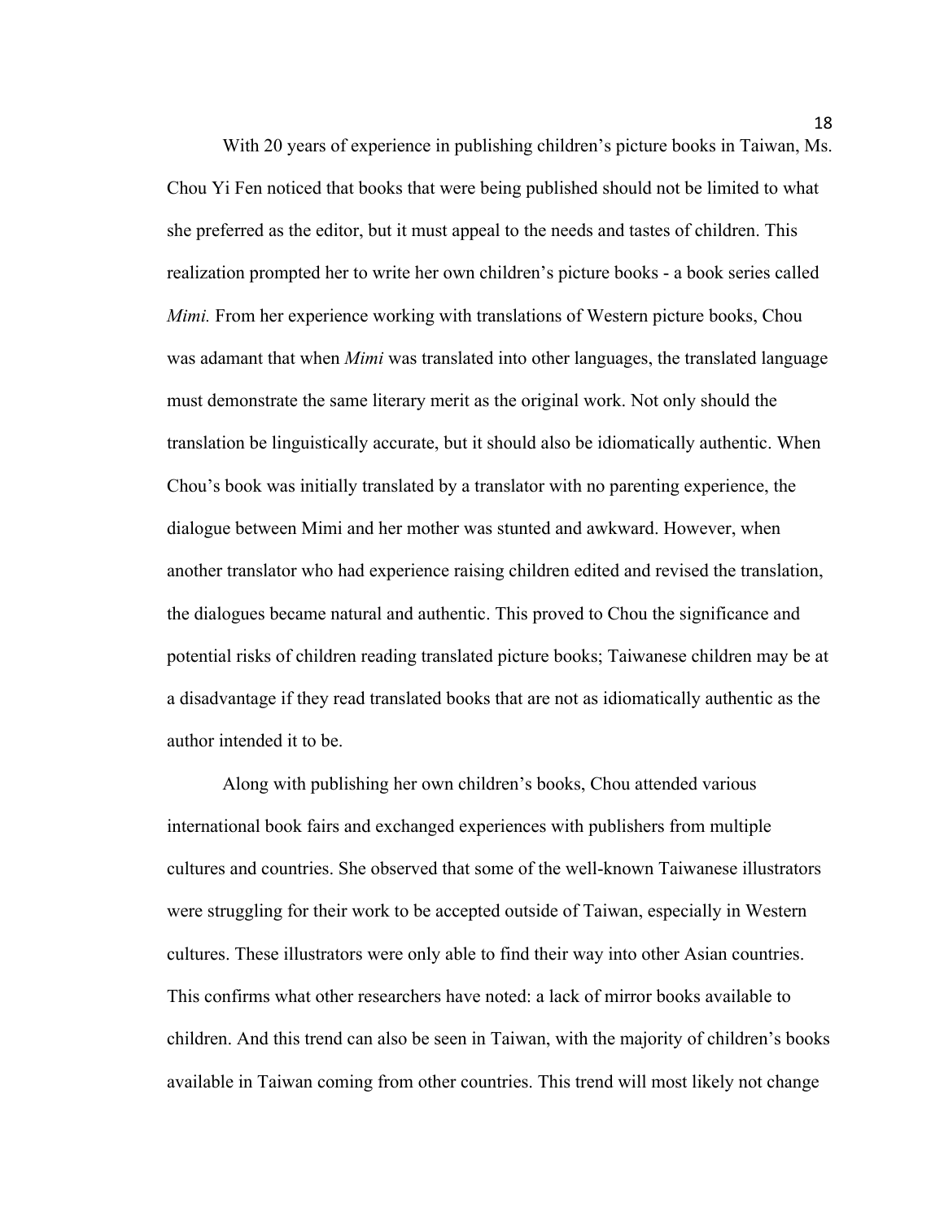With 20 years of experience in publishing children's picture books in Taiwan, Ms. Chou Yi Fen noticed that books that were being published should not be limited to what she preferred as the editor, but it must appeal to the needs and tastes of children. This realization prompted her to write her own children's picture books - a book series called *Mimi.* From her experience working with translations of Western picture books, Chou was adamant that when *Mimi* was translated into other languages, the translated language must demonstrate the same literary merit as the original work. Not only should the translation be linguistically accurate, but it should also be idiomatically authentic. When Chou's book was initially translated by a translator with no parenting experience, the dialogue between Mimi and her mother was stunted and awkward. However, when another translator who had experience raising children edited and revised the translation, the dialogues became natural and authentic. This proved to Chou the significance and potential risks of children reading translated picture books; Taiwanese children may be at a disadvantage if they read translated books that are not as idiomatically authentic as the author intended it to be.

Along with publishing her own children's books, Chou attended various international book fairs and exchanged experiences with publishers from multiple cultures and countries. She observed that some of the well-known Taiwanese illustrators were struggling for their work to be accepted outside of Taiwan, especially in Western cultures. These illustrators were only able to find their way into other Asian countries. This confirms what other researchers have noted: a lack of mirror books available to children. And this trend can also be seen in Taiwan, with the majority of children's books available in Taiwan coming from other countries. This trend will most likely not change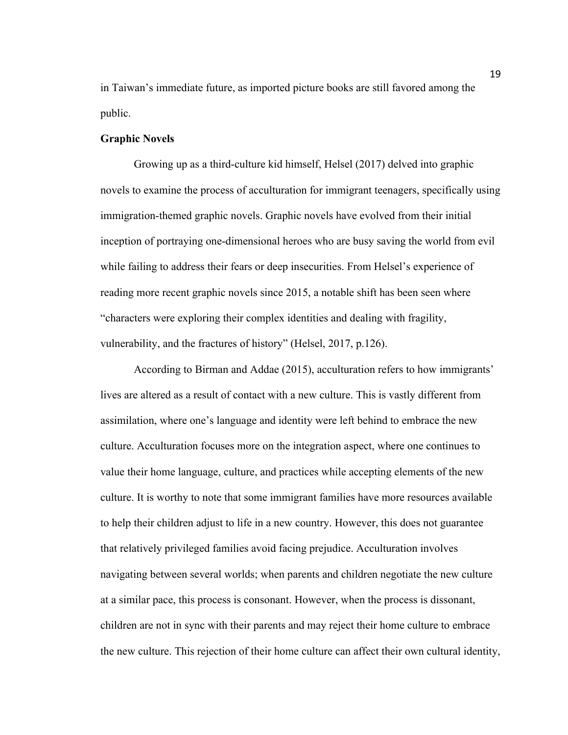in Taiwan's immediate future, as imported picture books are still favored among the public.

**Graphic Novels**

Growing up as a third-culture kid himself, Helsel (2017) delved into graphic novels to examine the process of acculturation for immigrant teenagers, specifically using immigration-themed graphic novels. Graphic novels have evolved from their initial inception of portraying one-dimensional heroes who are busy saving the world from evil while failing to address their fears or deep insecurities. From Helsel's experience of reading more recent graphic novels since 2015, a notable shift has been seen where "characters were exploring their complex identities and dealing with fragility, vulnerability, and the fractures of history" (Helsel, 2017, p.126).

According to Birman and Addae (2015), acculturation refers to how immigrants' lives are altered as a result of contact with a new culture. This is vastly different from assimilation, where one's language and identity were left behind to embrace the new culture. Acculturation focuses more on the integration aspect, where one continues to value their home language, culture, and practices while accepting elements of the new culture. It is worthy to note that some immigrant families have more resources available to help their children adjust to life in a new country. However, this does not guarantee that relatively privileged families avoid facing prejudice. Acculturation involves navigating between several worlds; when parents and children negotiate the new culture at a similar pace, this process is consonant. However, when the process is dissonant, children are not in sync with their parents and may reject their home culture to embrace the new culture. This rejection of their home culture can affect their own cultural identity,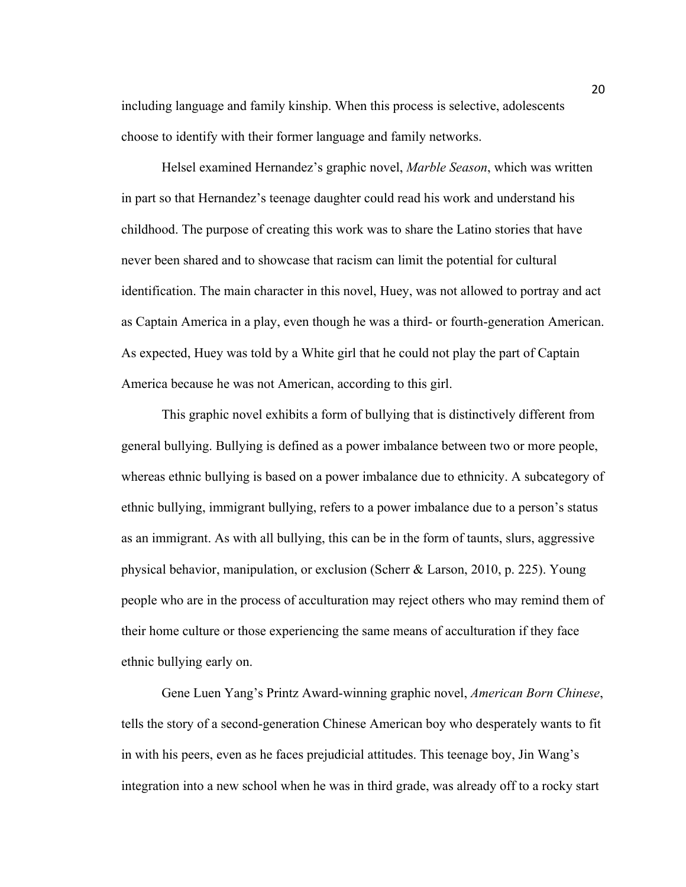including language and family kinship. When this process is selective, adolescents choose to identify with their former language and family networks.

Helsel examined Hernandez's graphic novel, *Marble Season*, which was written in part so that Hernandez's teenage daughter could read his work and understand his childhood. The purpose of creating this work was to share the Latino stories that have never been shared and to showcase that racism can limit the potential for cultural identification. The main character in this novel, Huey, was not allowed to portray and act as Captain America in a play, even though he was a third- or fourth-generation American. As expected, Huey was told by a White girl that he could not play the part of Captain America because he was not American, according to this girl.

This graphic novel exhibits a form of bullying that is distinctively different from general bullying. Bullying is defined as a power imbalance between two or more people, whereas ethnic bullying is based on a power imbalance due to ethnicity. A subcategory of ethnic bullying, immigrant bullying, refers to a power imbalance due to a person's status as an immigrant. As with all bullying, this can be in the form of taunts, slurs, aggressive physical behavior, manipulation, or exclusion (Scherr & Larson, 2010, p. 225). Young people who are in the process of acculturation may reject others who may remind them of their home culture or those experiencing the same means of acculturation if they face ethnic bullying early on.

Gene Luen Yang's Printz Award-winning graphic novel, *American Born Chinese*, tells the story of a second-generation Chinese American boy who desperately wants to fit in with his peers, even as he faces prejudicial attitudes. This teenage boy, Jin Wang's integration into a new school when he was in third grade, was already off to a rocky start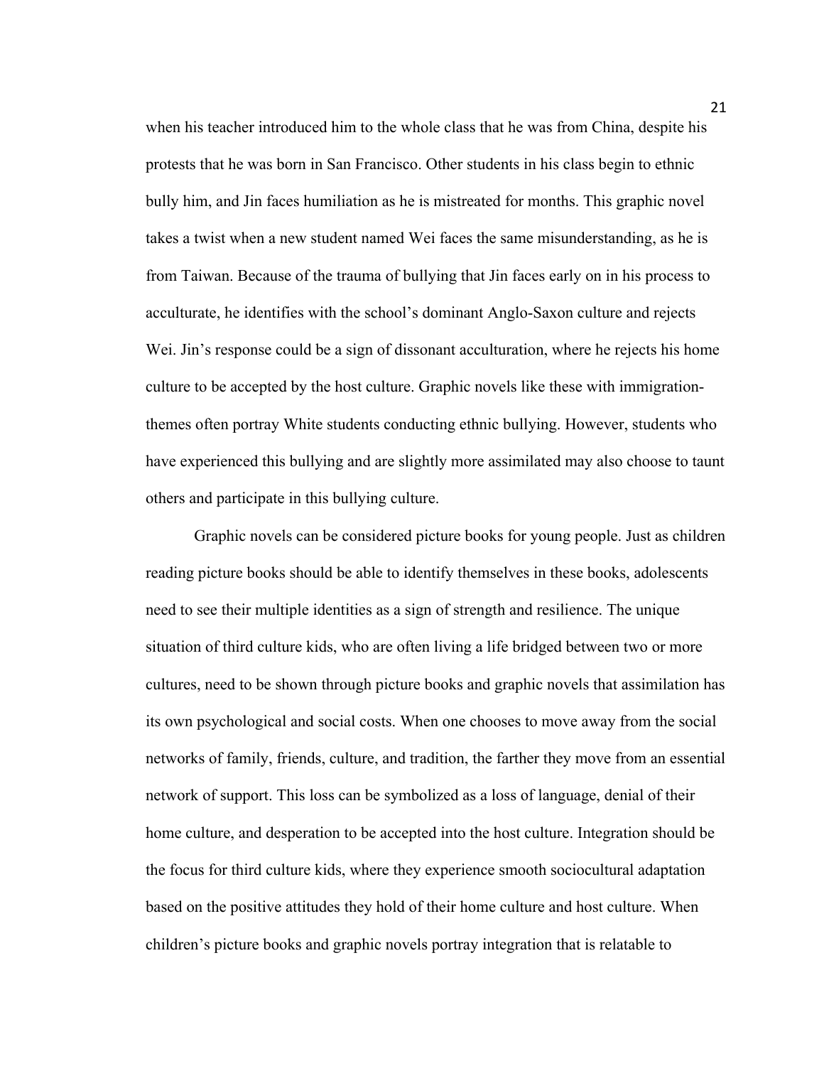when his teacher introduced him to the whole class that he was from China, despite his protests that he was born in San Francisco. Other students in his class begin to ethnic bully him, and Jin faces humiliation as he is mistreated for months. This graphic novel takes a twist when a new student named Wei faces the same misunderstanding, as he is from Taiwan. Because of the trauma of bullying that Jin faces early on in his process to acculturate, he identifies with the school's dominant Anglo-Saxon culture and rejects Wei. Jin's response could be a sign of dissonant acculturation, where he rejects his home culture to be accepted by the host culture. Graphic novels like these with immigration-themes often portray White students conducting ethnic bullying. However, students who have experienced this bullying and are slightly more assimilated may also choose to taunt others and participate in this bullying culture.

Graphic novels can be considered picture books for young people. Just as children reading picture books should be able to identify themselves in these books, adolescents need to see their multiple identities as a sign of strength and resilience. The unique situation of third culture kids, who are often living a life bridged between two or more cultures, need to be shown through picture books and graphic novels that assimilation has its own psychological and social costs. When one chooses to move away from the social networks of family, friends, culture, and tradition, the farther they move from an essential network of support. This loss can be symbolized as a loss of language, denial of their home culture, and desperation to be accepted into the host culture. Integration should be the focus for third culture kids, where they experience smooth sociocultural adaptation based on the positive attitudes they hold of their home culture and host culture. When children's picture books and graphic novels portray integration that is relatable to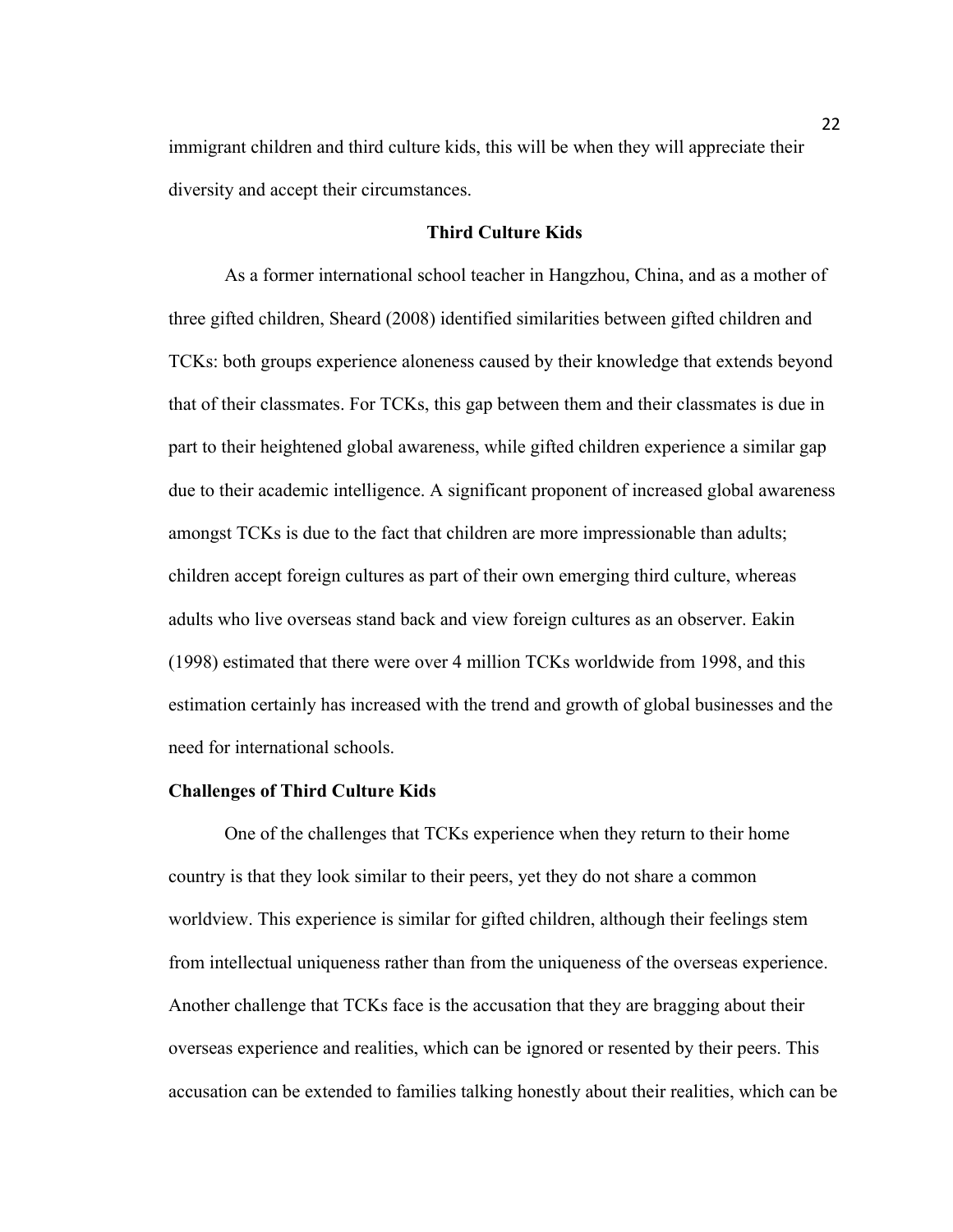immigrant children and third culture kids, this will be when they will appreciate their diversity and accept their circumstances.

## Third Culture Kids

As a former international school teacher in Hangzhou, China, and as a mother of three gifted children, Sheard (2008) identified similarities between gifted children and TCKs: both groups experience aloneness caused by their knowledge that extends beyond that of their classmates. For TCKs, this gap between them and their classmates is due in part to their heightened global awareness, while gifted children experience a similar gap due to their academic intelligence. A significant proponent of increased global awareness amongst TCKs is due to the fact that children are more impressionable than adults; children accept foreign cultures as part of their own emerging third culture, whereas adults who live overseas stand back and view foreign cultures as an observer. Eakin (1998) estimated that there were over 4 million TCKs worldwide from 1998, and this estimation certainly has increased with the trend and growth of global businesses and the need for international schools.

### Challenges of Third Culture Kids

One of the challenges that TCKs experience when they return to their home country is that they look similar to their peers, yet they do not share a common worldview. This experience is similar for gifted children, although their feelings stem from intellectual uniqueness rather than from the uniqueness of the overseas experience. Another challenge that TCKs face is the accusation that they are bragging about their overseas experience and realities, which can be ignored or resented by their peers. This accusation can be extended to families talking honestly about their realities, which can be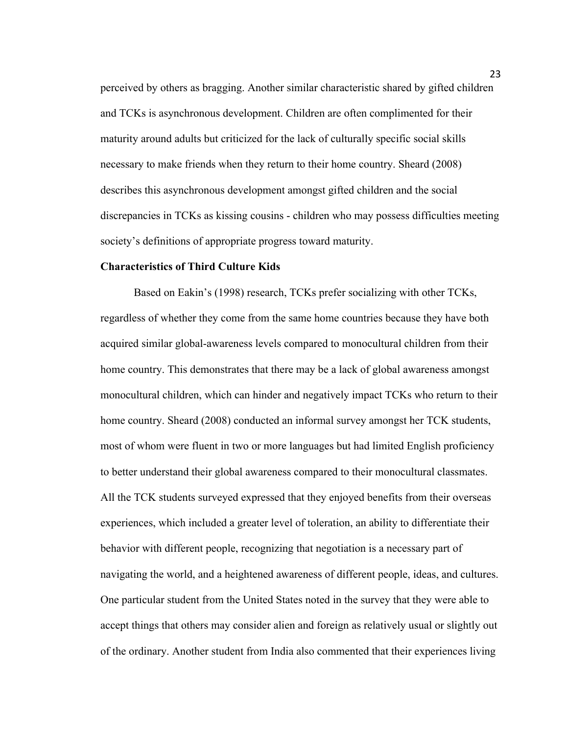perceived by others as bragging. Another similar characteristic shared by gifted children and TCKs is asynchronous development. Children are often complimented for their maturity around adults but criticized for the lack of culturally specific social skills necessary to make friends when they return to their home country. Sheard (2008) describes this asynchronous development amongst gifted children and the social discrepancies in TCKs as kissing cousins - children who may possess difficulties meeting society's definitions of appropriate progress toward maturity.

**Characteristics of Third Culture Kids**

Based on Eakin's (1998) research, TCKs prefer socializing with other TCKs, regardless of whether they come from the same home countries because they have both acquired similar global-awareness levels compared to monocultural children from their home country. This demonstrates that there may be a lack of global awareness amongst monocultural children, which can hinder and negatively impact TCKs who return to their home country. Sheard (2008) conducted an informal survey amongst her TCK students, most of whom were fluent in two or more languages but had limited English proficiency to better understand their global awareness compared to their monocultural classmates. All the TCK students surveyed expressed that they enjoyed benefits from their overseas experiences, which included a greater level of toleration, an ability to differentiate their behavior with different people, recognizing that negotiation is a necessary part of navigating the world, and a heightened awareness of different people, ideas, and cultures. One particular student from the United States noted in the survey that they were able to accept things that others may consider alien and foreign as relatively usual or slightly out of the ordinary. Another student from India also commented that their experiences living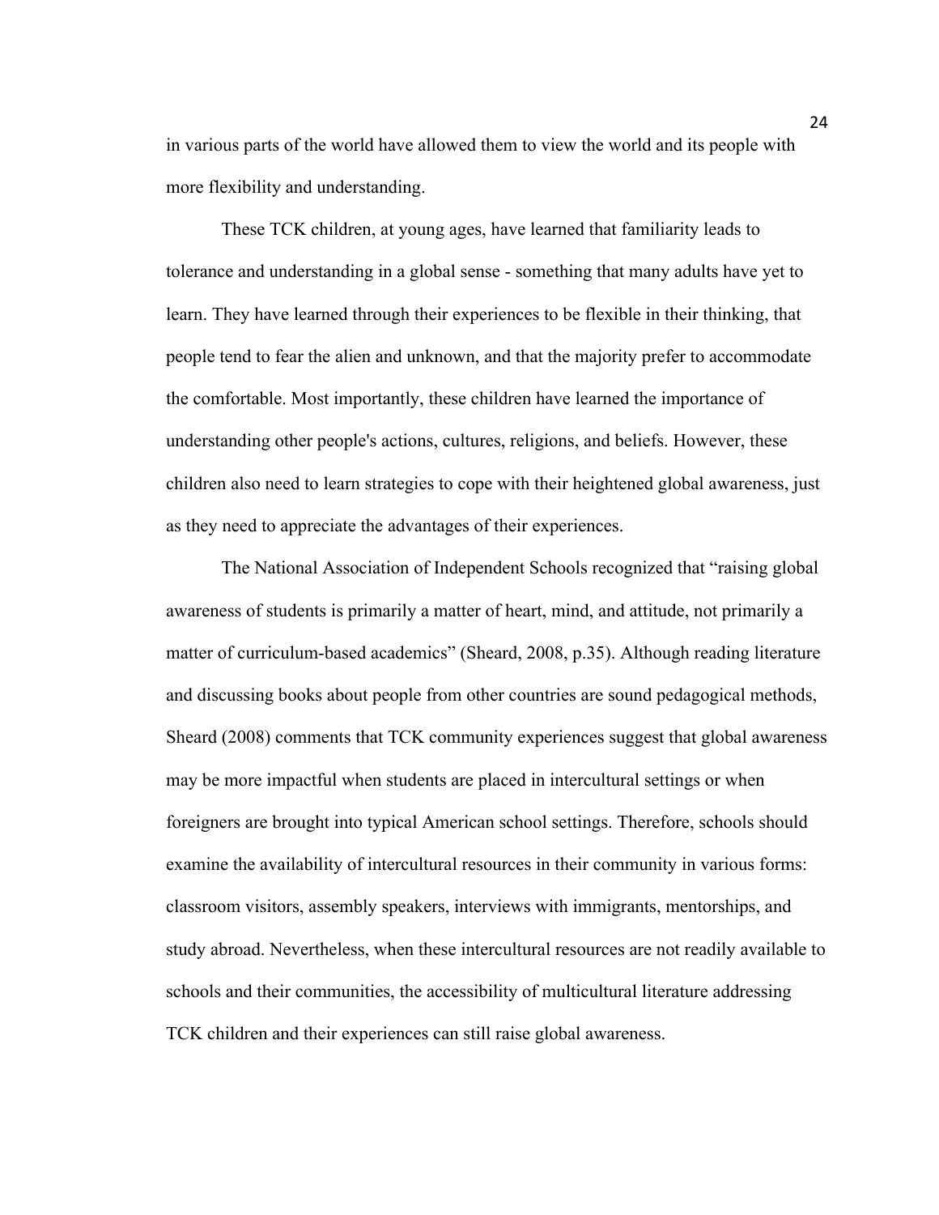in various parts of the world have allowed them to view the world and its people with more flexibility and understanding.

These TCK children, at young ages, have learned that familiarity leads to tolerance and understanding in a global sense - something that many adults have yet to learn. They have learned through their experiences to be flexible in their thinking, that people tend to fear the alien and unknown, and that the majority prefer to accommodate the comfortable. Most importantly, these children have learned the importance of understanding other people's actions, cultures, religions, and beliefs. However, these children also need to learn strategies to cope with their heightened global awareness, just as they need to appreciate the advantages of their experiences.

The National Association of Independent Schools recognized that "raising global awareness of students is primarily a matter of heart, mind, and attitude, not primarily a matter of curriculum-based academics" (Sheard, 2008, p.35). Although reading literature and discussing books about people from other countries are sound pedagogical methods, Sheard (2008) comments that TCK community experiences suggest that global awareness may be more impactful when students are placed in intercultural settings or when foreigners are brought into typical American school settings. Therefore, schools should examine the availability of intercultural resources in their community in various forms: classroom visitors, assembly speakers, interviews with immigrants, mentorships, and study abroad. Nevertheless, when these intercultural resources are not readily available to schools and their communities, the accessibility of multicultural literature addressing TCK children and their experiences can still raise global awareness.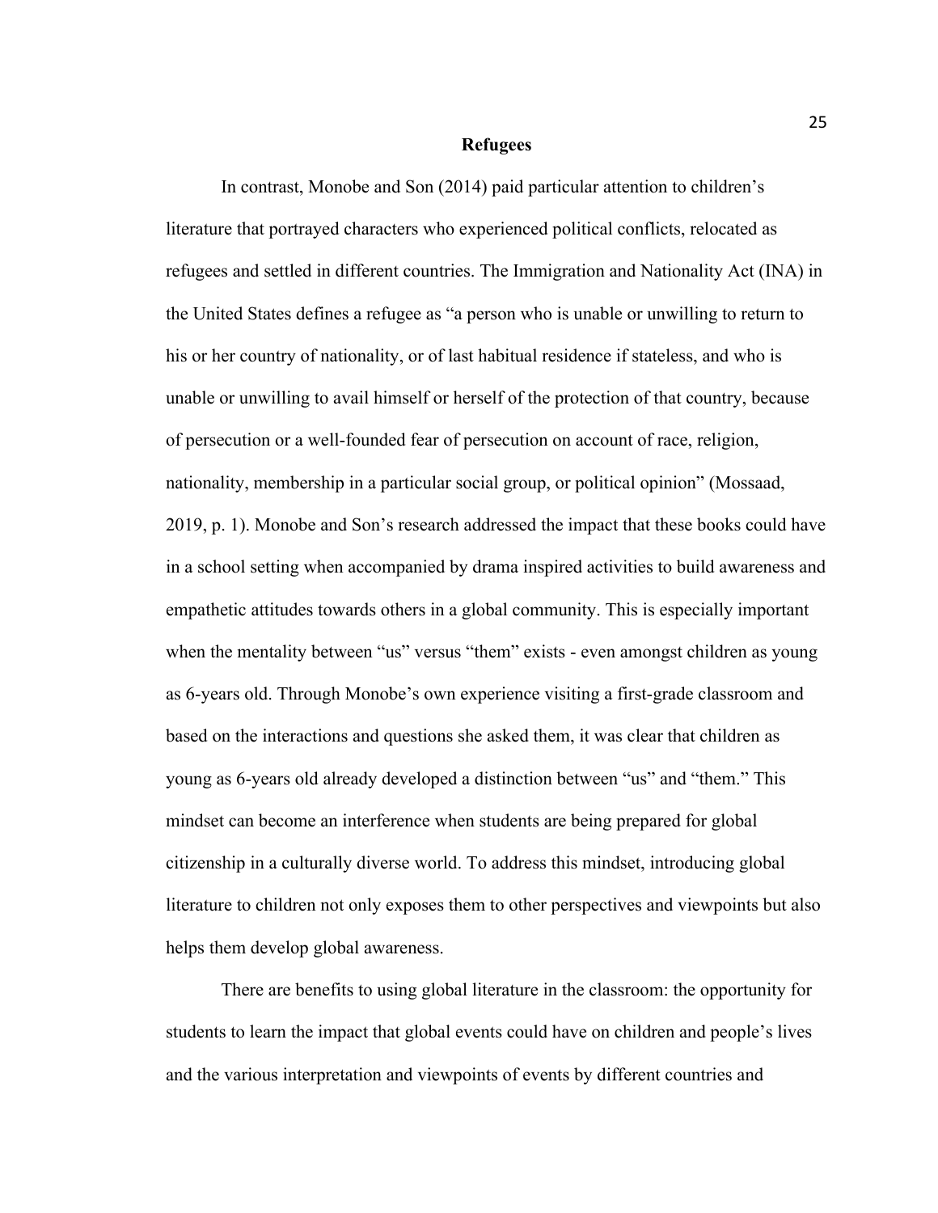## Refugees

In contrast, Monobe and Son (2014) paid particular attention to children's literature that portrayed characters who experienced political conflicts, relocated as refugees and settled in different countries. The Immigration and Nationality Act (INA) in the United States defines a refugee as "a person who is unable or unwilling to return to his or her country of nationality, or of last habitual residence if stateless, and who is unable or unwilling to avail himself or herself of the protection of that country, because of persecution or a well-founded fear of persecution on account of race, religion, nationality, membership in a particular social group, or political opinion" (Mossaad, 2019, p. 1). Monobe and Son's research addressed the impact that these books could have in a school setting when accompanied by drama inspired activities to build awareness and empathetic attitudes towards others in a global community. This is especially important when the mentality between "us" versus "them" exists - even amongst children as young as 6-years old. Through Monobe's own experience visiting a first-grade classroom and based on the interactions and questions she asked them, it was clear that children as young as 6-years old already developed a distinction between "us" and "them." This mindset can become an interference when students are being prepared for global citizenship in a culturally diverse world. To address this mindset, introducing global literature to children not only exposes them to other perspectives and viewpoints but also helps them develop global awareness.

There are benefits to using global literature in the classroom: the opportunity for students to learn the impact that global events could have on children and people's lives and the various interpretation and viewpoints of events by different countries and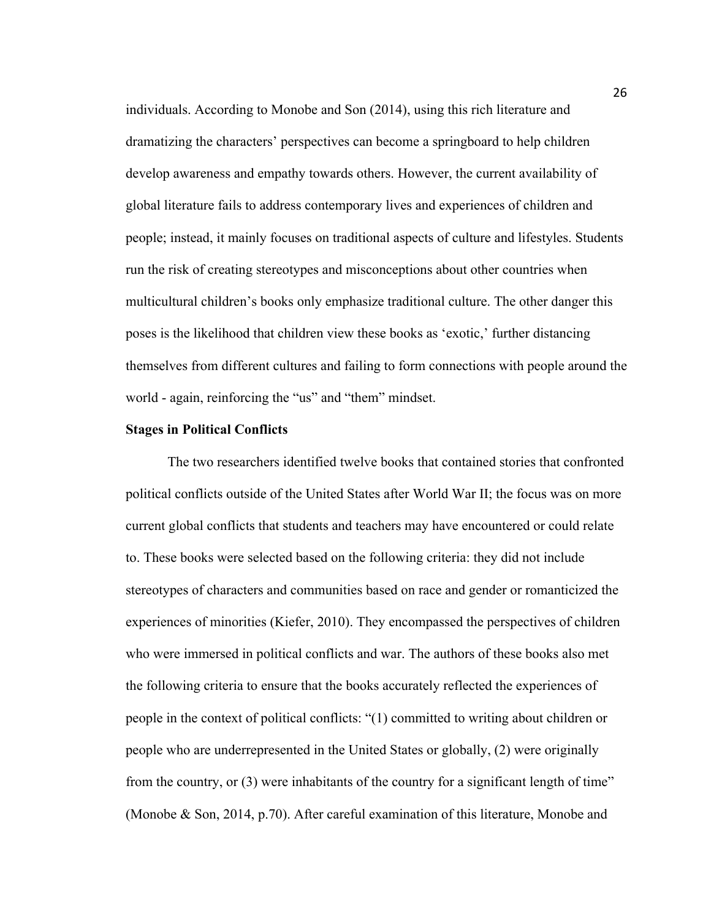individuals. According to Monobe and Son (2014), using this rich literature and dramatizing the characters' perspectives can become a springboard to help children develop awareness and empathy towards others. However, the current availability of global literature fails to address contemporary lives and experiences of children and people; instead, it mainly focuses on traditional aspects of culture and lifestyles. Students run the risk of creating stereotypes and misconceptions about other countries when multicultural children's books only emphasize traditional culture. The other danger this poses is the likelihood that children view these books as 'exotic,' further distancing themselves from different cultures and failing to form connections with people around the world - again, reinforcing the "us" and "them" mindset.

**Stages in Political Conflicts**

The two researchers identified twelve books that contained stories that confronted political conflicts outside of the United States after World War II; the focus was on more current global conflicts that students and teachers may have encountered or could relate to. These books were selected based on the following criteria: they did not include stereotypes of characters and communities based on race and gender or romanticized the experiences of minorities (Kiefer, 2010). They encompassed the perspectives of children who were immersed in political conflicts and war. The authors of these books also met the following criteria to ensure that the books accurately reflected the experiences of people in the context of political conflicts: "(1) committed to writing about children or people who are underrepresented in the United States or globally, (2) were originally from the country, or (3) were inhabitants of the country for a significant length of time" (Monobe & Son, 2014, p.70). After careful examination of this literature, Monobe and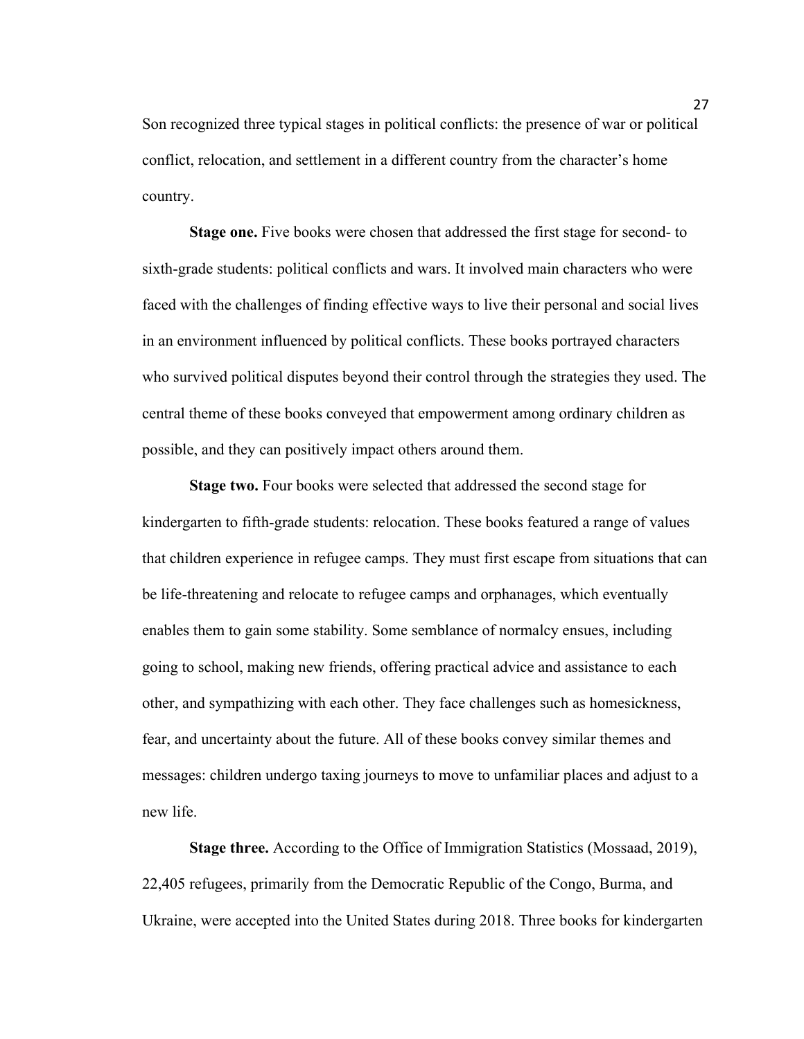Son recognized three typical stages in political conflicts: the presence of war or political conflict, relocation, and settlement in a different country from the character's home country.

**Stage one.** Five books were chosen that addressed the first stage for second- to sixth-grade students: political conflicts and wars. It involved main characters who were faced with the challenges of finding effective ways to live their personal and social lives in an environment influenced by political conflicts. These books portrayed characters who survived political disputes beyond their control through the strategies they used. The central theme of these books conveyed that empowerment among ordinary children as possible, and they can positively impact others around them.

**Stage two.** Four books were selected that addressed the second stage for kindergarten to fifth-grade students: relocation. These books featured a range of values that children experience in refugee camps. They must first escape from situations that can be life-threatening and relocate to refugee camps and orphanages, which eventually enables them to gain some stability. Some semblance of normalcy ensues, including going to school, making new friends, offering practical advice and assistance to each other, and sympathizing with each other. They face challenges such as homesickness, fear, and uncertainty about the future. All of these books convey similar themes and messages: children undergo taxing journeys to move to unfamiliar places and adjust to a new life.

**Stage three.** According to the Office of Immigration Statistics (Mossaad, 2019), 22,405 refugees, primarily from the Democratic Republic of the Congo, Burma, and Ukraine, were accepted into the United States during 2018. Three books for kindergarten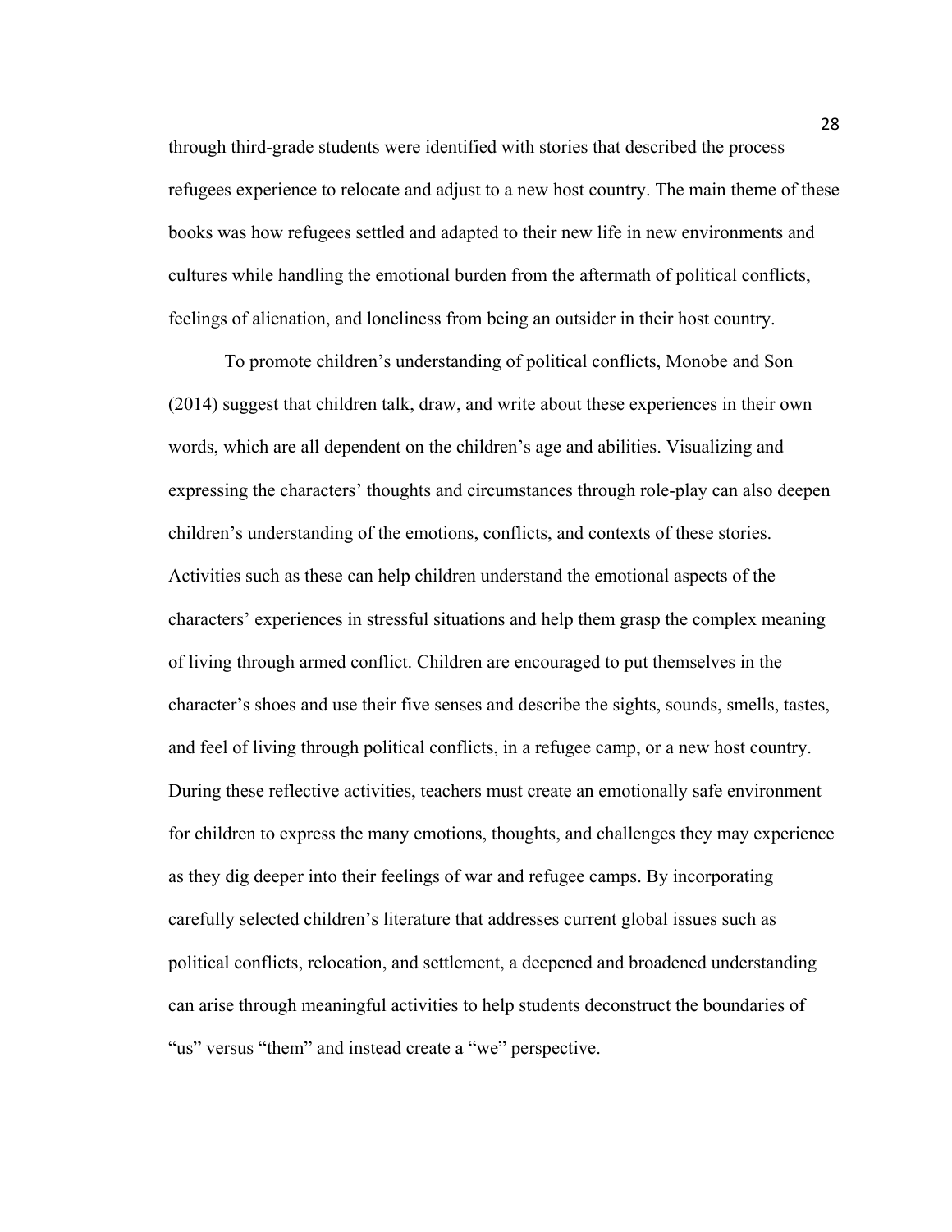through third-grade students were identified with stories that described the process refugees experience to relocate and adjust to a new host country. The main theme of these books was how refugees settled and adapted to their new life in new environments and cultures while handling the emotional burden from the aftermath of political conflicts, feelings of alienation, and loneliness from being an outsider in their host country.

To promote children's understanding of political conflicts, Monobe and Son (2014) suggest that children talk, draw, and write about these experiences in their own words, which are all dependent on the children's age and abilities. Visualizing and expressing the characters' thoughts and circumstances through role-play can also deepen children's understanding of the emotions, conflicts, and contexts of these stories. Activities such as these can help children understand the emotional aspects of the characters' experiences in stressful situations and help them grasp the complex meaning of living through armed conflict. Children are encouraged to put themselves in the character's shoes and use their five senses and describe the sights, sounds, smells, tastes, and feel of living through political conflicts, in a refugee camp, or a new host country. During these reflective activities, teachers must create an emotionally safe environment for children to express the many emotions, thoughts, and challenges they may experience as they dig deeper into their feelings of war and refugee camps. By incorporating carefully selected children's literature that addresses current global issues such as political conflicts, relocation, and settlement, a deepened and broadened understanding can arise through meaningful activities to help students deconstruct the boundaries of "us" versus "them" and instead create a "we" perspective.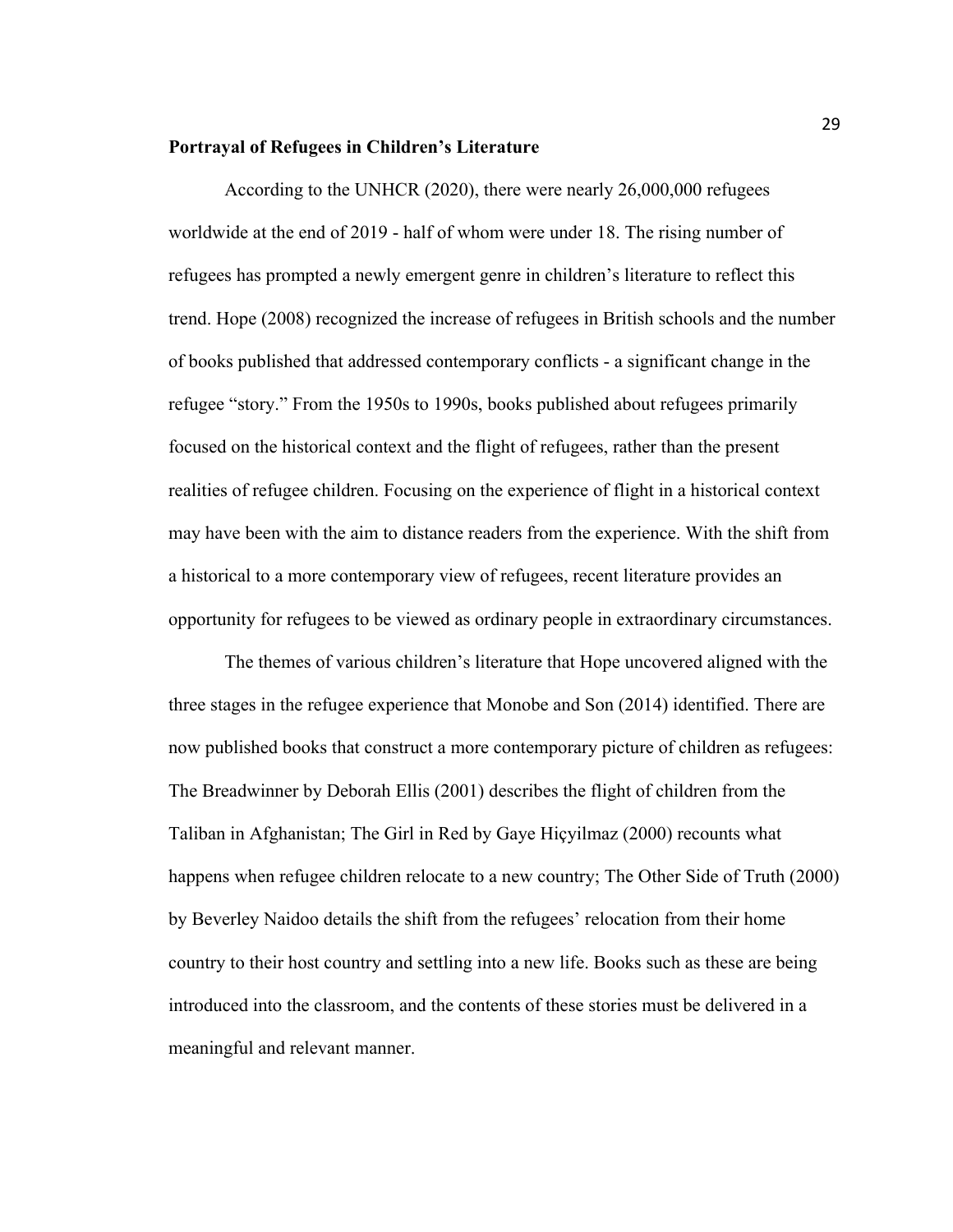**Portrayal of Refugees in Children's Literature**

According to the UNHCR (2020), there were nearly 26,000,000 refugees worldwide at the end of 2019 - half of whom were under 18. The rising number of refugees has prompted a newly emergent genre in children's literature to reflect this trend. Hope (2008) recognized the increase of refugees in British schools and the number of books published that addressed contemporary conflicts - a significant change in the refugee "story." From the 1950s to 1990s, books published about refugees primarily focused on the historical context and the flight of refugees, rather than the present realities of refugee children. Focusing on the experience of flight in a historical context may have been with the aim to distance readers from the experience. With the shift from a historical to a more contemporary view of refugees, recent literature provides an opportunity for refugees to be viewed as ordinary people in extraordinary circumstances.

The themes of various children's literature that Hope uncovered aligned with the three stages in the refugee experience that Monobe and Son (2014) identified. There are now published books that construct a more contemporary picture of children as refugees: The Breadwinner by Deborah Ellis (2001) describes the flight of children from the Taliban in Afghanistan; The Girl in Red by Gaye Hiçyilmaz (2000) recounts what happens when refugee children relocate to a new country; The Other Side of Truth (2000) by Beverley Naidoo details the shift from the refugees' relocation from their home country to their host country and settling into a new life. Books such as these are being introduced into the classroom, and the contents of these stories must be delivered in a meaningful and relevant manner.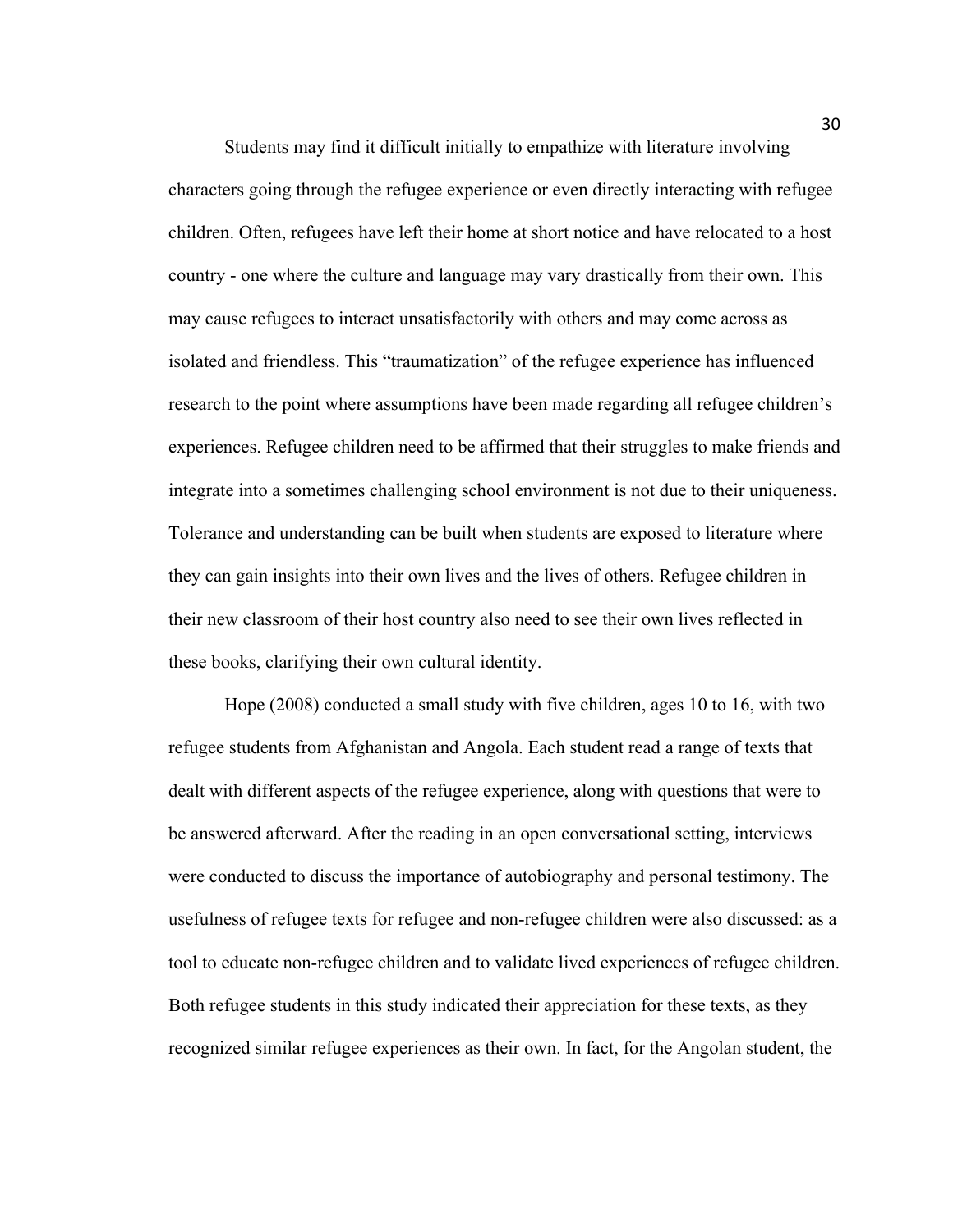Students may find it difficult initially to empathize with literature involving characters going through the refugee experience or even directly interacting with refugee children. Often, refugees have left their home at short notice and have relocated to a host country - one where the culture and language may vary drastically from their own. This may cause refugees to interact unsatisfactorily with others and may come across as isolated and friendless. This "traumatization" of the refugee experience has influenced research to the point where assumptions have been made regarding all refugee children's experiences. Refugee children need to be affirmed that their struggles to make friends and integrate into a sometimes challenging school environment is not due to their uniqueness. Tolerance and understanding can be built when students are exposed to literature where they can gain insights into their own lives and the lives of others. Refugee children in their new classroom of their host country also need to see their own lives reflected in these books, clarifying their own cultural identity.

Hope (2008) conducted a small study with five children, ages 10 to 16, with two refugee students from Afghanistan and Angola. Each student read a range of texts that dealt with different aspects of the refugee experience, along with questions that were to be answered afterward. After the reading in an open conversational setting, interviews were conducted to discuss the importance of autobiography and personal testimony. The usefulness of refugee texts for refugee and non-refugee children were also discussed: as a tool to educate non-refugee children and to validate lived experiences of refugee children. Both refugee students in this study indicated their appreciation for these texts, as they recognized similar refugee experiences as their own. In fact, for the Angolan student, the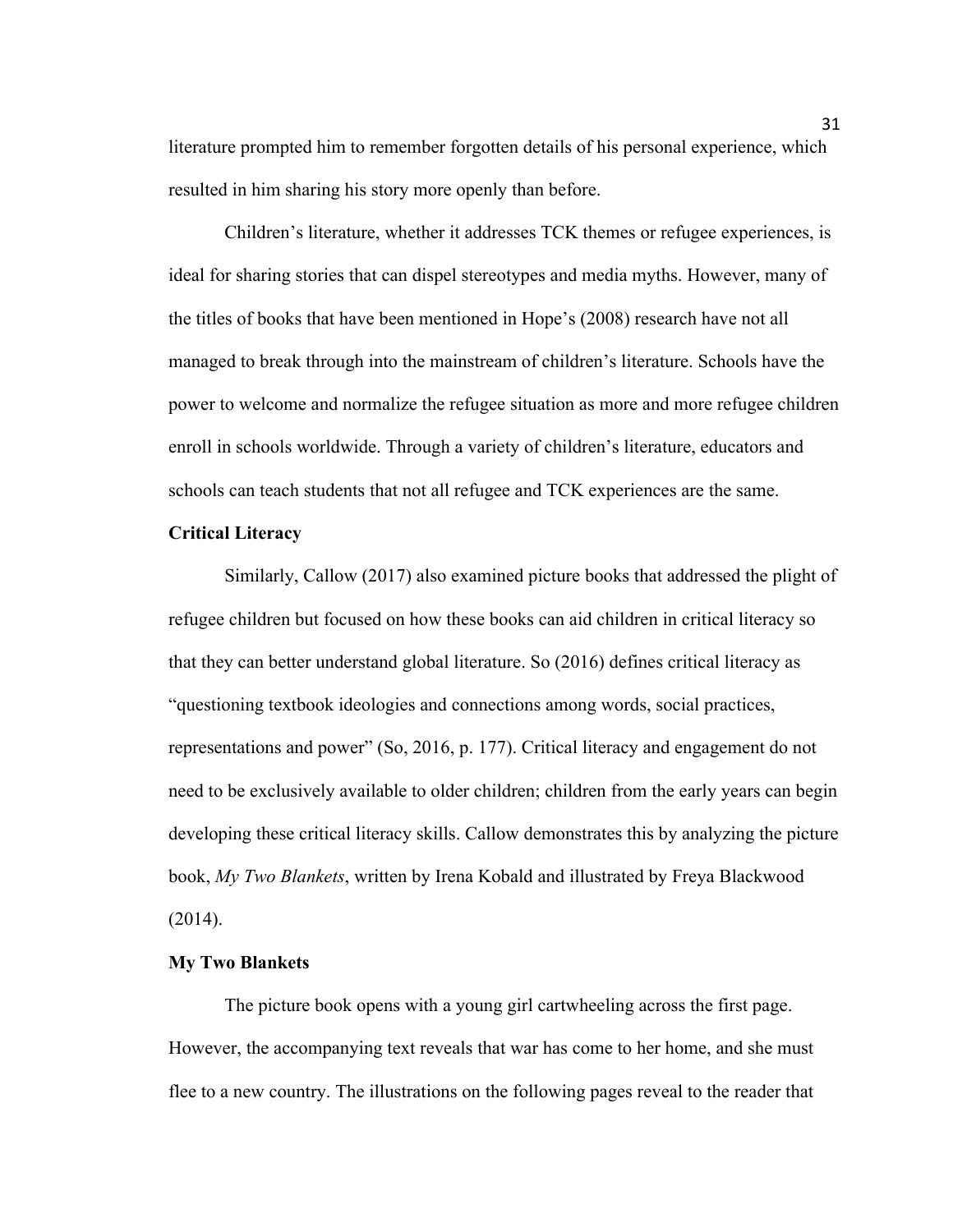literature prompted him to remember forgotten details of his personal experience, which resulted in him sharing his story more openly than before.

Children's literature, whether it addresses TCK themes or refugee experiences, is ideal for sharing stories that can dispel stereotypes and media myths. However, many of the titles of books that have been mentioned in Hope's (2008) research have not all managed to break through into the mainstream of children's literature. Schools have the power to welcome and normalize the refugee situation as more and more refugee children enroll in schools worldwide. Through a variety of children's literature, educators and schools can teach students that not all refugee and TCK experiences are the same.

### Critical Literacy

Similarly, Callow (2017) also examined picture books that addressed the plight of refugee children but focused on how these books can aid children in critical literacy so that they can better understand global literature. So (2016) defines critical literacy as "questioning textbook ideologies and connections among words, social practices, representations and power" (So, 2016, p. 177). Critical literacy and engagement do not need to be exclusively available to older children; children from the early years can begin developing these critical literacy skills. Callow demonstrates this by analyzing the picture book, *My Two Blankets*, written by Irena Kobald and illustrated by Freya Blackwood (2014).

### My Two Blankets

The picture book opens with a young girl cartwheeling across the first page. However, the accompanying text reveals that war has come to her home, and she must flee to a new country. The illustrations on the following pages reveal to the reader that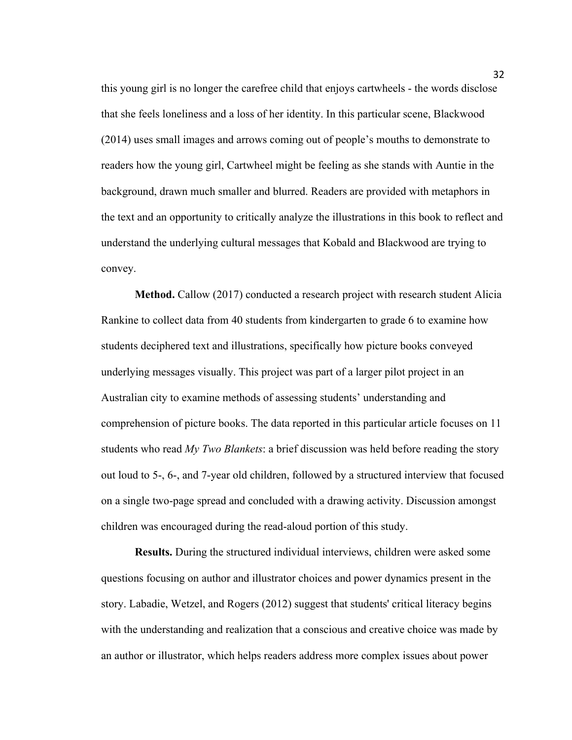this young girl is no longer the carefree child that enjoys cartwheels - the words disclose that she feels loneliness and a loss of her identity. In this particular scene, Blackwood (2014) uses small images and arrows coming out of people's mouths to demonstrate to readers how the young girl, Cartwheel might be feeling as she stands with Auntie in the background, drawn much smaller and blurred. Readers are provided with metaphors in the text and an opportunity to critically analyze the illustrations in this book to reflect and understand the underlying cultural messages that Kobald and Blackwood are trying to convey.

**Method.** Callow (2017) conducted a research project with research student Alicia Rankine to collect data from 40 students from kindergarten to grade 6 to examine how students deciphered text and illustrations, specifically how picture books conveyed underlying messages visually. This project was part of a larger pilot project in an Australian city to examine methods of assessing students' understanding and comprehension of picture books. The data reported in this particular article focuses on 11 students who read *My Two Blankets*: a brief discussion was held before reading the story out loud to 5-, 6-, and 7-year old children, followed by a structured interview that focused on a single two-page spread and concluded with a drawing activity. Discussion amongst children was encouraged during the read-aloud portion of this study.

**Results.** During the structured individual interviews, children were asked some questions focusing on author and illustrator choices and power dynamics present in the story. Labadie, Wetzel, and Rogers (2012) suggest that students' critical literacy begins with the understanding and realization that a conscious and creative choice was made by an author or illustrator, which helps readers address more complex issues about power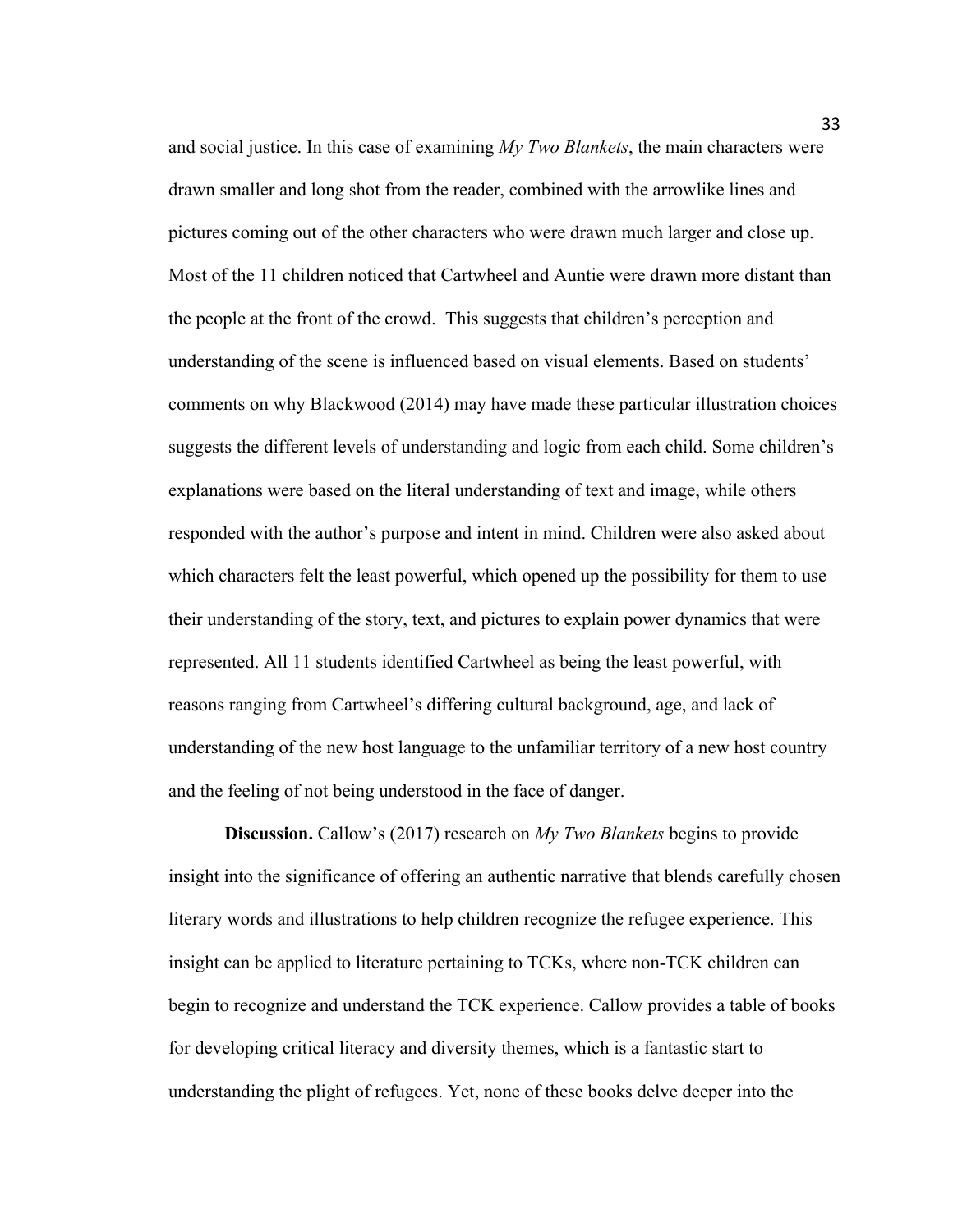and social justice. In this case of examining *My Two Blankets*, the main characters were drawn smaller and long shot from the reader, combined with the arrowlike lines and pictures coming out of the other characters who were drawn much larger and close up. Most of the 11 children noticed that Cartwheel and Auntie were drawn more distant than the people at the front of the crowd. This suggests that children's perception and understanding of the scene is influenced based on visual elements. Based on students' comments on why Blackwood (2014) may have made these particular illustration choices suggests the different levels of understanding and logic from each child. Some children's explanations were based on the literal understanding of text and image, while others responded with the author's purpose and intent in mind. Children were also asked about which characters felt the least powerful, which opened up the possibility for them to use their understanding of the story, text, and pictures to explain power dynamics that were represented. All 11 students identified Cartwheel as being the least powerful, with reasons ranging from Cartwheel's differing cultural background, age, and lack of understanding of the new host language to the unfamiliar territory of a new host country and the feeling of not being understood in the face of danger.

**Discussion.** Callow's (2017) research on *My Two Blankets* begins to provide insight into the significance of offering an authentic narrative that blends carefully chosen literary words and illustrations to help children recognize the refugee experience. This insight can be applied to literature pertaining to TCKs, where non-TCK children can begin to recognize and understand the TCK experience. Callow provides a table of books for developing critical literacy and diversity themes, which is a fantastic start to understanding the plight of refugees. Yet, none of these books delve deeper into the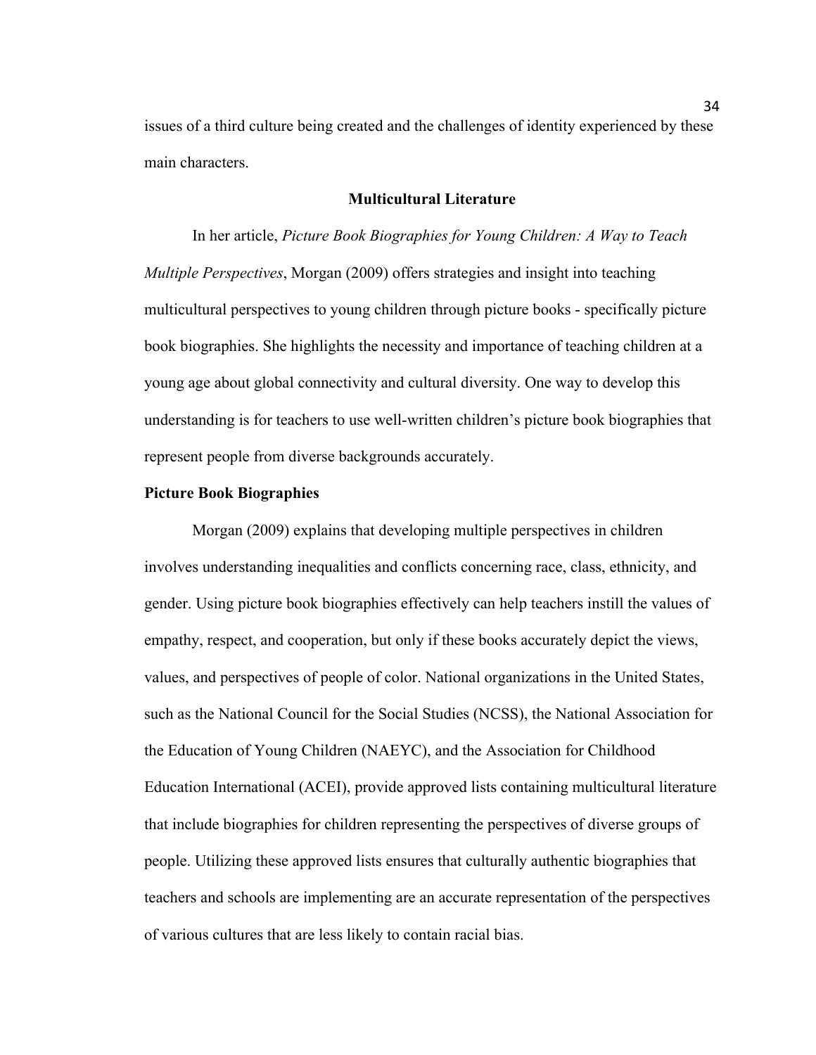issues of a third culture being created and the challenges of identity experienced by these main characters.

## Multicultural Literature

In her article, *Picture Book Biographies for Young Children: A Way to Teach Multiple Perspectives*, Morgan (2009) offers strategies and insight into teaching multicultural perspectives to young children through picture books - specifically picture book biographies. She highlights the necessity and importance of teaching children at a young age about global connectivity and cultural diversity. One way to develop this understanding is for teachers to use well-written children's picture book biographies that represent people from diverse backgrounds accurately.

### Picture Book Biographies

Morgan (2009) explains that developing multiple perspectives in children involves understanding inequalities and conflicts concerning race, class, ethnicity, and gender. Using picture book biographies effectively can help teachers instill the values of empathy, respect, and cooperation, but only if these books accurately depict the views, values, and perspectives of people of color. National organizations in the United States, such as the National Council for the Social Studies (NCSS), the National Association for the Education of Young Children (NAEYC), and the Association for Childhood Education International (ACEI), provide approved lists containing multicultural literature that include biographies for children representing the perspectives of diverse groups of people. Utilizing these approved lists ensures that culturally authentic biographies that teachers and schools are implementing are an accurate representation of the perspectives of various cultures that are less likely to contain racial bias.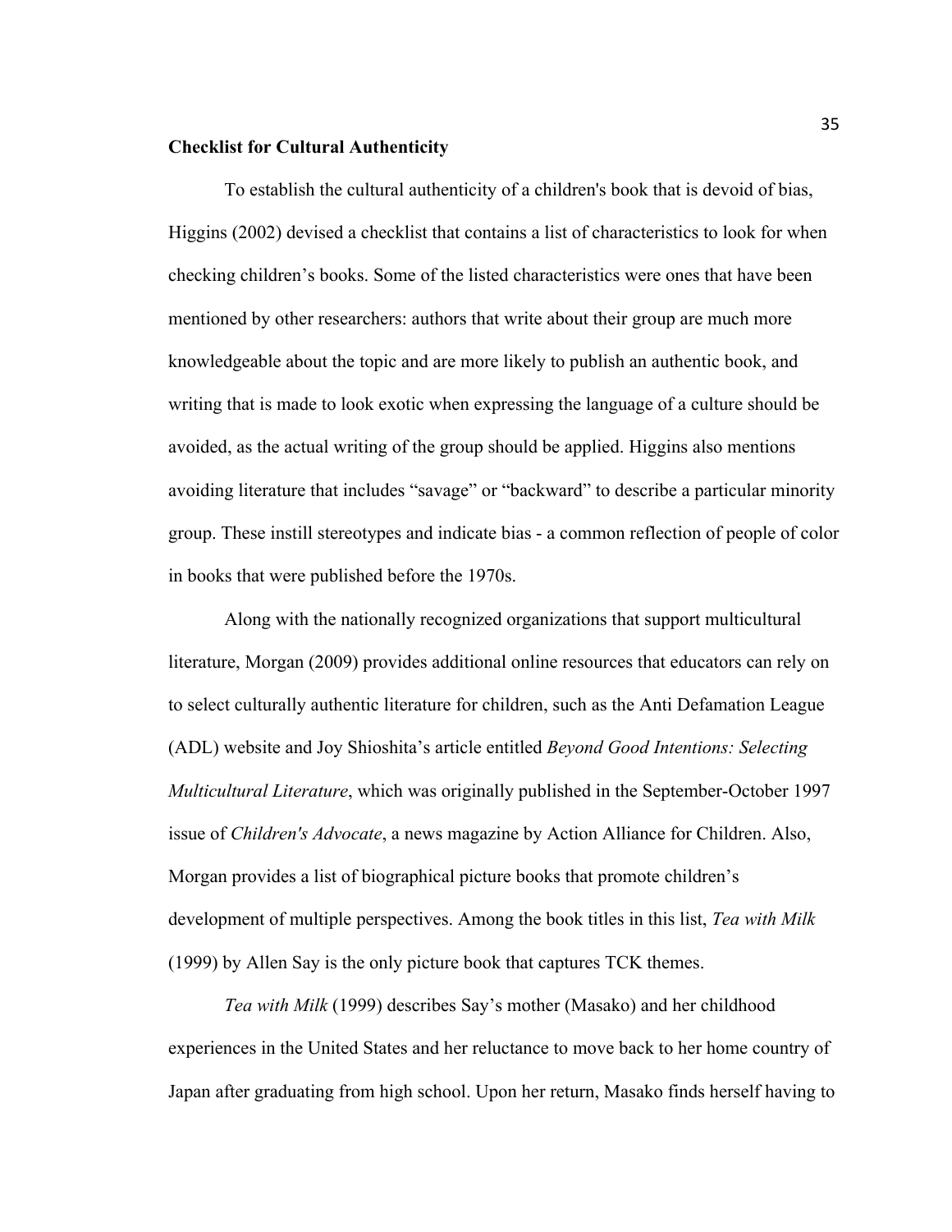**Checklist for Cultural Authenticity**

To establish the cultural authenticity of a children's book that is devoid of bias, Higgins (2002) devised a checklist that contains a list of characteristics to look for when checking children's books. Some of the listed characteristics were ones that have been mentioned by other researchers: authors that write about their group are much more knowledgeable about the topic and are more likely to publish an authentic book, and writing that is made to look exotic when expressing the language of a culture should be avoided, as the actual writing of the group should be applied. Higgins also mentions avoiding literature that includes "savage" or "backward" to describe a particular minority group. These instill stereotypes and indicate bias - a common reflection of people of color in books that were published before the 1970s.

Along with the nationally recognized organizations that support multicultural literature, Morgan (2009) provides additional online resources that educators can rely on to select culturally authentic literature for children, such as the Anti Defamation League (ADL) website and Joy Shioshita's article entitled *Beyond Good Intentions: Selecting Multicultural Literature*, which was originally published in the September-October 1997 issue of *Children's Advocate*, a news magazine by Action Alliance for Children. Also, Morgan provides a list of biographical picture books that promote children's development of multiple perspectives. Among the book titles in this list, *Tea with Milk* (1999) by Allen Say is the only picture book that captures TCK themes.

*Tea with Milk* (1999) describes Say's mother (Masako) and her childhood experiences in the United States and her reluctance to move back to her home country of Japan after graduating from high school. Upon her return, Masako finds herself having to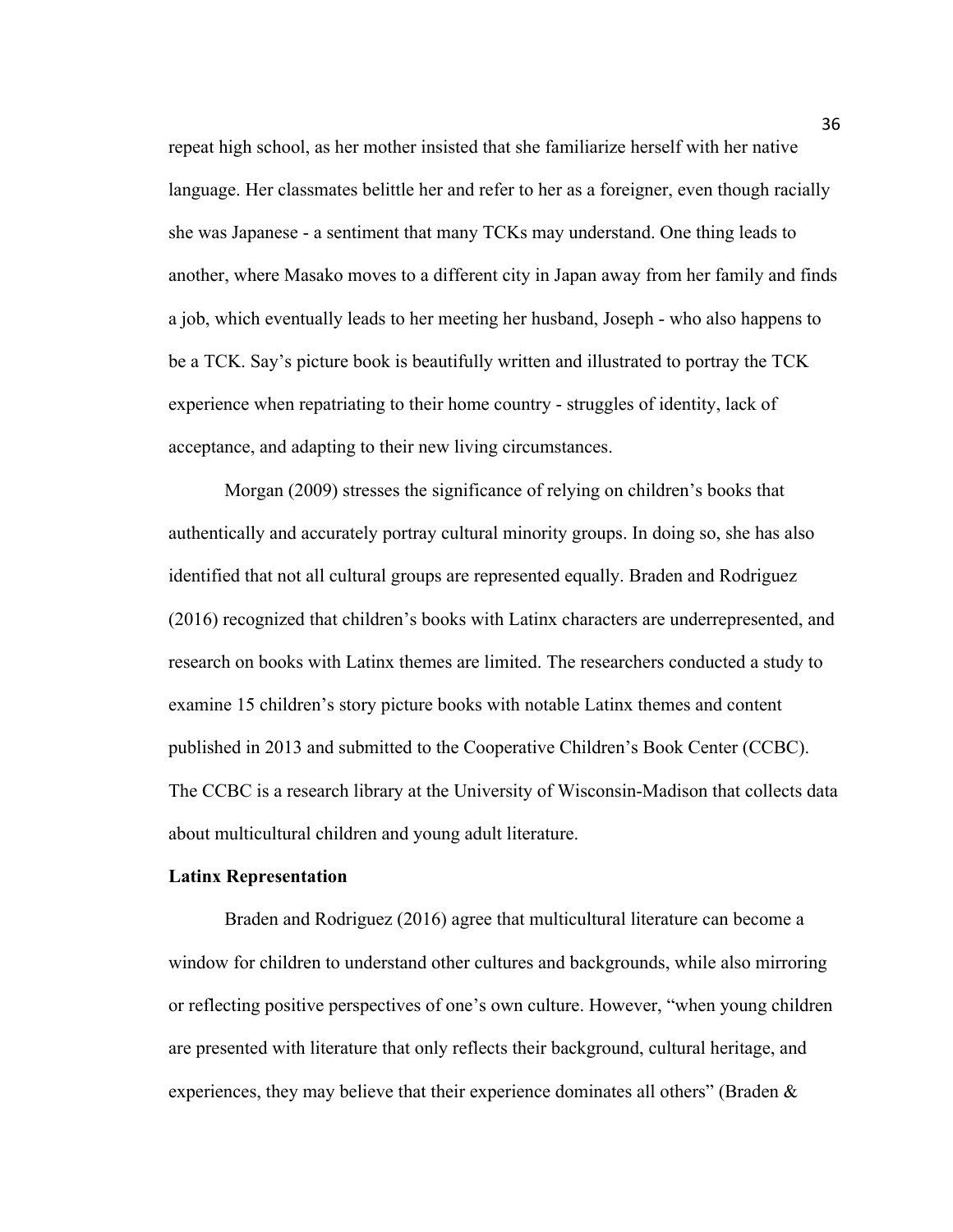repeat high school, as her mother insisted that she familiarize herself with her native language. Her classmates belittle her and refer to her as a foreigner, even though racially she was Japanese - a sentiment that many TCKs may understand. One thing leads to another, where Masako moves to a different city in Japan away from her family and finds a job, which eventually leads to her meeting her husband, Joseph - who also happens to be a TCK. Say's picture book is beautifully written and illustrated to portray the TCK experience when repatriating to their home country - struggles of identity, lack of acceptance, and adapting to their new living circumstances.

Morgan (2009) stresses the significance of relying on children's books that authentically and accurately portray cultural minority groups. In doing so, she has also identified that not all cultural groups are represented equally. Braden and Rodriguez (2016) recognized that children's books with Latinx characters are underrepresented, and research on books with Latinx themes are limited. The researchers conducted a study to examine 15 children's story picture books with notable Latinx themes and content published in 2013 and submitted to the Cooperative Children's Book Center (CCBC). The CCBC is a research library at the University of Wisconsin-Madison that collects data about multicultural children and young adult literature.

**Latinx Representation**

Braden and Rodriguez (2016) agree that multicultural literature can become a window for children to understand other cultures and backgrounds, while also mirroring or reflecting positive perspectives of one's own culture. However, "when young children are presented with literature that only reflects their background, cultural heritage, and experiences, they may believe that their experience dominates all others" (Braden &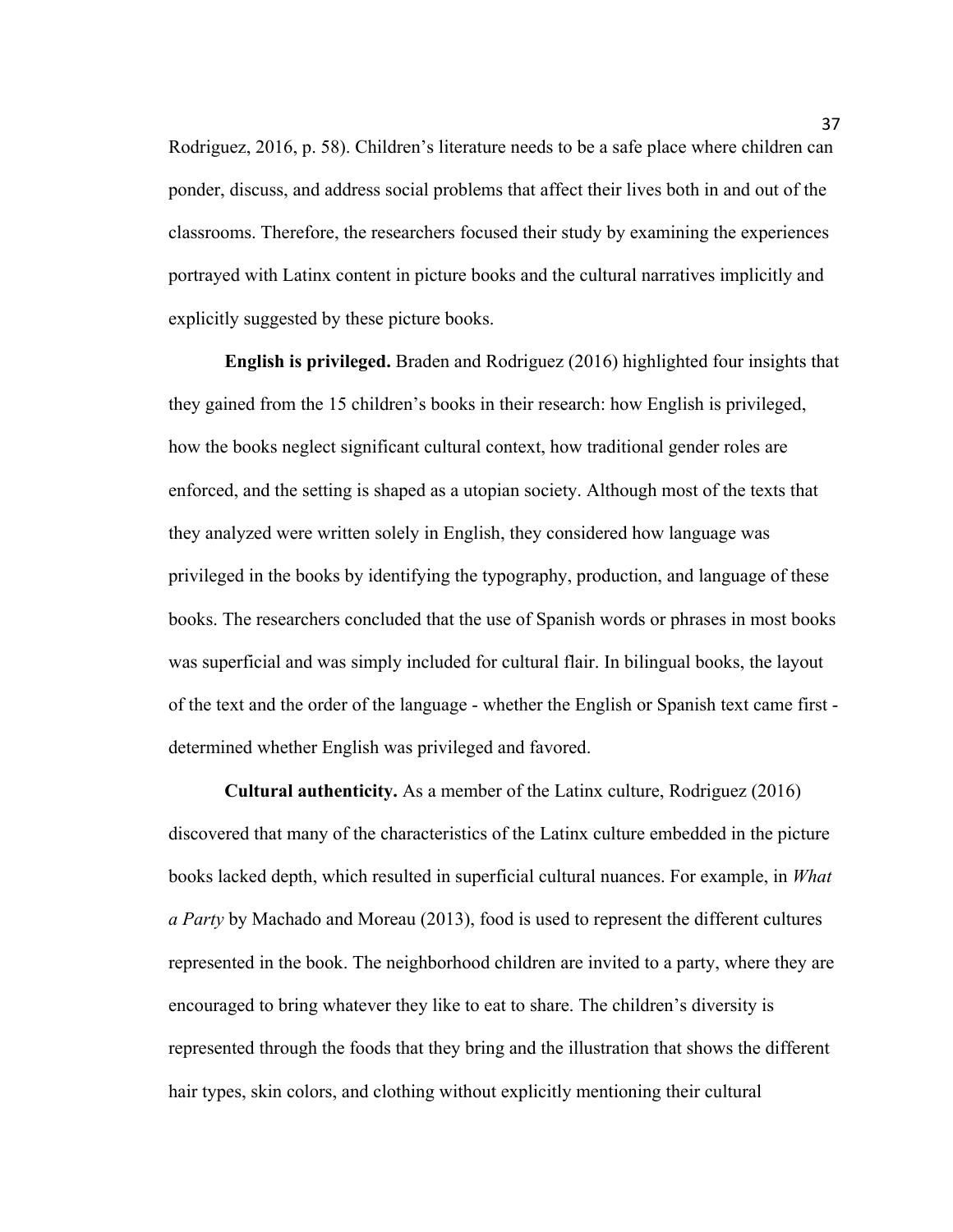Rodriguez, 2016, p. 58). Children's literature needs to be a safe place where children can ponder, discuss, and address social problems that affect their lives both in and out of the classrooms. Therefore, the researchers focused their study by examining the experiences portrayed with Latinx content in picture books and the cultural narratives implicitly and explicitly suggested by these picture books.

**English is privileged.** Braden and Rodriguez (2016) highlighted four insights that they gained from the 15 children's books in their research: how English is privileged, how the books neglect significant cultural context, how traditional gender roles are enforced, and the setting is shaped as a utopian society. Although most of the texts that they analyzed were written solely in English, they considered how language was privileged in the books by identifying the typography, production, and language of these books. The researchers concluded that the use of Spanish words or phrases in most books was superficial and was simply included for cultural flair. In bilingual books, the layout of the text and the order of the language - whether the English or Spanish text came first - determined whether English was privileged and favored.

**Cultural authenticity.** As a member of the Latinx culture, Rodriguez (2016) discovered that many of the characteristics of the Latinx culture embedded in the picture books lacked depth, which resulted in superficial cultural nuances. For example, in *What a Party* by Machado and Moreau (2013), food is used to represent the different cultures represented in the book. The neighborhood children are invited to a party, where they are encouraged to bring whatever they like to eat to share. The children's diversity is represented through the foods that they bring and the illustration that shows the different hair types, skin colors, and clothing without explicitly mentioning their cultural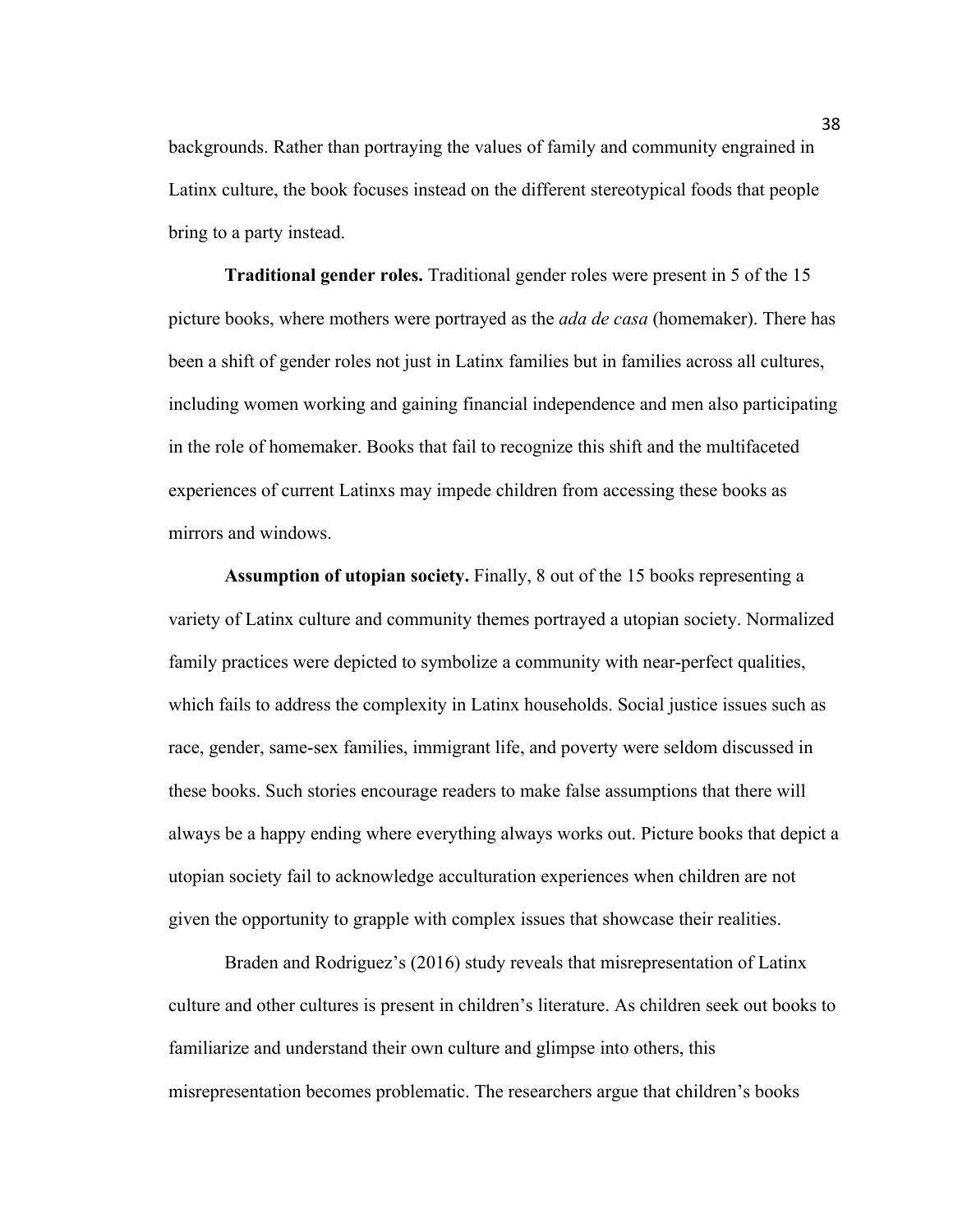backgrounds. Rather than portraying the values of family and community engrained in Latinx culture, the book focuses instead on the different stereotypical foods that people bring to a party instead.

**Traditional gender roles.** Traditional gender roles were present in 5 of the 15 picture books, where mothers were portrayed as the *ada de casa* (homemaker). There has been a shift of gender roles not just in Latinx families but in families across all cultures, including women working and gaining financial independence and men also participating in the role of homemaker. Books that fail to recognize this shift and the multifaceted experiences of current Latinxs may impede children from accessing these books as mirrors and windows.

**Assumption of utopian society.** Finally, 8 out of the 15 books representing a variety of Latinx culture and community themes portrayed a utopian society. Normalized family practices were depicted to symbolize a community with near-perfect qualities, which fails to address the complexity in Latinx households. Social justice issues such as race, gender, same-sex families, immigrant life, and poverty were seldom discussed in these books. Such stories encourage readers to make false assumptions that there will always be a happy ending where everything always works out. Picture books that depict a utopian society fail to acknowledge acculturation experiences when children are not given the opportunity to grapple with complex issues that showcase their realities.

Braden and Rodriguez's (2016) study reveals that misrepresentation of Latinx culture and other cultures is present in children's literature. As children seek out books to familiarize and understand their own culture and glimpse into others, this misrepresentation becomes problematic. The researchers argue that children's books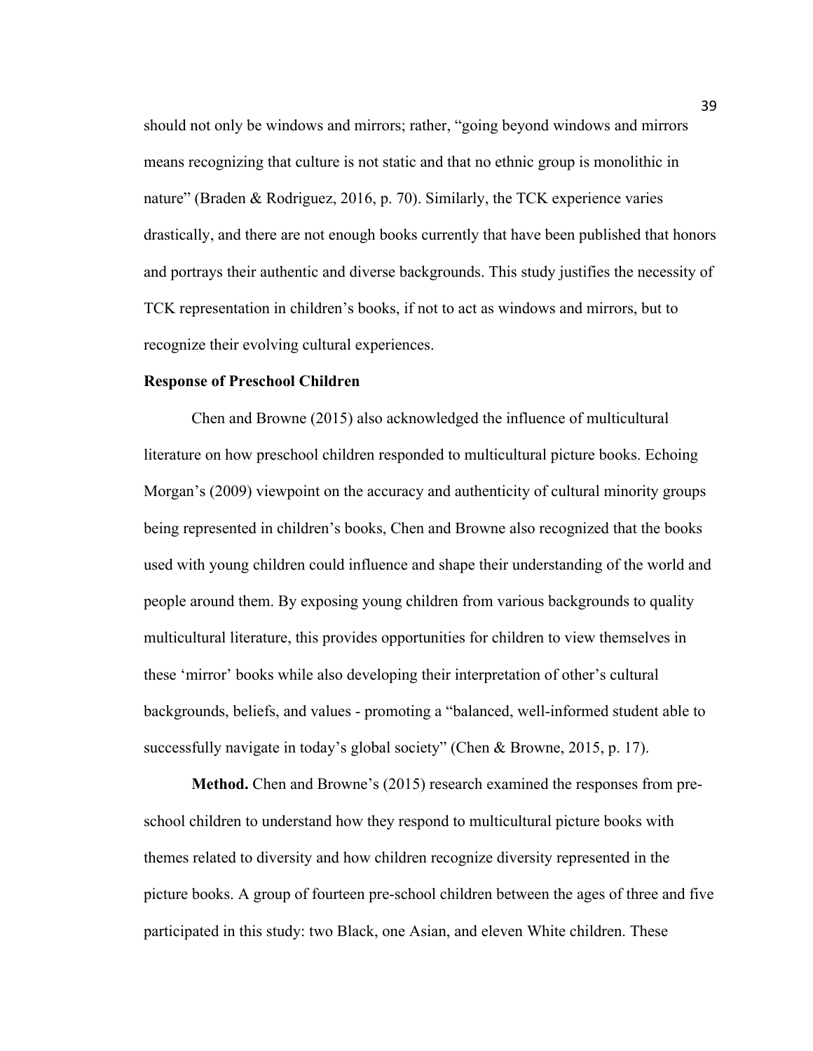should not only be windows and mirrors; rather, "going beyond windows and mirrors means recognizing that culture is not static and that no ethnic group is monolithic in nature" (Braden & Rodriguez, 2016, p. 70). Similarly, the TCK experience varies drastically, and there are not enough books currently that have been published that honors and portrays their authentic and diverse backgrounds. This study justifies the necessity of TCK representation in children's books, if not to act as windows and mirrors, but to recognize their evolving cultural experiences.

### Response of Preschool Children

Chen and Browne (2015) also acknowledged the influence of multicultural literature on how preschool children responded to multicultural picture books. Echoing Morgan's (2009) viewpoint on the accuracy and authenticity of cultural minority groups being represented in children's books, Chen and Browne also recognized that the books used with young children could influence and shape their understanding of the world and people around them. By exposing young children from various backgrounds to quality multicultural literature, this provides opportunities for children to view themselves in these 'mirror' books while also developing their interpretation of other's cultural backgrounds, beliefs, and values - promoting a "balanced, well-informed student able to successfully navigate in today's global society" (Chen & Browne, 2015, p. 17).

**Method.** Chen and Browne's (2015) research examined the responses from pre-school children to understand how they respond to multicultural picture books with themes related to diversity and how children recognize diversity represented in the picture books. A group of fourteen pre-school children between the ages of three and five participated in this study: two Black, one Asian, and eleven White children. These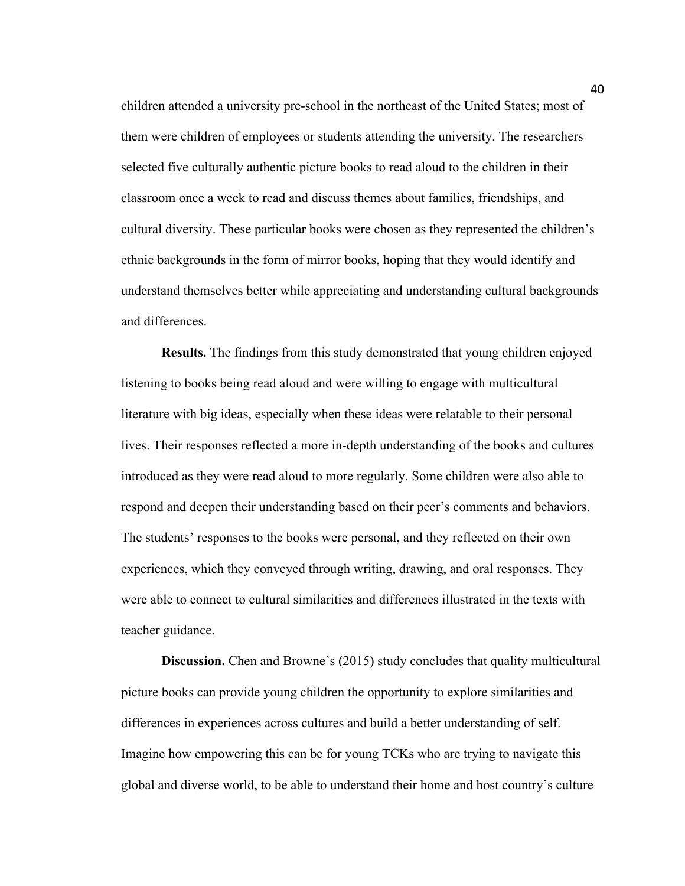children attended a university pre-school in the northeast of the United States; most of them were children of employees or students attending the university. The researchers selected five culturally authentic picture books to read aloud to the children in their classroom once a week to read and discuss themes about families, friendships, and cultural diversity. These particular books were chosen as they represented the children's ethnic backgrounds in the form of mirror books, hoping that they would identify and understand themselves better while appreciating and understanding cultural backgrounds and differences.

**Results.** The findings from this study demonstrated that young children enjoyed listening to books being read aloud and were willing to engage with multicultural literature with big ideas, especially when these ideas were relatable to their personal lives. Their responses reflected a more in-depth understanding of the books and cultures introduced as they were read aloud to more regularly. Some children were also able to respond and deepen their understanding based on their peer's comments and behaviors. The students' responses to the books were personal, and they reflected on their own experiences, which they conveyed through writing, drawing, and oral responses. They were able to connect to cultural similarities and differences illustrated in the texts with teacher guidance.

**Discussion.** Chen and Browne's (2015) study concludes that quality multicultural picture books can provide young children the opportunity to explore similarities and differences in experiences across cultures and build a better understanding of self. Imagine how empowering this can be for young TCKs who are trying to navigate this global and diverse world, to be able to understand their home and host country's culture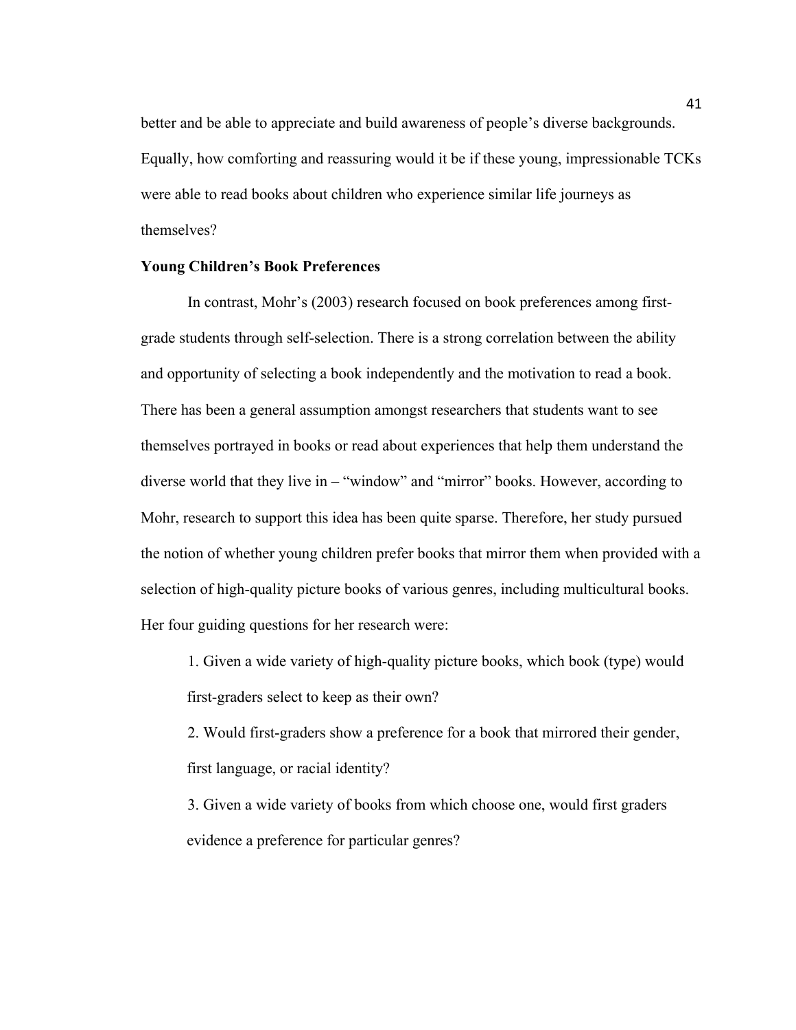better and be able to appreciate and build awareness of people's diverse backgrounds. Equally, how comforting and reassuring would it be if these young, impressionable TCKs were able to read books about children who experience similar life journeys as themselves?

**Young Children's Book Preferences**

In contrast, Mohr's (2003) research focused on book preferences among first-grade students through self-selection. There is a strong correlation between the ability and opportunity of selecting a book independently and the motivation to read a book. There has been a general assumption amongst researchers that students want to see themselves portrayed in books or read about experiences that help them understand the diverse world that they live in – "window" and "mirror" books. However, according to Mohr, research to support this idea has been quite sparse. Therefore, her study pursued the notion of whether young children prefer books that mirror them when provided with a selection of high-quality picture books of various genres, including multicultural books. Her four guiding questions for her research were:

1. Given a wide variety of high-quality picture books, which book (type) would first-graders select to keep as their own?
2. Would first-graders show a preference for a book that mirrored their gender, first language, or racial identity?
3. Given a wide variety of books from which choose one, would first graders evidence a preference for particular genres?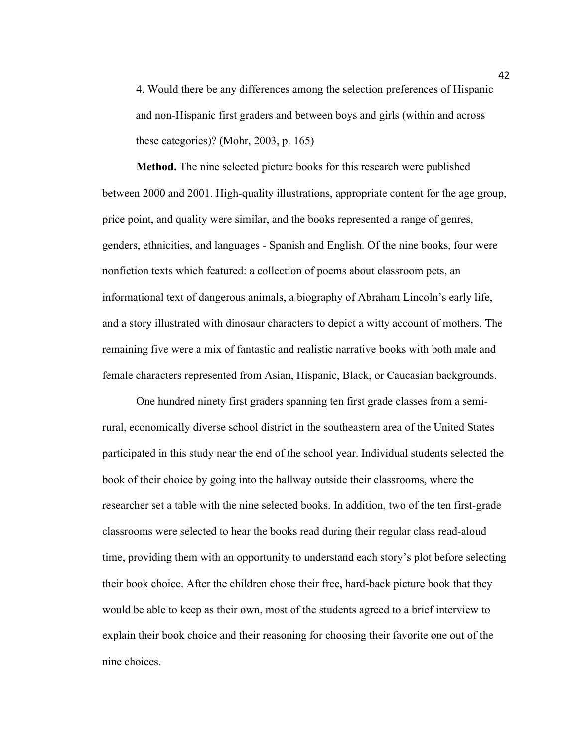4. Would there be any differences among the selection preferences of Hispanic and non-Hispanic first graders and between boys and girls (within and across these categories)? (Mohr, 2003, p. 165)

**Method.** The nine selected picture books for this research were published between 2000 and 2001. High-quality illustrations, appropriate content for the age group, price point, and quality were similar, and the books represented a range of genres, genders, ethnicities, and languages - Spanish and English. Of the nine books, four were nonfiction texts which featured: a collection of poems about classroom pets, an informational text of dangerous animals, a biography of Abraham Lincoln's early life, and a story illustrated with dinosaur characters to depict a witty account of mothers. The remaining five were a mix of fantastic and realistic narrative books with both male and female characters represented from Asian, Hispanic, Black, or Caucasian backgrounds.

One hundred ninety first graders spanning ten first grade classes from a semi-rural, economically diverse school district in the southeastern area of the United States participated in this study near the end of the school year. Individual students selected the book of their choice by going into the hallway outside their classrooms, where the researcher set a table with the nine selected books. In addition, two of the ten first-grade classrooms were selected to hear the books read during their regular class read-aloud time, providing them with an opportunity to understand each story's plot before selecting their book choice. After the children chose their free, hard-back picture book that they would be able to keep as their own, most of the students agreed to a brief interview to explain their book choice and their reasoning for choosing their favorite one out of the nine choices.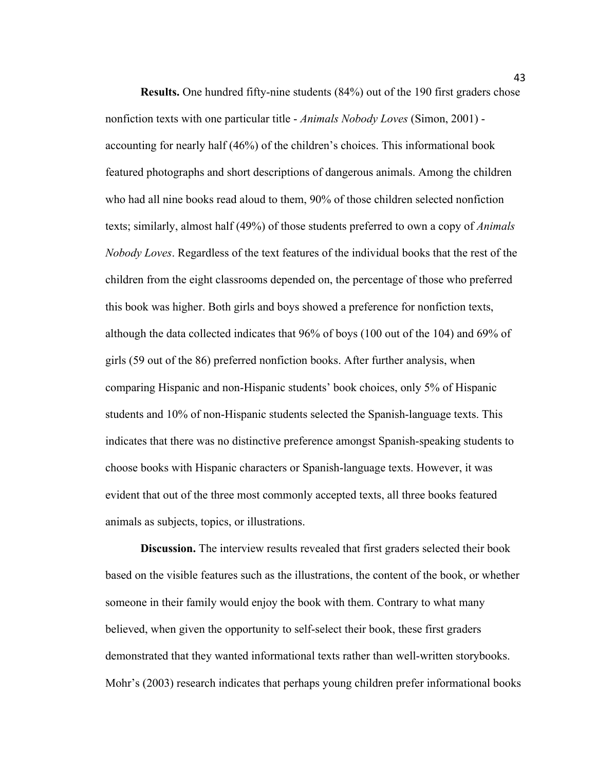**Results.** One hundred fifty-nine students (84%) out of the 190 first graders chose nonfiction texts with one particular title - *Animals Nobody Loves* (Simon, 2001) - accounting for nearly half (46%) of the children's choices. This informational book featured photographs and short descriptions of dangerous animals. Among the children who had all nine books read aloud to them, 90% of those children selected nonfiction texts; similarly, almost half (49%) of those students preferred to own a copy of *Animals Nobody Loves*. Regardless of the text features of the individual books that the rest of the children from the eight classrooms depended on, the percentage of those who preferred this book was higher. Both girls and boys showed a preference for nonfiction texts, although the data collected indicates that 96% of boys (100 out of the 104) and 69% of girls (59 out of the 86) preferred nonfiction books. After further analysis, when comparing Hispanic and non-Hispanic students' book choices, only 5% of Hispanic students and 10% of non-Hispanic students selected the Spanish-language texts. This indicates that there was no distinctive preference amongst Spanish-speaking students to choose books with Hispanic characters or Spanish-language texts. However, it was evident that out of the three most commonly accepted texts, all three books featured animals as subjects, topics, or illustrations.

**Discussion.** The interview results revealed that first graders selected their book based on the visible features such as the illustrations, the content of the book, or whether someone in their family would enjoy the book with them. Contrary to what many believed, when given the opportunity to self-select their book, these first graders demonstrated that they wanted informational texts rather than well-written storybooks. Mohr's (2003) research indicates that perhaps young children prefer informational books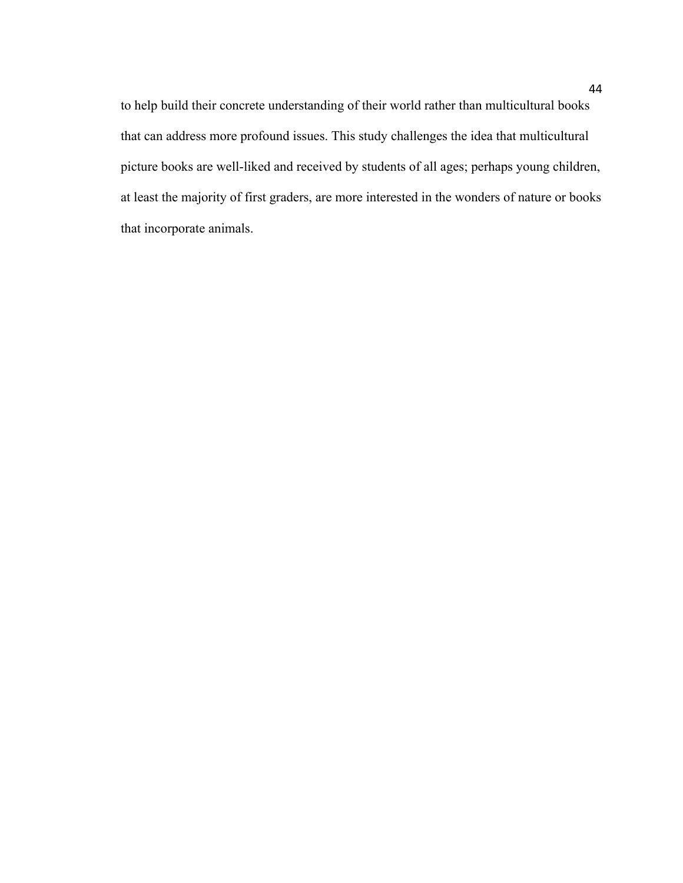to help build their concrete understanding of their world rather than multicultural books that can address more profound issues. This study challenges the idea that multicultural picture books are well-liked and received by students of all ages; perhaps young children, at least the majority of first graders, are more interested in the wonders of nature or books that incorporate animals.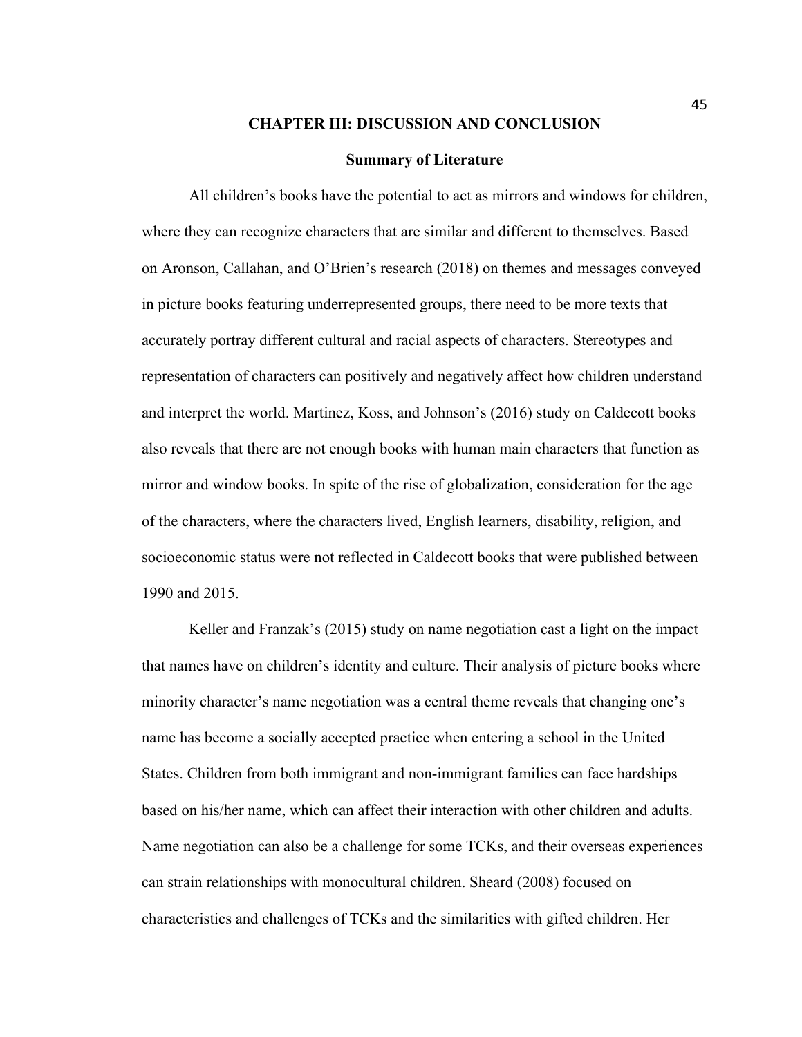# CHAPTER III: DISCUSSION AND CONCLUSION

## Summary of Literature

All children's books have the potential to act as mirrors and windows for children, where they can recognize characters that are similar and different to themselves. Based on Aronson, Callahan, and O'Brien's research (2018) on themes and messages conveyed in picture books featuring underrepresented groups, there need to be more texts that accurately portray different cultural and racial aspects of characters. Stereotypes and representation of characters can positively and negatively affect how children understand and interpret the world. Martinez, Koss, and Johnson's (2016) study on Caldecott books also reveals that there are not enough books with human main characters that function as mirror and window books. In spite of the rise of globalization, consideration for the age of the characters, where the characters lived, English learners, disability, religion, and socioeconomic status were not reflected in Caldecott books that were published between 1990 and 2015.

Keller and Franzak's (2015) study on name negotiation cast a light on the impact that names have on children's identity and culture. Their analysis of picture books where minority character's name negotiation was a central theme reveals that changing one's name has become a socially accepted practice when entering a school in the United States. Children from both immigrant and non-immigrant families can face hardships based on his/her name, which can affect their interaction with other children and adults. Name negotiation can also be a challenge for some TCKs, and their overseas experiences can strain relationships with monocultural children. Sheard (2008) focused on characteristics and challenges of TCKs and the similarities with gifted children. Her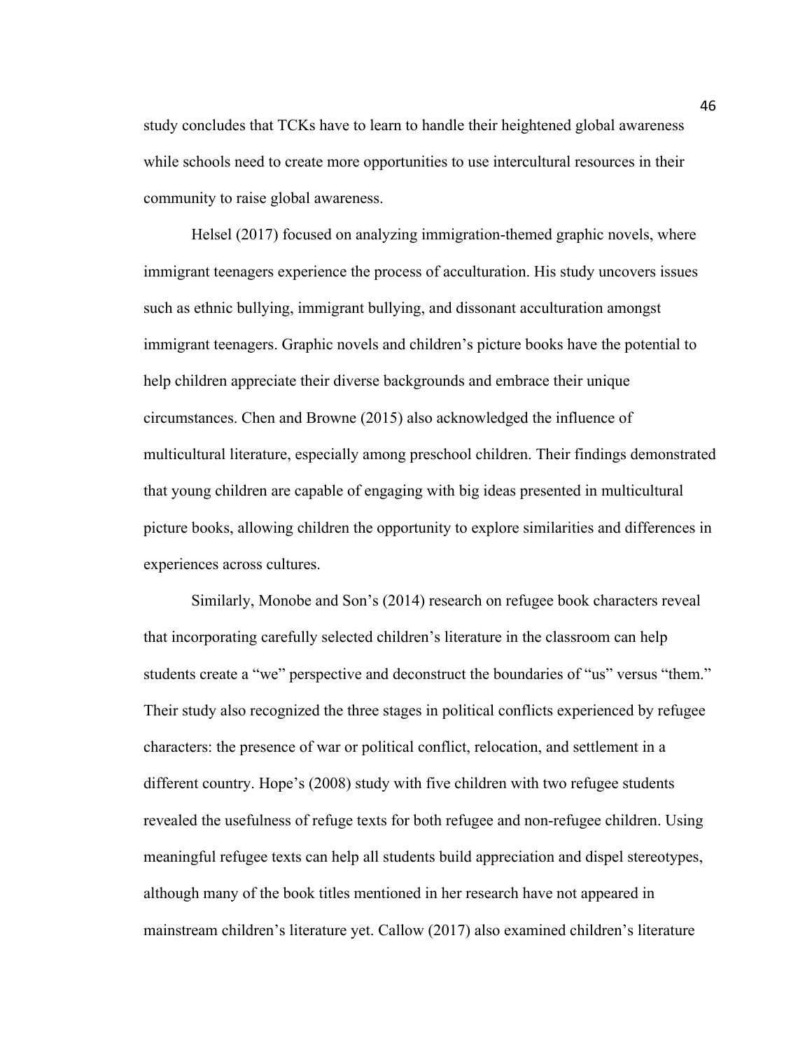study concludes that TCKs have to learn to handle their heightened global awareness while schools need to create more opportunities to use intercultural resources in their community to raise global awareness.

Helsel (2017) focused on analyzing immigration-themed graphic novels, where immigrant teenagers experience the process of acculturation. His study uncovers issues such as ethnic bullying, immigrant bullying, and dissonant acculturation amongst immigrant teenagers. Graphic novels and children's picture books have the potential to help children appreciate their diverse backgrounds and embrace their unique circumstances. Chen and Browne (2015) also acknowledged the influence of multicultural literature, especially among preschool children. Their findings demonstrated that young children are capable of engaging with big ideas presented in multicultural picture books, allowing children the opportunity to explore similarities and differences in experiences across cultures.

Similarly, Monobe and Son's (2014) research on refugee book characters reveal that incorporating carefully selected children's literature in the classroom can help students create a "we" perspective and deconstruct the boundaries of "us" versus "them." Their study also recognized the three stages in political conflicts experienced by refugee characters: the presence of war or political conflict, relocation, and settlement in a different country. Hope's (2008) study with five children with two refugee students revealed the usefulness of refuge texts for both refugee and non-refugee children. Using meaningful refugee texts can help all students build appreciation and dispel stereotypes, although many of the book titles mentioned in her research have not appeared in mainstream children's literature yet. Callow (2017) also examined children's literature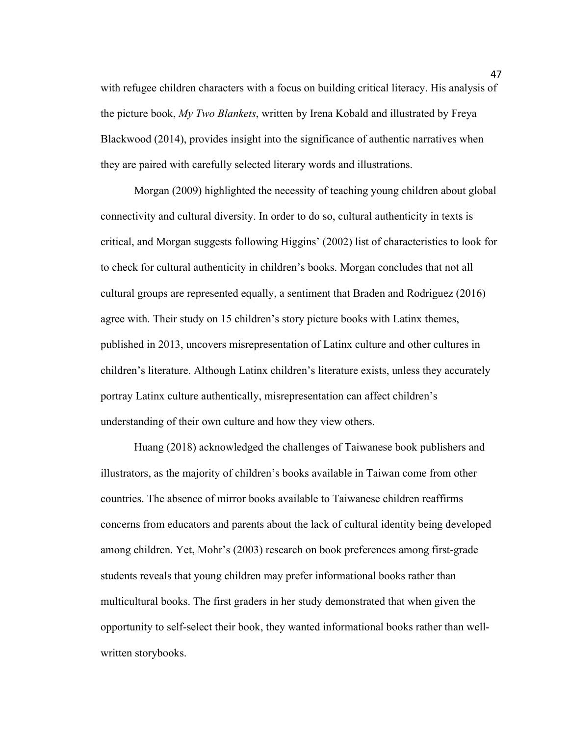with refugee children characters with a focus on building critical literacy. His analysis of the picture book, *My Two Blankets*, written by Irena Kobald and illustrated by Freya Blackwood (2014), provides insight into the significance of authentic narratives when they are paired with carefully selected literary words and illustrations.

Morgan (2009) highlighted the necessity of teaching young children about global connectivity and cultural diversity. In order to do so, cultural authenticity in texts is critical, and Morgan suggests following Higgins' (2002) list of characteristics to look for to check for cultural authenticity in children's books. Morgan concludes that not all cultural groups are represented equally, a sentiment that Braden and Rodriguez (2016) agree with. Their study on 15 children's story picture books with Latinx themes, published in 2013, uncovers misrepresentation of Latinx culture and other cultures in children's literature. Although Latinx children's literature exists, unless they accurately portray Latinx culture authentically, misrepresentation can affect children's understanding of their own culture and how they view others.

Huang (2018) acknowledged the challenges of Taiwanese book publishers and illustrators, as the majority of children's books available in Taiwan come from other countries. The absence of mirror books available to Taiwanese children reaffirms concerns from educators and parents about the lack of cultural identity being developed among children. Yet, Mohr's (2003) research on book preferences among first-grade students reveals that young children may prefer informational books rather than multicultural books. The first graders in her study demonstrated that when given the opportunity to self-select their book, they wanted informational books rather than well-written storybooks.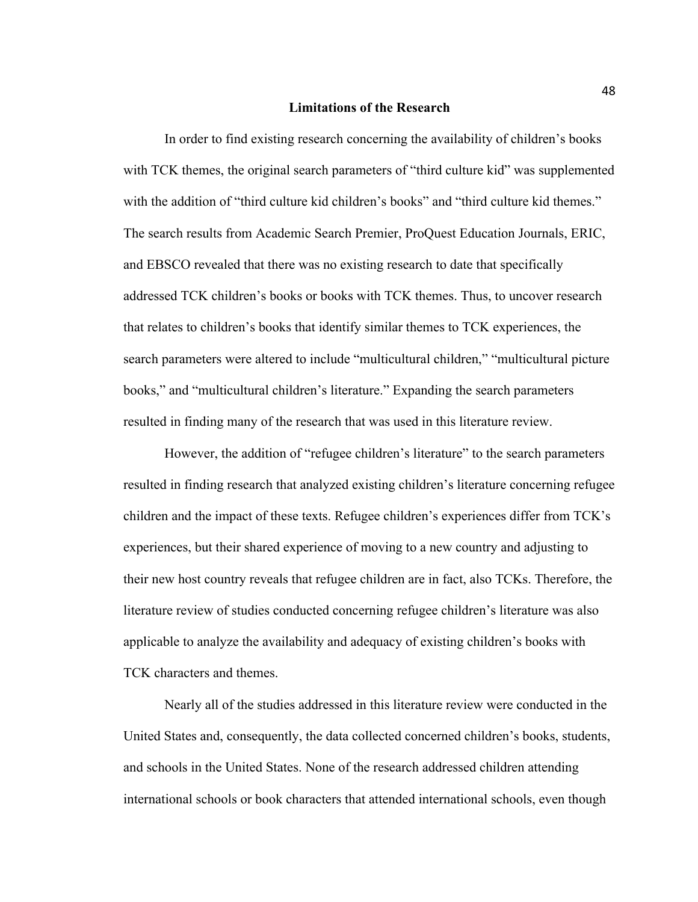## Limitations of the Research

In order to find existing research concerning the availability of children's books with TCK themes, the original search parameters of "third culture kid" was supplemented with the addition of "third culture kid children's books" and "third culture kid themes." The search results from Academic Search Premier, ProQuest Education Journals, ERIC, and EBSCO revealed that there was no existing research to date that specifically addressed TCK children's books or books with TCK themes. Thus, to uncover research that relates to children's books that identify similar themes to TCK experiences, the search parameters were altered to include "multicultural children," "multicultural picture books," and "multicultural children's literature." Expanding the search parameters resulted in finding many of the research that was used in this literature review.

However, the addition of "refugee children's literature" to the search parameters resulted in finding research that analyzed existing children's literature concerning refugee children and the impact of these texts. Refugee children's experiences differ from TCK's experiences, but their shared experience of moving to a new country and adjusting to their new host country reveals that refugee children are in fact, also TCKs. Therefore, the literature review of studies conducted concerning refugee children's literature was also applicable to analyze the availability and adequacy of existing children's books with TCK characters and themes.

Nearly all of the studies addressed in this literature review were conducted in the United States and, consequently, the data collected concerned children's books, students, and schools in the United States. None of the research addressed children attending international schools or book characters that attended international schools, even though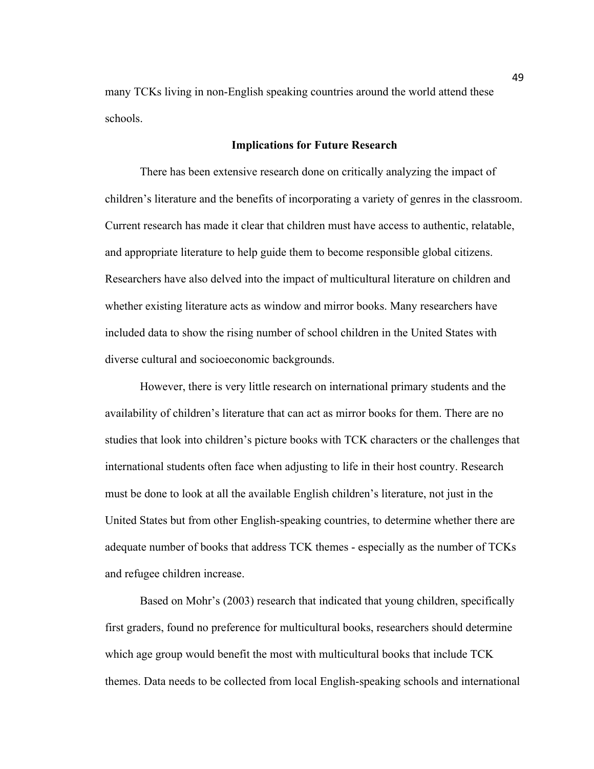many TCKs living in non-English speaking countries around the world attend these schools.

## Implications for Future Research

There has been extensive research done on critically analyzing the impact of children's literature and the benefits of incorporating a variety of genres in the classroom. Current research has made it clear that children must have access to authentic, relatable, and appropriate literature to help guide them to become responsible global citizens. Researchers have also delved into the impact of multicultural literature on children and whether existing literature acts as window and mirror books. Many researchers have included data to show the rising number of school children in the United States with diverse cultural and socioeconomic backgrounds.

However, there is very little research on international primary students and the availability of children's literature that can act as mirror books for them. There are no studies that look into children's picture books with TCK characters or the challenges that international students often face when adjusting to life in their host country. Research must be done to look at all the available English children's literature, not just in the United States but from other English-speaking countries, to determine whether there are adequate number of books that address TCK themes - especially as the number of TCKs and refugee children increase.

Based on Mohr's (2003) research that indicated that young children, specifically first graders, found no preference for multicultural books, researchers should determine which age group would benefit the most with multicultural books that include TCK themes. Data needs to be collected from local English-speaking schools and international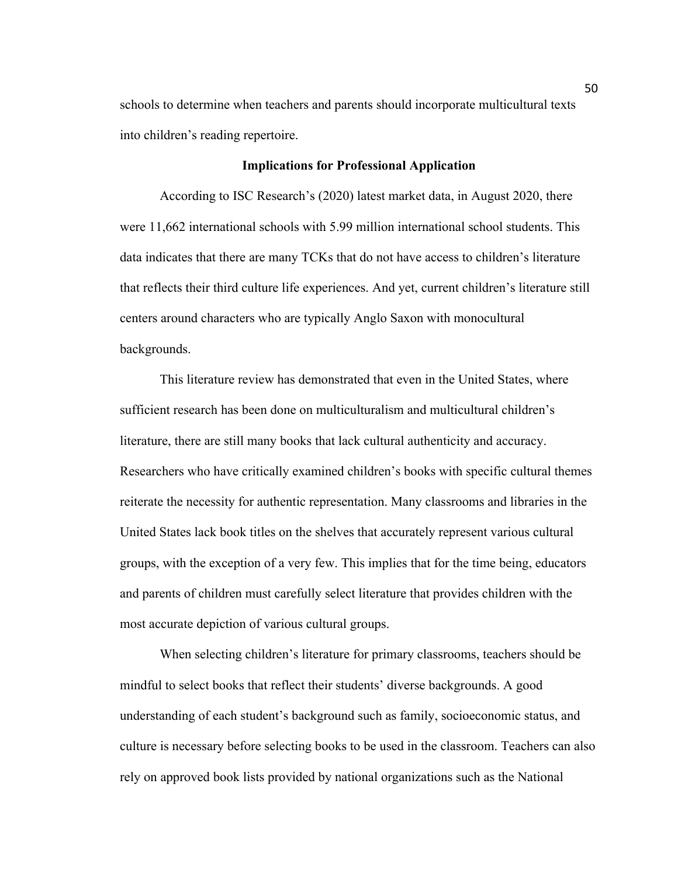schools to determine when teachers and parents should incorporate multicultural texts into children's reading repertoire.

## Implications for Professional Application

According to ISC Research's (2020) latest market data, in August 2020, there were 11,662 international schools with 5.99 million international school students. This data indicates that there are many TCKs that do not have access to children's literature that reflects their third culture life experiences. And yet, current children's literature still centers around characters who are typically Anglo Saxon with monocultural backgrounds.

This literature review has demonstrated that even in the United States, where sufficient research has been done on multiculturalism and multicultural children's literature, there are still many books that lack cultural authenticity and accuracy. Researchers who have critically examined children's books with specific cultural themes reiterate the necessity for authentic representation. Many classrooms and libraries in the United States lack book titles on the shelves that accurately represent various cultural groups, with the exception of a very few. This implies that for the time being, educators and parents of children must carefully select literature that provides children with the most accurate depiction of various cultural groups.

When selecting children's literature for primary classrooms, teachers should be mindful to select books that reflect their students' diverse backgrounds. A good understanding of each student's background such as family, socioeconomic status, and culture is necessary before selecting books to be used in the classroom. Teachers can also rely on approved book lists provided by national organizations such as the National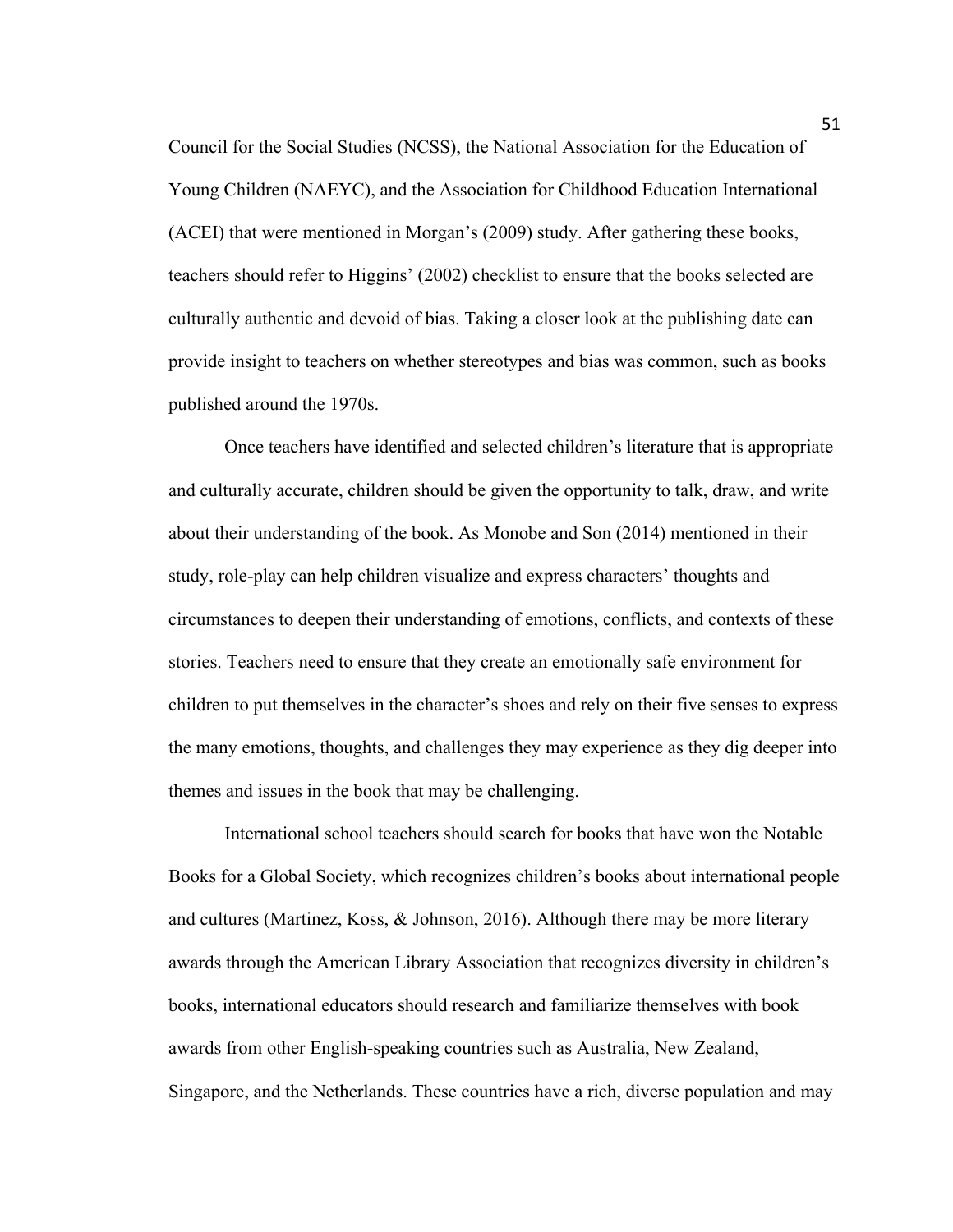Council for the Social Studies (NCSS), the National Association for the Education of Young Children (NAEYC), and the Association for Childhood Education International (ACEI) that were mentioned in Morgan's (2009) study. After gathering these books, teachers should refer to Higgins' (2002) checklist to ensure that the books selected are culturally authentic and devoid of bias. Taking a closer look at the publishing date can provide insight to teachers on whether stereotypes and bias was common, such as books published around the 1970s.

Once teachers have identified and selected children's literature that is appropriate and culturally accurate, children should be given the opportunity to talk, draw, and write about their understanding of the book. As Monobe and Son (2014) mentioned in their study, role-play can help children visualize and express characters' thoughts and circumstances to deepen their understanding of emotions, conflicts, and contexts of these stories. Teachers need to ensure that they create an emotionally safe environment for children to put themselves in the character's shoes and rely on their five senses to express the many emotions, thoughts, and challenges they may experience as they dig deeper into themes and issues in the book that may be challenging.

International school teachers should search for books that have won the Notable Books for a Global Society, which recognizes children's books about international people and cultures (Martinez, Koss, & Johnson, 2016). Although there may be more literary awards through the American Library Association that recognizes diversity in children's books, international educators should research and familiarize themselves with book awards from other English-speaking countries such as Australia, New Zealand, Singapore, and the Netherlands. These countries have a rich, diverse population and may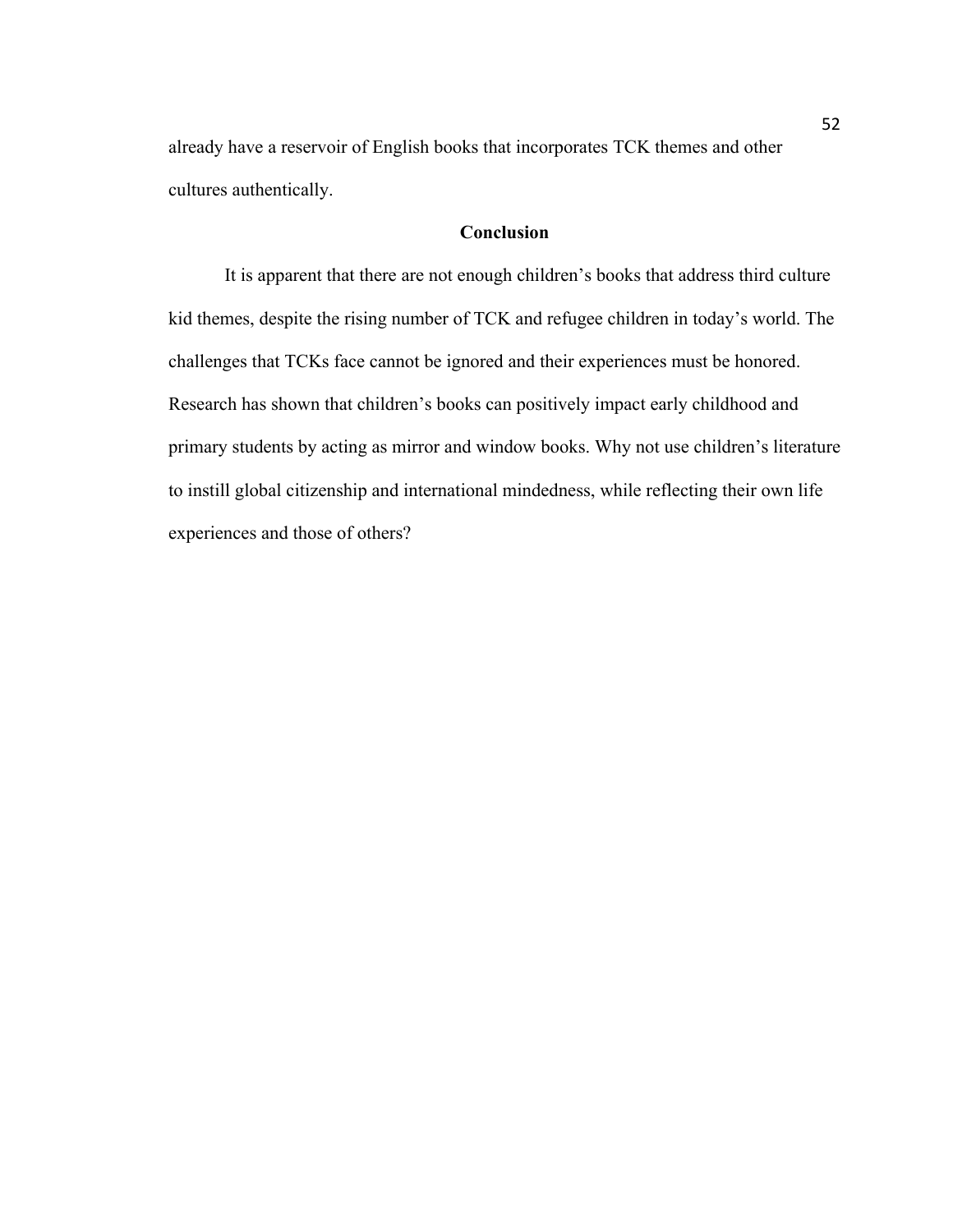already have a reservoir of English books that incorporates TCK themes and other cultures authentically.

## Conclusion

It is apparent that there are not enough children's books that address third culture kid themes, despite the rising number of TCK and refugee children in today's world. The challenges that TCKs face cannot be ignored and their experiences must be honored. Research has shown that children's books can positively impact early childhood and primary students by acting as mirror and window books. Why not use children's literature to instill global citizenship and international mindedness, while reflecting their own life experiences and those of others?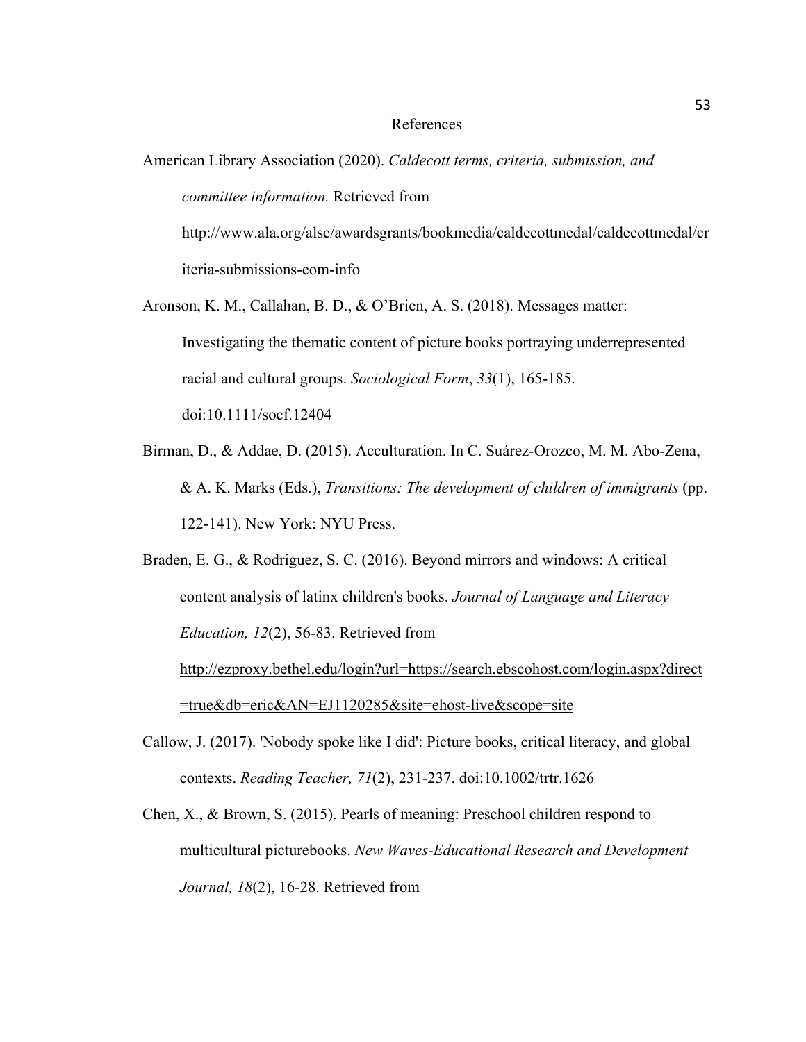# References

American Library Association (2020). *Caldecott terms, criteria, submission, and committee information.* Retrieved from http://www.ala.org/alsc/awardsgrants/bookmedia/caldecottmedal/caldecottmedal/criteria-submissions-com-info

Aronson, K. M., Callahan, B. D., & O'Brien, A. S. (2018). Messages matter: Investigating the thematic content of picture books portraying underrepresented racial and cultural groups. *Sociological Form*, *33*(1), 165-185. doi:10.1111/socf.12404

Birman, D., & Addae, D. (2015). Acculturation. In C. Suárez-Orozco, M. M. Abo-Zena, & A. K. Marks (Eds.), *Transitions: The development of children of immigrants* (pp. 122-141). New York: NYU Press.

Braden, E. G., & Rodriguez, S. C. (2016). Beyond mirrors and windows: A critical content analysis of latinx children's books. *Journal of Language and Literacy Education, 12*(2), 56-83. Retrieved from http://ezproxy.bethel.edu/login?url=https://search.ebscohost.com/login.aspx?direct=true&db=eric&AN=EJ1120285&site=ehost-live&scope=site

Callow, J. (2017). 'Nobody spoke like I did': Picture books, critical literacy, and global contexts. *Reading Teacher, 71*(2), 231-237. doi:10.1002/trtr.1626

Chen, X., & Brown, S. (2015). Pearls of meaning: Preschool children respond to multicultural picturebooks. *New Waves-Educational Research and Development Journal, 18*(2), 16-28. Retrieved from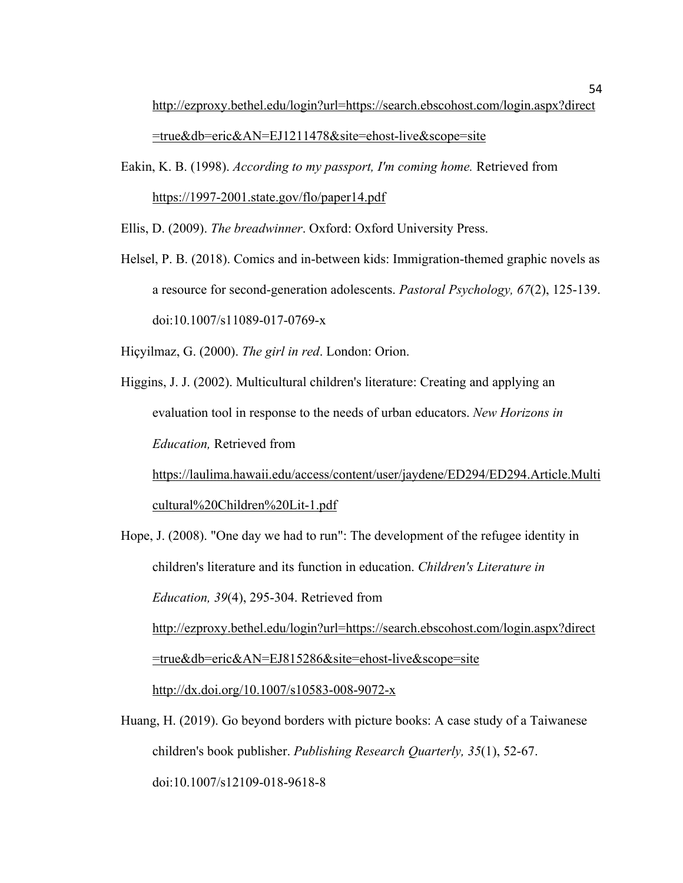http://ezproxy.bethel.edu/login?url=https://search.ebscohost.com/login.aspx?direct=true&db=eric&AN=EJ1211478&site=ehost-live&scope=site

Eakin, K. B. (1998). *According to my passport, I'm coming home.* Retrieved from https://1997-2001.state.gov/flo/paper14.pdf

Ellis, D. (2009). *The breadwinner*. Oxford: Oxford University Press.

Helsel, P. B. (2018). Comics and in-between kids: Immigration-themed graphic novels as a resource for second-generation adolescents. *Pastoral Psychology, 67*(2), 125-139. doi:10.1007/s11089-017-0769-x

Hiçyilmaz, G. (2000). *The girl in red*. London: Orion.

Higgins, J. J. (2002). Multicultural children's literature: Creating and applying an evaluation tool in response to the needs of urban educators. *New Horizons in Education,* Retrieved from https://laulima.hawaii.edu/access/content/user/jaydene/ED294/ED294.Article.Multicultural%20Children%20Lit-1.pdf

Hope, J. (2008). "One day we had to run": The development of the refugee identity in children's literature and its function in education. *Children's Literature in Education, 39*(4), 295-304. Retrieved from http://ezproxy.bethel.edu/login?url=https://search.ebscohost.com/login.aspx?direct=true&db=eric&AN=EJ815286&site=ehost-live&scope=site http://dx.doi.org/10.1007/s10583-008-9072-x

Huang, H. (2019). Go beyond borders with picture books: A case study of a Taiwanese children's book publisher. *Publishing Research Quarterly, 35*(1), 52-67. doi:10.1007/s12109-018-9618-8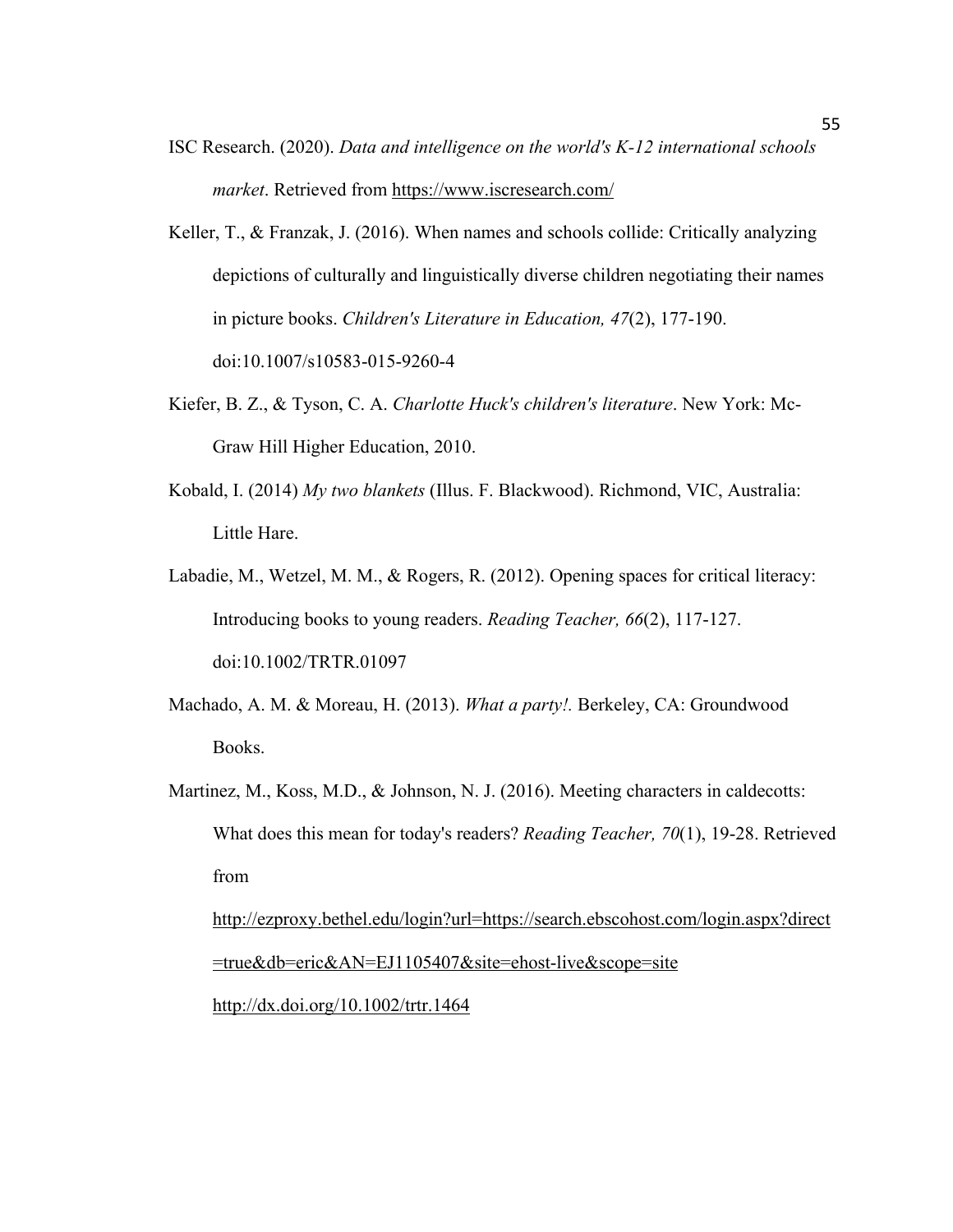ISC Research. (2020). *Data and intelligence on the world's K-12 international schools market*. Retrieved from https://www.iscresearch.com/

Keller, T., & Franzak, J. (2016). When names and schools collide: Critically analyzing depictions of culturally and linguistically diverse children negotiating their names in picture books. *Children's Literature in Education, 47*(2), 177-190. doi:10.1007/s10583-015-9260-4

Kiefer, B. Z., & Tyson, C. A. *Charlotte Huck's children's literature*. New York: Mc-Graw Hill Higher Education, 2010.

Kobald, I. (2014) *My two blankets* (Illus. F. Blackwood). Richmond, VIC, Australia: Little Hare.

Labadie, M., Wetzel, M. M., & Rogers, R. (2012). Opening spaces for critical literacy: Introducing books to young readers. *Reading Teacher, 66*(2), 117-127. doi:10.1002/TRTR.01097

Machado, A. M. & Moreau, H. (2013). *What a party!.* Berkeley, CA: Groundwood Books.

Martinez, M., Koss, M.D., & Johnson, N. J. (2016). Meeting characters in caldecotts: What does this mean for today's readers? *Reading Teacher, 70*(1), 19-28. Retrieved from http://ezproxy.bethel.edu/login?url=https://search.ebscohost.com/login.aspx?direct=true&db=eric&AN=EJ1105407&site=ehost-live&scope=site http://dx.doi.org/10.1002/trtr.1464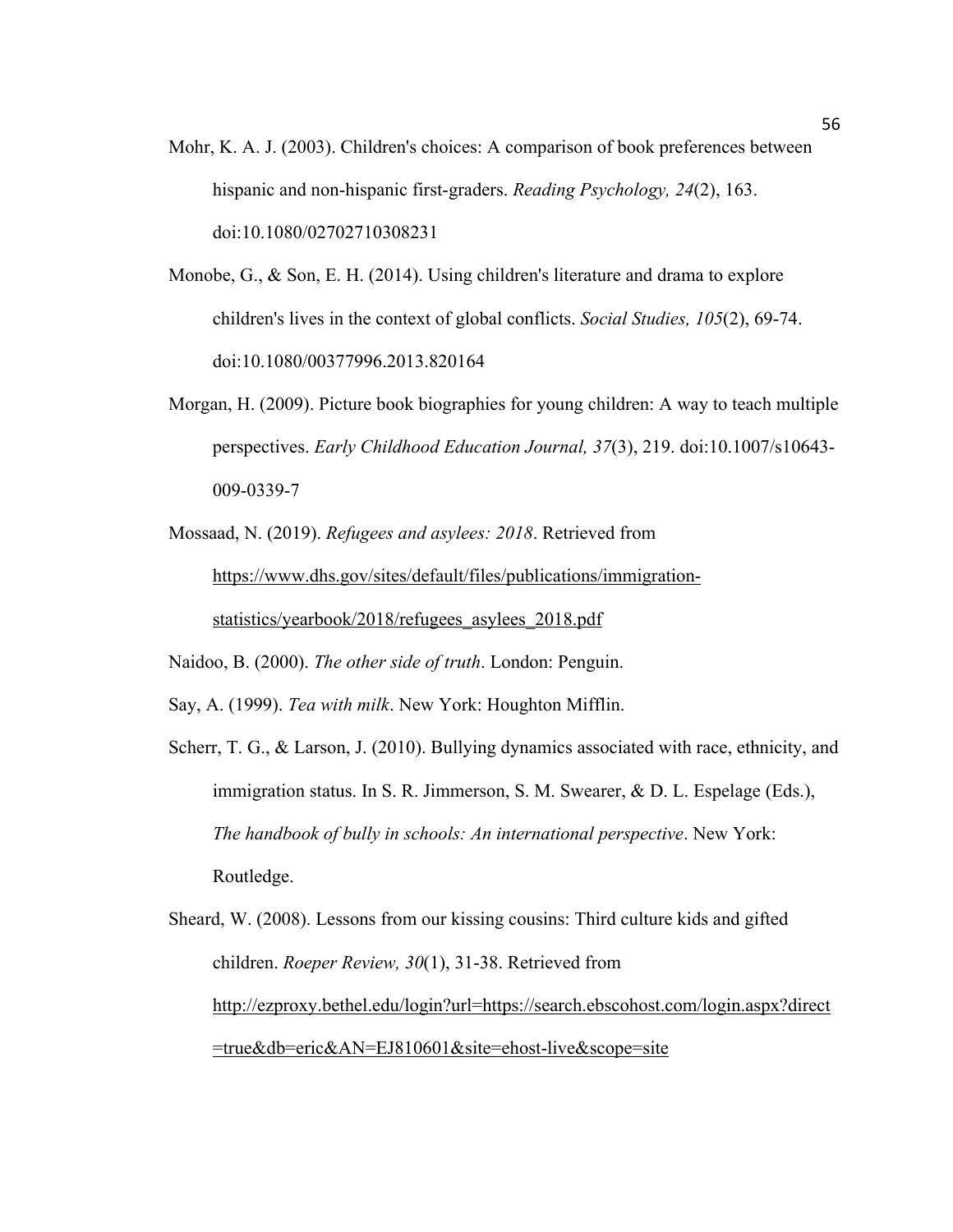Mohr, K. A. J. (2003). Children's choices: A comparison of book preferences between hispanic and non-hispanic first-graders. *Reading Psychology, 24*(2), 163. doi:10.1080/02702710308231

Monobe, G., & Son, E. H. (2014). Using children's literature and drama to explore children's lives in the context of global conflicts. *Social Studies, 105*(2), 69-74. doi:10.1080/00377996.2013.820164

Morgan, H. (2009). Picture book biographies for young children: A way to teach multiple perspectives. *Early Childhood Education Journal, 37*(3), 219. doi:10.1007/s10643-009-0339-7

Mossaad, N. (2019). *Refugees and asylees: 2018*. Retrieved from https://www.dhs.gov/sites/default/files/publications/immigration-statistics/yearbook/2018/refugees_asylees_2018.pdf

Naidoo, B. (2000). *The other side of truth*. London: Penguin.

Say, A. (1999). *Tea with milk*. New York: Houghton Mifflin.

Scherr, T. G., & Larson, J. (2010). Bullying dynamics associated with race, ethnicity, and immigration status. In S. R. Jimmerson, S. M. Swearer, & D. L. Espelage (Eds.), *The handbook of bully in schools: An international perspective*. New York: Routledge.

Sheard, W. (2008). Lessons from our kissing cousins: Third culture kids and gifted children. *Roeper Review, 30*(1), 31-38. Retrieved from http://ezproxy.bethel.edu/login?url=https://search.ebscohost.com/login.aspx?direct=true&db=eric&AN=EJ810601&site=ehost-live&scope=site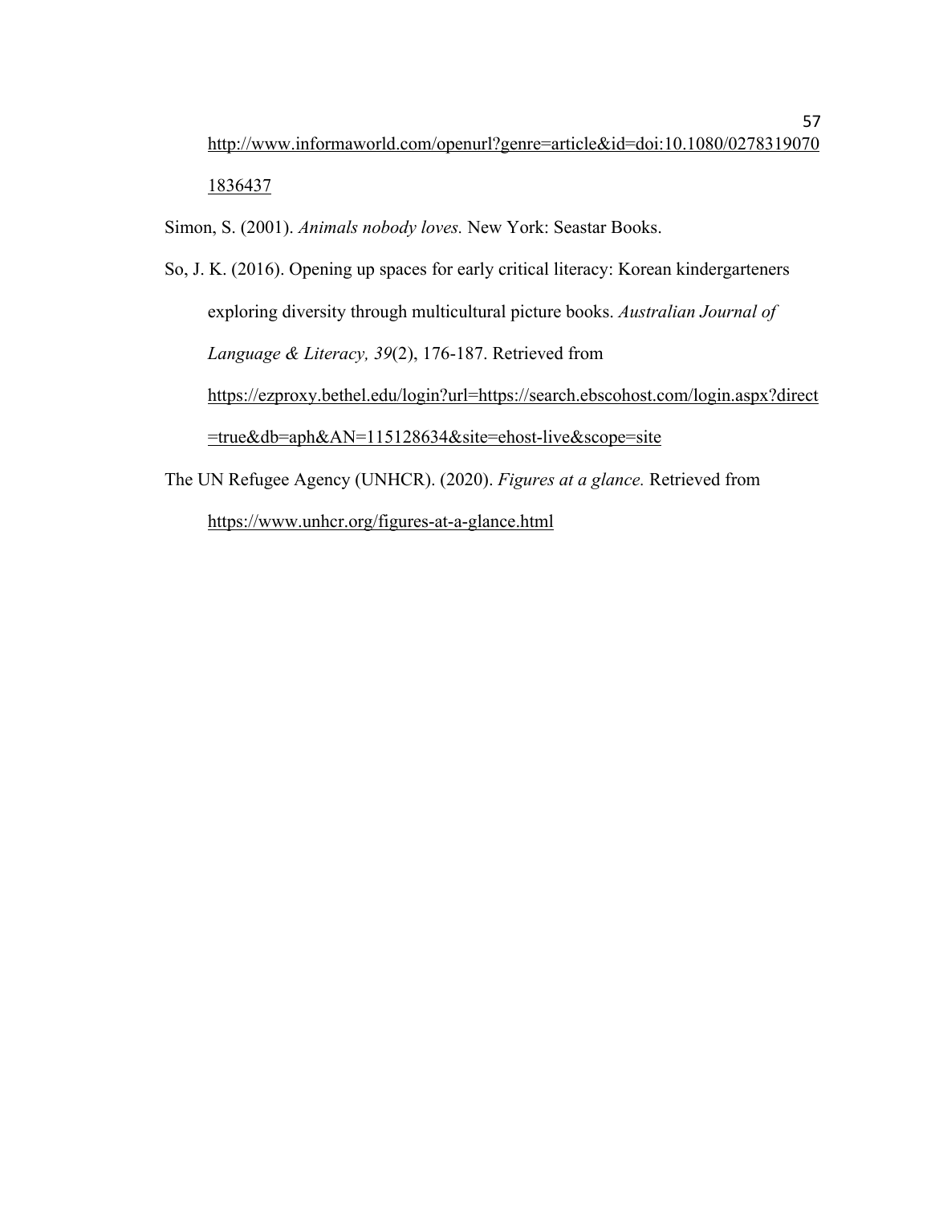http://www.informaworld.com/openurl?genre=article&id=doi:10.1080/02783190701836437

Simon, S. (2001). *Animals nobody loves.* New York: Seastar Books.

So, J. K. (2016). Opening up spaces for early critical literacy: Korean kindergarteners exploring diversity through multicultural picture books. *Australian Journal of Language & Literacy, 39*(2), 176-187. Retrieved from https://ezproxy.bethel.edu/login?url=https://search.ebscohost.com/login.aspx?direct=true&db=aph&AN=115128634&site=ehost-live&scope=site

The UN Refugee Agency (UNHCR). (2020). *Figures at a glance.* Retrieved from https://www.unhcr.org/figures-at-a-glance.html